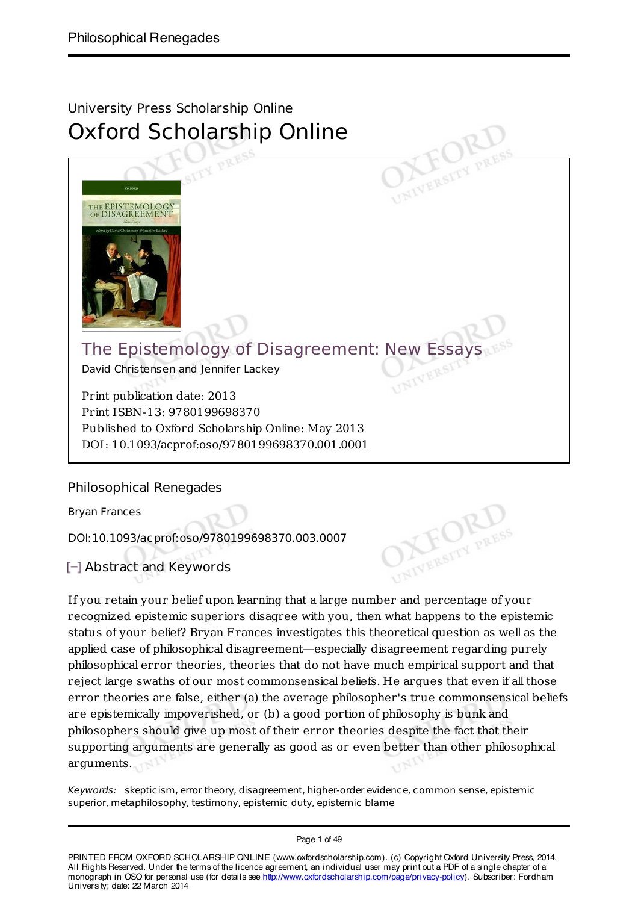University Press Scholarship Online

# Oxford Scholarship Online

## The Epistemology of Disagreement: New Essays

David Christensen and Jennifer Lackey

Print publication date: 2013
Print ISBN-13: 9780199698370
Published to Oxford Scholarship Online: May 2013
DOI: 10.1093/acprof:oso/9780199698370.001.0001

# Philosophical Renegades

Bryan Frances

DOI:10.1093/acprof:oso/9780199698370.003.0007

## Abstract and Keywords

If you retain your belief upon learning that a large number and percentage of your recognized epistemic superiors disagree with you, then what happens to the epistemic status of your belief? Bryan Frances investigates this theoretical question as well as the applied case of philosophical disagreement—especially disagreement regarding purely philosophical error theories, theories that do not have much empirical support and that reject large swaths of our most commonsensical beliefs. He argues that even if all those error theories are false, either (a) the average philosopher's true commonsensical beliefs are epistemically impoverished, or (b) a good portion of philosophy is bunk and philosophers should give up most of their error theories despite the fact that their supporting arguments are generally as good as or even better than other philosophical arguments.

*Keywords:* skepticism, error theory, disagreement, higher-order evidence, common sense, epistemic superior, metaphilosophy, testimony, epistemic duty, epistemic blame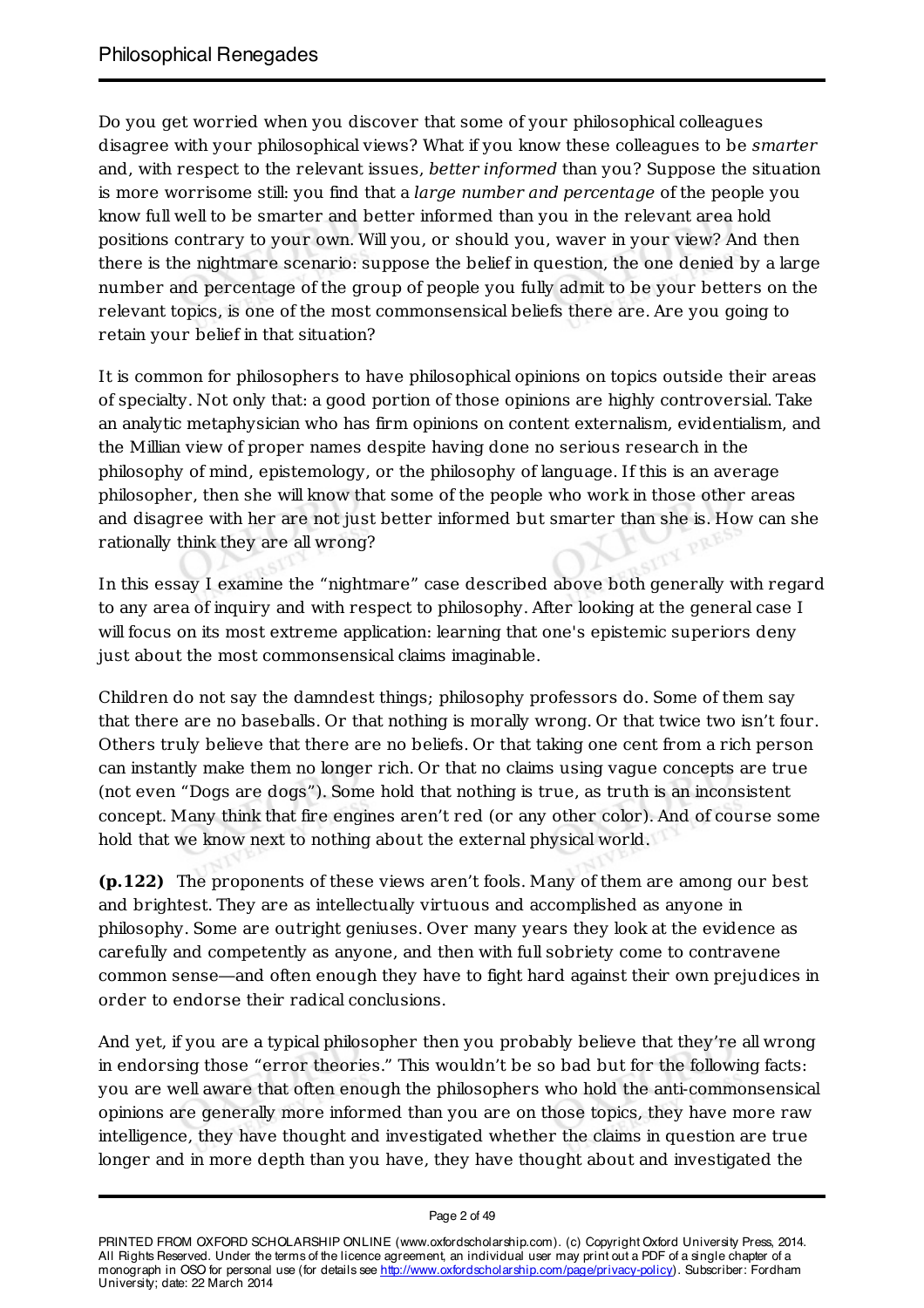Do you get worried when you discover that some of your philosophical colleagues disagree with your philosophical views? What if you know these colleagues to be *smarter* and, with respect to the relevant issues, *better informed* than you? Suppose the situation is more worrisome still: you find that a *large number and percentage* of the people you know full well to be smarter and better informed than you in the relevant area hold positions contrary to your own. Will you, or should you, waver in your view? And then there is the nightmare scenario: suppose the belief in question, the one denied by a large number and percentage of the group of people you fully admit to be your betters on the relevant topics, is one of the most commonsensical beliefs there are. Are you going to retain your belief in that situation?

It is common for philosophers to have philosophical opinions on topics outside their areas of specialty. Not only that: a good portion of those opinions are highly controversial. Take an analytic metaphysician who has firm opinions on content externalism, evidentialism, and the Millian view of proper names despite having done no serious research in the philosophy of mind, epistemology, or the philosophy of language. If this is an average philosopher, then she will know that some of the people who work in those other areas and disagree with her are not just better informed but smarter than she is. How can she rationally think they are all wrong?

In this essay I examine the "nightmare" case described above both generally with regard to any area of inquiry and with respect to philosophy. After looking at the general case I will focus on its most extreme application: learning that one's epistemic superiors deny just about the most commonsensical claims imaginable.

Children do not say the damndest things; philosophy professors do. Some of them say that there are no baseballs. Or that nothing is morally wrong. Or that twice two isn't four. Others truly believe that there are no beliefs. Or that taking one cent from a rich person can instantly make them no longer rich. Or that no claims using vague concepts are true (not even "Dogs are dogs"). Some hold that nothing is true, as truth is an inconsistent concept. Many think that fire engines aren't red (or any other color). And of course some hold that we know next to nothing about the external physical world.

**(p.122)** The proponents of these views aren't fools. Many of them are among our best and brightest. They are as intellectually virtuous and accomplished as anyone in philosophy. Some are outright geniuses. Over many years they look at the evidence as carefully and competently as anyone, and then with full sobriety come to contravene common sense—and often enough they have to fight hard against their own prejudices in order to endorse their radical conclusions.

And yet, if you are a typical philosopher then you probably believe that they're all wrong in endorsing those "error theories." This wouldn't be so bad but for the following facts: you are well aware that often enough the philosophers who hold the anti-commonsensical opinions are generally more informed than you are on those topics, they have more raw intelligence, they have thought and investigated whether the claims in question are true longer and in more depth than you have, they have thought about and investigated the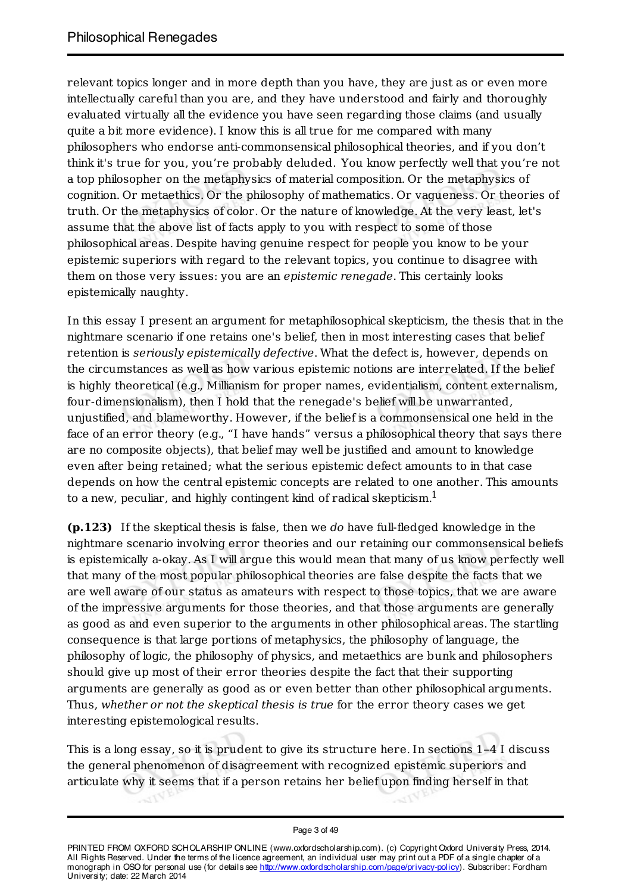relevant topics longer and in more depth than you have, they are just as or even more intellectually careful than you are, and they have understood and fairly and thoroughly evaluated virtually all the evidence you have seen regarding those claims (and usually quite a bit more evidence). I know this is all true for me compared with many philosophers who endorse anti-commonsensical philosophical theories, and if you don't think it's true for you, you're probably deluded. You know perfectly well that you're not a top philosopher on the metaphysics of material composition. Or the metaphysics of cognition. Or metaethics. Or the philosophy of mathematics. Or vagueness. Or theories of truth. Or the metaphysics of color. Or the nature of knowledge. At the very least, let's assume that the above list of facts apply to you with respect to some of those philosophical areas. Despite having genuine respect for people you know to be your epistemic superiors with regard to the relevant topics, you continue to disagree with them on those very issues: you are an *epistemic renegade*. This certainly looks epistemically naughty.

In this essay I present an argument for metaphilosophical skepticism, the thesis that in the nightmare scenario if one retains one's belief, then in most interesting cases that belief retention is *seriously epistemically defective*. What the defect is, however, depends on the circumstances as well as how various epistemic notions are interrelated. If the belief is highly theoretical (e.g., Millianism for proper names, evidentialism, content externalism, four-dimensionalism), then I hold that the renegade's belief will be unwarranted, unjustified, and blameworthy. However, if the belief is a commonsensical one held in the face of an error theory (e.g., "I have hands" versus a philosophical theory that says there are no composite objects), that belief may well be justified and amount to knowledge even after being retained; what the serious epistemic defect amounts to in that case depends on how the central epistemic concepts are related to one another. This amounts to a new, peculiar, and highly contingent kind of radical skepticism.[1]

**(p.123)** If the skeptical thesis is false, then we *do* have full-fledged knowledge in the nightmare scenario involving error theories and our retaining our commonsensical beliefs is epistemically a-okay. As I will argue this would mean that many of us know perfectly well that many of the most popular philosophical theories are false despite the facts that we are well aware of our status as amateurs with respect to those topics, that we are aware of the impressive arguments for those theories, and that those arguments are generally as good as and even superior to the arguments in other philosophical areas. The startling consequence is that large portions of metaphysics, the philosophy of language, the philosophy of logic, the philosophy of physics, and metaethics are bunk and philosophers should give up most of their error theories despite the fact that their supporting arguments are generally as good as or even better than other philosophical arguments. Thus, *whether or not the skeptical thesis is true* for the error theory cases we get interesting epistemological results.

This is a long essay, so it is prudent to give its structure here. In sections 1–4 I discuss the general phenomenon of disagreement with recognized epistemic superiors and articulate why it seems that if a person retains her belief upon finding herself in that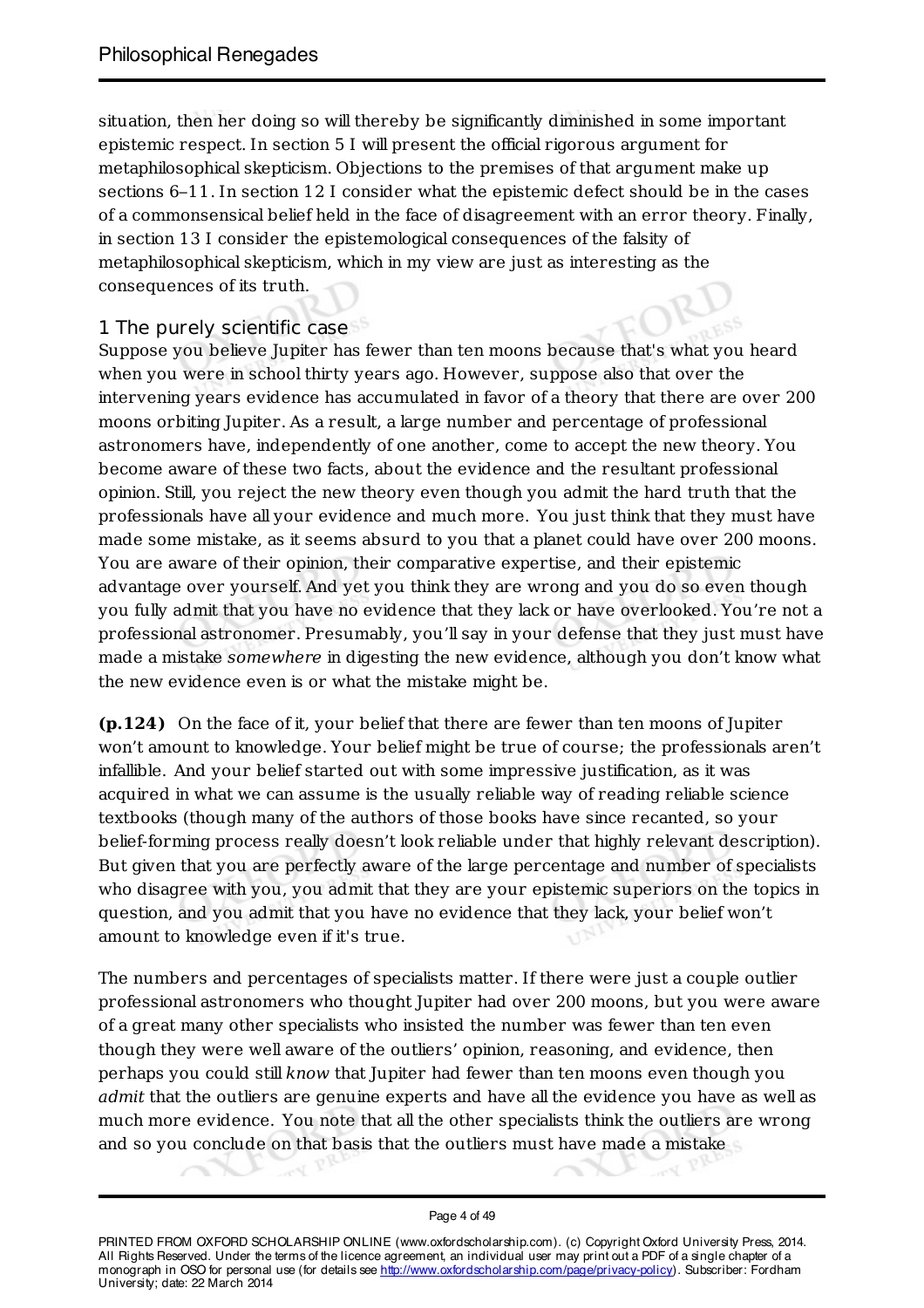situation, then her doing so will thereby be significantly diminished in some important epistemic respect. In section 5 I will present the official rigorous argument for metaphilosophical skepticism. Objections to the premises of that argument make up sections 6–11. In section 12 I consider what the epistemic defect should be in the cases of a commonsensical belief held in the face of disagreement with an error theory. Finally, in section 13 I consider the epistemological consequences of the falsity of metaphilosophical skepticism, which in my view are just as interesting as the consequences of its truth.

## 1 The purely scientific case

Suppose you believe Jupiter has fewer than ten moons because that's what you heard when you were in school thirty years ago. However, suppose also that over the intervening years evidence has accumulated in favor of a theory that there are over 200 moons orbiting Jupiter. As a result, a large number and percentage of professional astronomers have, independently of one another, come to accept the new theory. You become aware of these two facts, about the evidence and the resultant professional opinion. Still, you reject the new theory even though you admit the hard truth that the professionals have all your evidence and much more. You just think that they must have made some mistake, as it seems absurd to you that a planet could have over 200 moons. You are aware of their opinion, their comparative expertise, and their epistemic advantage over yourself. And yet you think they are wrong and you do so even though you fully admit that you have no evidence that they lack or have overlooked. You're not a professional astronomer. Presumably, you'll say in your defense that they just must have made a mistake *somewhere* in digesting the new evidence, although you don't know what the new evidence even is or what the mistake might be.

**(p.124)** On the face of it, your belief that there are fewer than ten moons of Jupiter won't amount to knowledge. Your belief might be true of course; the professionals aren't infallible. And your belief started out with some impressive justification, as it was acquired in what we can assume is the usually reliable way of reading reliable science textbooks (though many of the authors of those books have since recanted, so your belief-forming process really doesn't look reliable under that highly relevant description). But given that you are perfectly aware of the large percentage and number of specialists who disagree with you, you admit that they are your epistemic superiors on the topics in question, and you admit that you have no evidence that they lack, your belief won't amount to knowledge even if it's true.

The numbers and percentages of specialists matter. If there were just a couple outlier professional astronomers who thought Jupiter had over 200 moons, but you were aware of a great many other specialists who insisted the number was fewer than ten even though they were well aware of the outliers' opinion, reasoning, and evidence, then perhaps you could still *know* that Jupiter had fewer than ten moons even though you *admit* that the outliers are genuine experts and have all the evidence you have as well as much more evidence. You note that all the other specialists think the outliers are wrong and so you conclude on that basis that the outliers must have made a mistake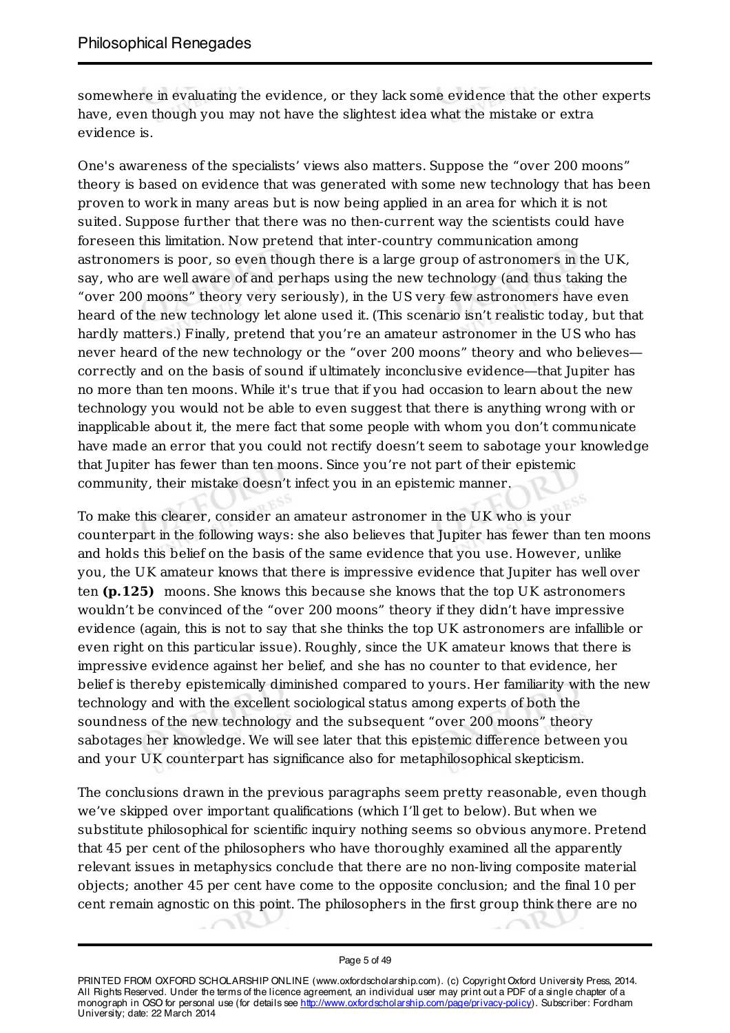somewhere in evaluating the evidence, or they lack some evidence that the other experts have, even though you may not have the slightest idea what the mistake or extra evidence is.

One's awareness of the specialists' views also matters. Suppose the "over 200 moons" theory is based on evidence that was generated with some new technology that has been proven to work in many areas but is now being applied in an area for which it is not suited. Suppose further that there was no then-current way the scientists could have foreseen this limitation. Now pretend that inter-country communication among astronomers is poor, so even though there is a large group of astronomers in the UK, say, who are well aware of and perhaps using the new technology (and thus taking the "over 200 moons" theory very seriously), in the US very few astronomers have even heard of the new technology let alone used it. (This scenario isn't realistic today, but that hardly matters.) Finally, pretend that you're an amateur astronomer in the US who has never heard of the new technology or the "over 200 moons" theory and who believes—correctly and on the basis of sound if ultimately inconclusive evidence—that Jupiter has no more than ten moons. While it's true that if you had occasion to learn about the new technology you would not be able to even suggest that there is anything wrong with or inapplicable about it, the mere fact that some people with whom you don't communicate have made an error that you could not rectify doesn't seem to sabotage your knowledge that Jupiter has fewer than ten moons. Since you're not part of their epistemic community, their mistake doesn't infect you in an epistemic manner.

To make this clearer, consider an amateur astronomer in the UK who is your counterpart in the following ways: she also believes that Jupiter has fewer than ten moons and holds this belief on the basis of the same evidence that you use. However, unlike you, the UK amateur knows that there is impressive evidence that Jupiter has well over ten **(p.125)** moons. She knows this because she knows that the top UK astronomers wouldn't be convinced of the "over 200 moons" theory if they didn't have impressive evidence (again, this is not to say that she thinks the top UK astronomers are infallible or even right on this particular issue). Roughly, since the UK amateur knows that there is impressive evidence against her belief, and she has no counter to that evidence, her belief is thereby epistemically diminished compared to yours. Her familiarity with the new technology and with the excellent sociological status among experts of both the soundness of the new technology and the subsequent "over 200 moons" theory sabotages her knowledge. We will see later that this epistemic difference between you and your UK counterpart has significance also for metaphilosophical skepticism.

The conclusions drawn in the previous paragraphs seem pretty reasonable, even though we've skipped over important qualifications (which I'll get to below). But when we substitute philosophical for scientific inquiry nothing seems so obvious anymore. Pretend that 45 per cent of the philosophers who have thoroughly examined all the apparently relevant issues in metaphysics conclude that there are no non-living composite material objects; another 45 per cent have come to the opposite conclusion; and the final 10 per cent remain agnostic on this point. The philosophers in the first group think there are no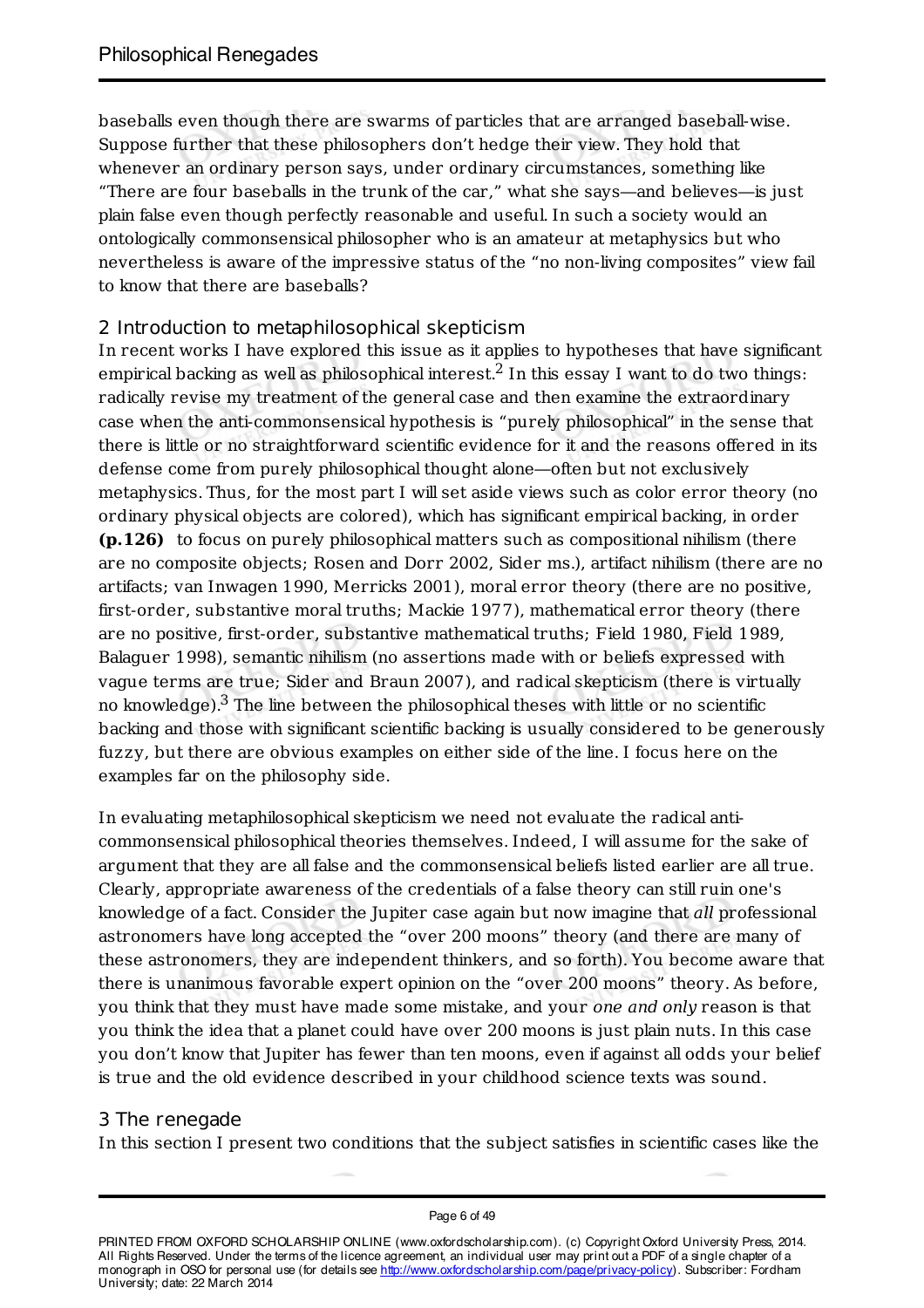baseballs even though there are swarms of particles that are arranged baseball-wise. Suppose further that these philosophers don't hedge their view. They hold that whenever an ordinary person says, under ordinary circumstances, something like "There are four baseballs in the trunk of the car," what she says—and believes—is just plain false even though perfectly reasonable and useful. In such a society would an ontologically commonsensical philosopher who is an amateur at metaphysics but who nevertheless is aware of the impressive status of the "no non-living composites" view fail to know that there are baseballs?

## 2 Introduction to metaphilosophical skepticism

In recent works I have explored this issue as it applies to hypotheses that have significant empirical backing as well as philosophical interest.[2] In this essay I want to do two things: radically revise my treatment of the general case and then examine the extraordinary case when the anti-commonsensical hypothesis is "purely philosophical" in the sense that there is little or no straightforward scientific evidence for it and the reasons offered in its defense come from purely philosophical thought alone—often but not exclusively metaphysics. Thus, for the most part I will set aside views such as color error theory (no ordinary physical objects are colored), which has significant empirical backing, in order **(p.126)** to focus on purely philosophical matters such as compositional nihilism (there are no composite objects; Rosen and Dorr 2002, Sider ms.), artifact nihilism (there are no artifacts; van Inwagen 1990, Merricks 2001), moral error theory (there are no positive, first-order, substantive moral truths; Mackie 1977), mathematical error theory (there are no positive, first-order, substantive mathematical truths; Field 1980, Field 1989, Balaguer 1998), semantic nihilism (no assertions made with or beliefs expressed with vague terms are true; Sider and Braun 2007), and radical skepticism (there is virtually no knowledge).[3] The line between the philosophical theses with little or no scientific backing and those with significant scientific backing is usually considered to be generously fuzzy, but there are obvious examples on either side of the line. I focus here on the examples far on the philosophy side.

In evaluating metaphilosophical skepticism we need not evaluate the radical anti-commonsensical philosophical theories themselves. Indeed, I will assume for the sake of argument that they are all false and the commonsensical beliefs listed earlier are all true. Clearly, appropriate awareness of the credentials of a false theory can still ruin one's knowledge of a fact. Consider the Jupiter case again but now imagine that *all* professional astronomers have long accepted the "over 200 moons" theory (and there are many of these astronomers, they are independent thinkers, and so forth). You become aware that there is unanimous favorable expert opinion on the "over 200 moons" theory. As before, you think that they must have made some mistake, and your *one and only* reason is that you think the idea that a planet could have over 200 moons is just plain nuts. In this case you don't know that Jupiter has fewer than ten moons, even if against all odds your belief is true and the old evidence described in your childhood science texts was sound.

## 3 The renegade

In this section I present two conditions that the subject satisfies in scientific cases like the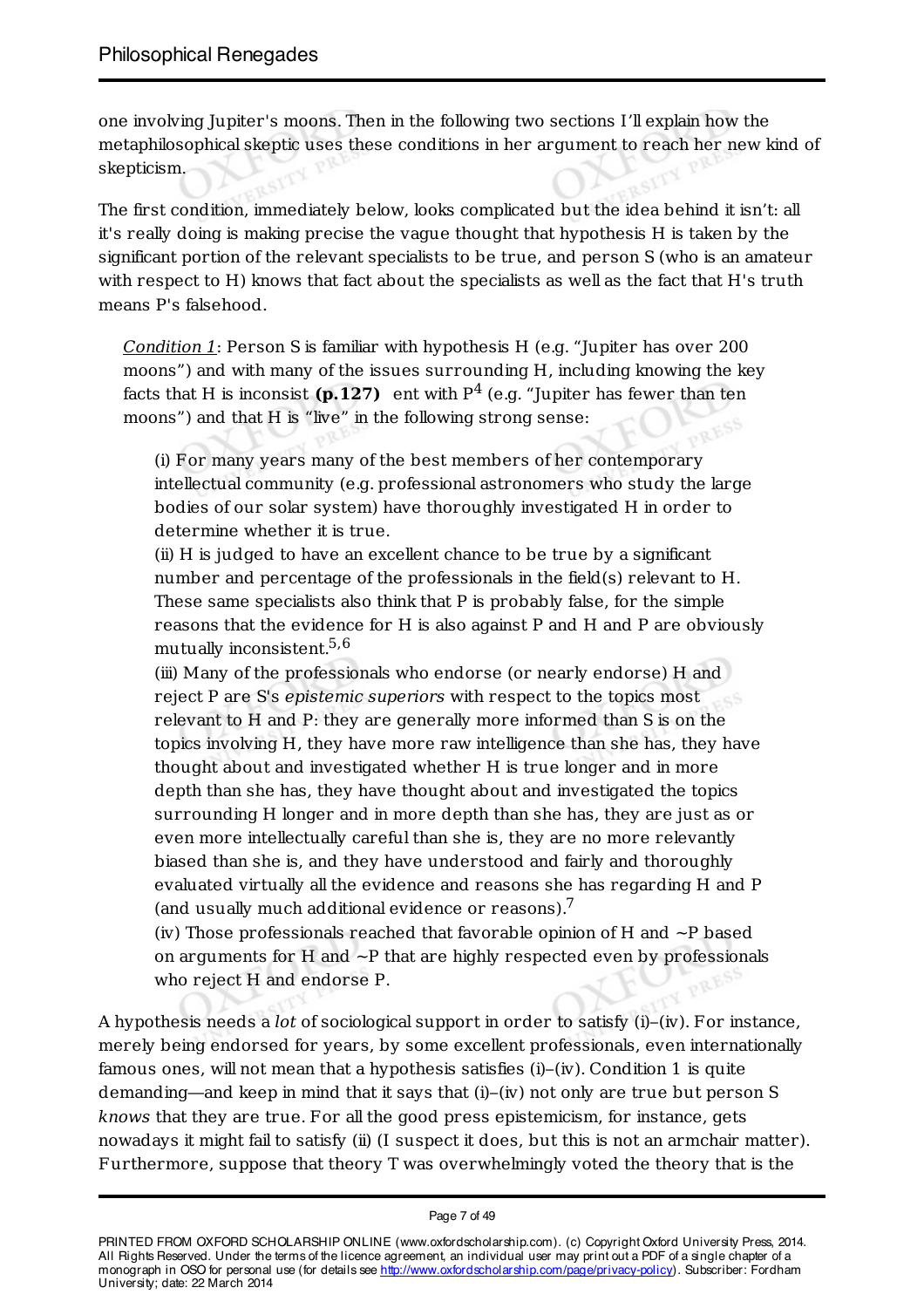one involving Jupiter's moons. Then in the following two sections I'll explain how the metaphilosophical skeptic uses these conditions in her argument to reach her new kind of skepticism.

The first condition, immediately below, looks complicated but the idea behind it isn't: all it's really doing is making precise the vague thought that hypothesis H is taken by the significant portion of the relevant specialists to be true, and person S (who is an amateur with respect to H) knows that fact about the specialists as well as the fact that H's truth means P's falsehood.

> *Condition 1*: Person S is familiar with hypothesis H (e.g. "Jupiter has over 200 moons") and with many of the issues surrounding H, including knowing the key facts that H is inconsist **(p.127)** ent with P[4] (e.g. "Jupiter has fewer than ten moons") and that H is "live" in the following strong sense:
>
> (i) For many years many of the best members of her contemporary intellectual community (e.g. professional astronomers who study the large bodies of our solar system) have thoroughly investigated H in order to determine whether it is true.
>
> (ii) H is judged to have an excellent chance to be true by a significant number and percentage of the professionals in the field(s) relevant to H. These same specialists also think that P is probably false, for the simple reasons that the evidence for H is also against P and H and P are obviously mutually inconsistent.[5,6]
>
> (iii) Many of the professionals who endorse (or nearly endorse) H and reject P are S's *epistemic superiors* with respect to the topics most relevant to H and P: they are generally more informed than S is on the topics involving H, they have more raw intelligence than she has, they have thought about and investigated whether H is true longer and in more depth than she has, they have thought about and investigated the topics surrounding H longer and in more depth than she has, they are just as or even more intellectually careful than she is, they are no more relevantly biased than she is, and they have understood and fairly and thoroughly evaluated virtually all the evidence and reasons she has regarding H and P (and usually much additional evidence or reasons).[7]
>
> (iv) Those professionals reached that favorable opinion of H and ~P based on arguments for H and ~P that are highly respected even by professionals who reject H and endorse P.

A hypothesis needs a *lot* of sociological support in order to satisfy (i)–(iv). For instance, merely being endorsed for years, by some excellent professionals, even internationally famous ones, will not mean that a hypothesis satisfies (i)–(iv). Condition 1 is quite demanding—and keep in mind that it says that (i)–(iv) not only are true but person S *knows* that they are true. For all the good press epistemicism, for instance, gets nowadays it might fail to satisfy (ii) (I suspect it does, but this is not an armchair matter). Furthermore, suppose that theory T was overwhelmingly voted the theory that is the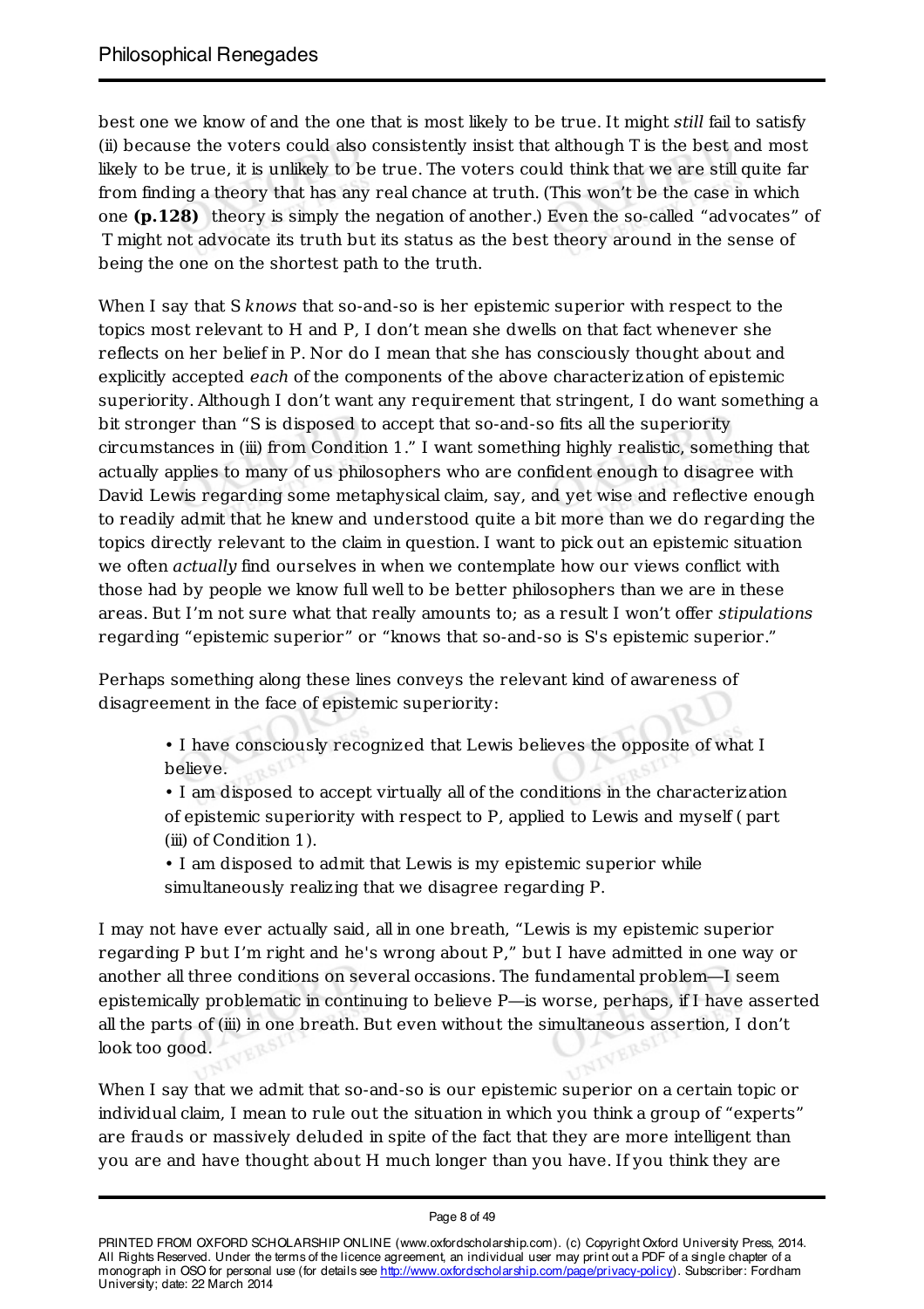best one we know of and the one that is most likely to be true. It might *still* fail to satisfy (ii) because the voters could also consistently insist that although T is the best and most likely to be true, it is unlikely to be true. The voters could think that we are still quite far from finding a theory that has any real chance at truth. (This won't be the case in which one **(p.128)** theory is simply the negation of another.) Even the so-called "advocates" of T might not advocate its truth but its status as the best theory around in the sense of being the one on the shortest path to the truth.

When I say that S *knows* that so-and-so is her epistemic superior with respect to the topics most relevant to H and P, I don't mean she dwells on that fact whenever she reflects on her belief in P. Nor do I mean that she has consciously thought about and explicitly accepted *each* of the components of the above characterization of epistemic superiority. Although I don't want any requirement that stringent, I do want something a bit stronger than "S is disposed to accept that so-and-so fits all the superiority circumstances in (iii) from Condition 1." I want something highly realistic, something that actually applies to many of us philosophers who are confident enough to disagree with David Lewis regarding some metaphysical claim, say, and yet wise and reflective enough to readily admit that he knew and understood quite a bit more than we do regarding the topics directly relevant to the claim in question. I want to pick out an epistemic situation we often *actually* find ourselves in when we contemplate how our views conflict with those had by people we know full well to be better philosophers than we are in these areas. But I'm not sure what that really amounts to; as a result I won't offer *stipulations* regarding "epistemic superior" or "knows that so-and-so is S's epistemic superior."

Perhaps something along these lines conveys the relevant kind of awareness of disagreement in the face of epistemic superiority:

- I have consciously recognized that Lewis believes the opposite of what I believe.
- I am disposed to accept virtually all of the conditions in the characterization of epistemic superiority with respect to P, applied to Lewis and myself ( part (iii) of Condition 1).
- I am disposed to admit that Lewis is my epistemic superior while simultaneously realizing that we disagree regarding P.

I may not have ever actually said, all in one breath, "Lewis is my epistemic superior regarding P but I'm right and he's wrong about P," but I have admitted in one way or another all three conditions on several occasions. The fundamental problem—I seem epistemically problematic in continuing to believe P—is worse, perhaps, if I have asserted all the parts of (iii) in one breath. But even without the simultaneous assertion, I don't look too good.

When I say that we admit that so-and-so is our epistemic superior on a certain topic or individual claim, I mean to rule out the situation in which you think a group of "experts" are frauds or massively deluded in spite of the fact that they are more intelligent than you are and have thought about H much longer than you have. If you think they are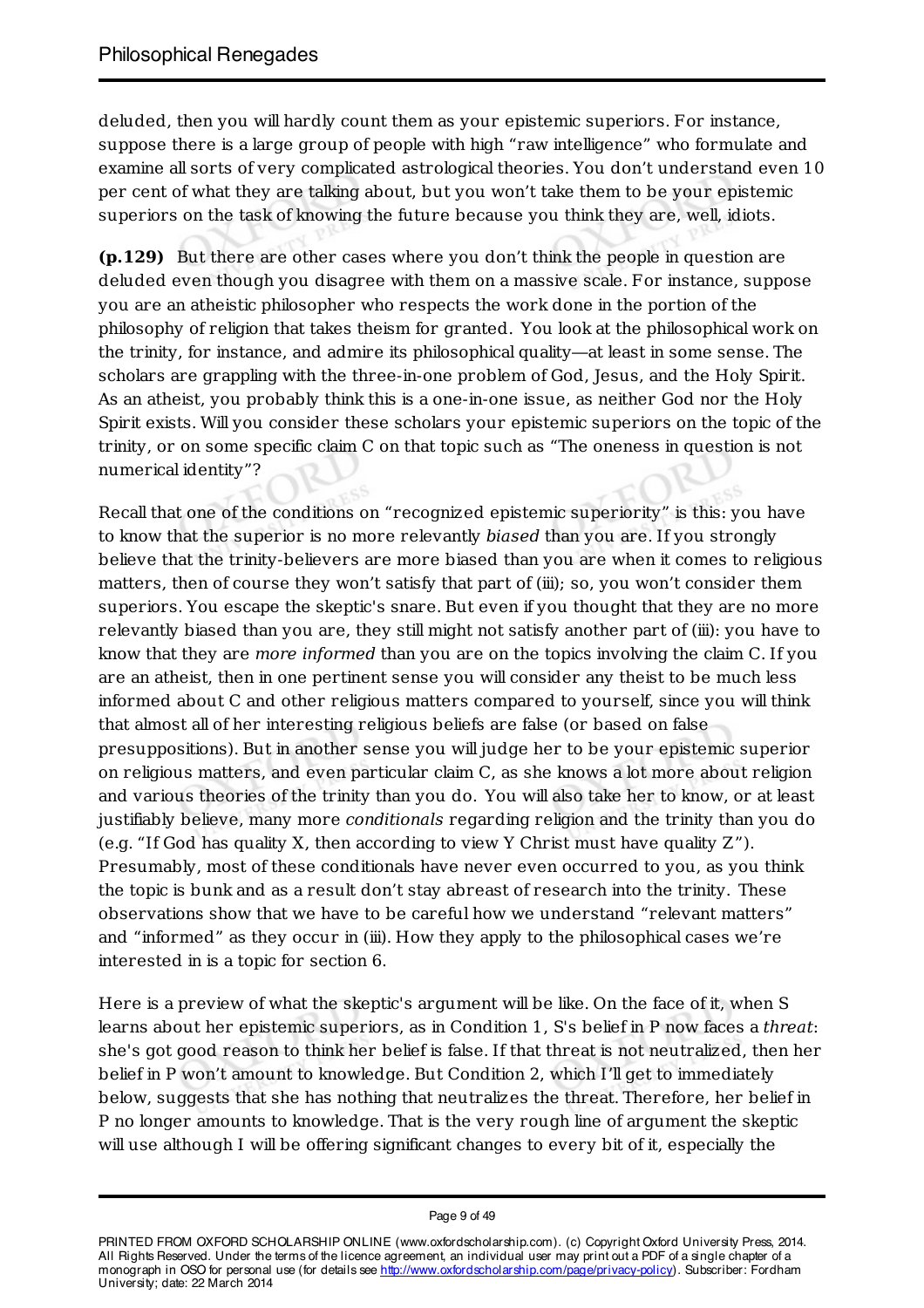deluded, then you will hardly count them as your epistemic superiors. For instance, suppose there is a large group of people with high "raw intelligence" who formulate and examine all sorts of very complicated astrological theories. You don't understand even 10 per cent of what they are talking about, but you won't take them to be your epistemic superiors on the task of knowing the future because you think they are, well, idiots.

**(p.129)** But there are other cases where you don't think the people in question are deluded even though you disagree with them on a massive scale. For instance, suppose you are an atheistic philosopher who respects the work done in the portion of the philosophy of religion that takes theism for granted. You look at the philosophical work on the trinity, for instance, and admire its philosophical quality—at least in some sense. The scholars are grappling with the three-in-one problem of God, Jesus, and the Holy Spirit. As an atheist, you probably think this is a one-in-one issue, as neither God nor the Holy Spirit exists. Will you consider these scholars your epistemic superiors on the topic of the trinity, or on some specific claim C on that topic such as "The oneness in question is not numerical identity"?

Recall that one of the conditions on "recognized epistemic superiority" is this: you have to know that the superior is no more relevantly *biased* than you are. If you strongly believe that the trinity-believers are more biased than you are when it comes to religious matters, then of course they won't satisfy that part of (iii); so, you won't consider them superiors. You escape the skeptic's snare. But even if you thought that they are no more relevantly biased than you are, they still might not satisfy another part of (iii): you have to know that they are *more informed* than you are on the topics involving the claim C. If you are an atheist, then in one pertinent sense you will consider any theist to be much less informed about C and other religious matters compared to yourself, since you will think that almost all of her interesting religious beliefs are false (or based on false presuppositions). But in another sense you will judge her to be your epistemic superior on religious matters, and even particular claim C, as she knows a lot more about religion and various theories of the trinity than you do. You will also take her to know, or at least justifiably believe, many more *conditionals* regarding religion and the trinity than you do (e.g. "If God has quality X, then according to view Y Christ must have quality Z"). Presumably, most of these conditionals have never even occurred to you, as you think the topic is bunk and as a result don't stay abreast of research into the trinity. These observations show that we have to be careful how we understand "relevant matters" and "informed" as they occur in (iii). How they apply to the philosophical cases we're interested in is a topic for section 6.

Here is a preview of what the skeptic's argument will be like. On the face of it, when S learns about her epistemic superiors, as in Condition 1, S's belief in P now faces a *threat*: she's got good reason to think her belief is false. If that threat is not neutralized, then her belief in P won't amount to knowledge. But Condition 2, which I'll get to immediately below, suggests that she has nothing that neutralizes the threat. Therefore, her belief in P no longer amounts to knowledge. That is the very rough line of argument the skeptic will use although I will be offering significant changes to every bit of it, especially the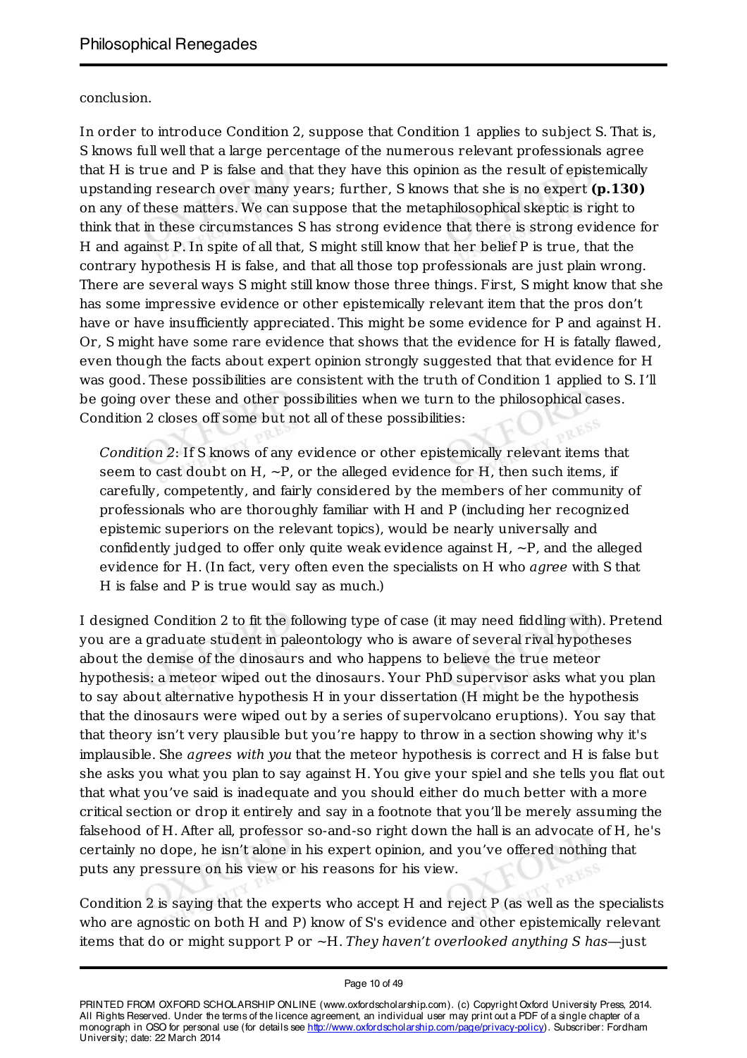conclusion.

In order to introduce Condition 2, suppose that Condition 1 applies to subject S. That is, S knows full well that a large percentage of the numerous relevant professionals agree that H is true and P is false and that they have this opinion as the result of epistemically upstanding research over many years; further, S knows that she is no expert **(p.130)** on any of these matters. We can suppose that the metaphilosophical skeptic is right to think that in these circumstances S has strong evidence that there is strong evidence for H and against P. In spite of all that, S might still know that her belief P is true, that the contrary hypothesis H is false, and that all those top professionals are just plain wrong. There are several ways S might still know those three things. First, S might know that she has some impressive evidence or other epistemically relevant item that the pros don't have or have insufficiently appreciated. This might be some evidence for P and against H. Or, S might have some rare evidence that shows that the evidence for H is fatally flawed, even though the facts about expert opinion strongly suggested that that evidence for H was good. These possibilities are consistent with the truth of Condition 1 applied to S. I'll be going over these and other possibilities when we turn to the philosophical cases. Condition 2 closes off some but not all of these possibilities:

> *Condition 2*: If S knows of any evidence or other epistemically relevant items that seem to cast doubt on H, ~P, or the alleged evidence for H, then such items, if carefully, competently, and fairly considered by the members of her community of professionals who are thoroughly familiar with H and P (including her recognized epistemic superiors on the relevant topics), would be nearly universally and confidently judged to offer only quite weak evidence against H, ~P, and the alleged evidence for H. (In fact, very often even the specialists on H who *agree* with S that H is false and P is true would say as much.)

I designed Condition 2 to fit the following type of case (it may need fiddling with). Pretend you are a graduate student in paleontology who is aware of several rival hypotheses about the demise of the dinosaurs and who happens to believe the true meteor hypothesis: a meteor wiped out the dinosaurs. Your PhD supervisor asks what you plan to say about alternative hypothesis H in your dissertation (H might be the hypothesis that the dinosaurs were wiped out by a series of supervolcano eruptions). You say that that theory isn't very plausible but you're happy to throw in a section showing why it's implausible. She *agrees with you* that the meteor hypothesis is correct and H is false but she asks you what you plan to say against H. You give your spiel and she tells you flat out that what you've said is inadequate and you should either do much better with a more critical section or drop it entirely and say in a footnote that you'll be merely assuming the falsehood of H. After all, professor so-and-so right down the hall is an advocate of H, he's certainly no dope, he isn't alone in his expert opinion, and you've offered nothing that puts any pressure on his view or his reasons for his view.

Condition 2 is saying that the experts who accept H and reject P (as well as the specialists who are agnostic on both H and P) know of S's evidence and other epistemically relevant items that do or might support P or ~H. *They haven't overlooked anything S has*—just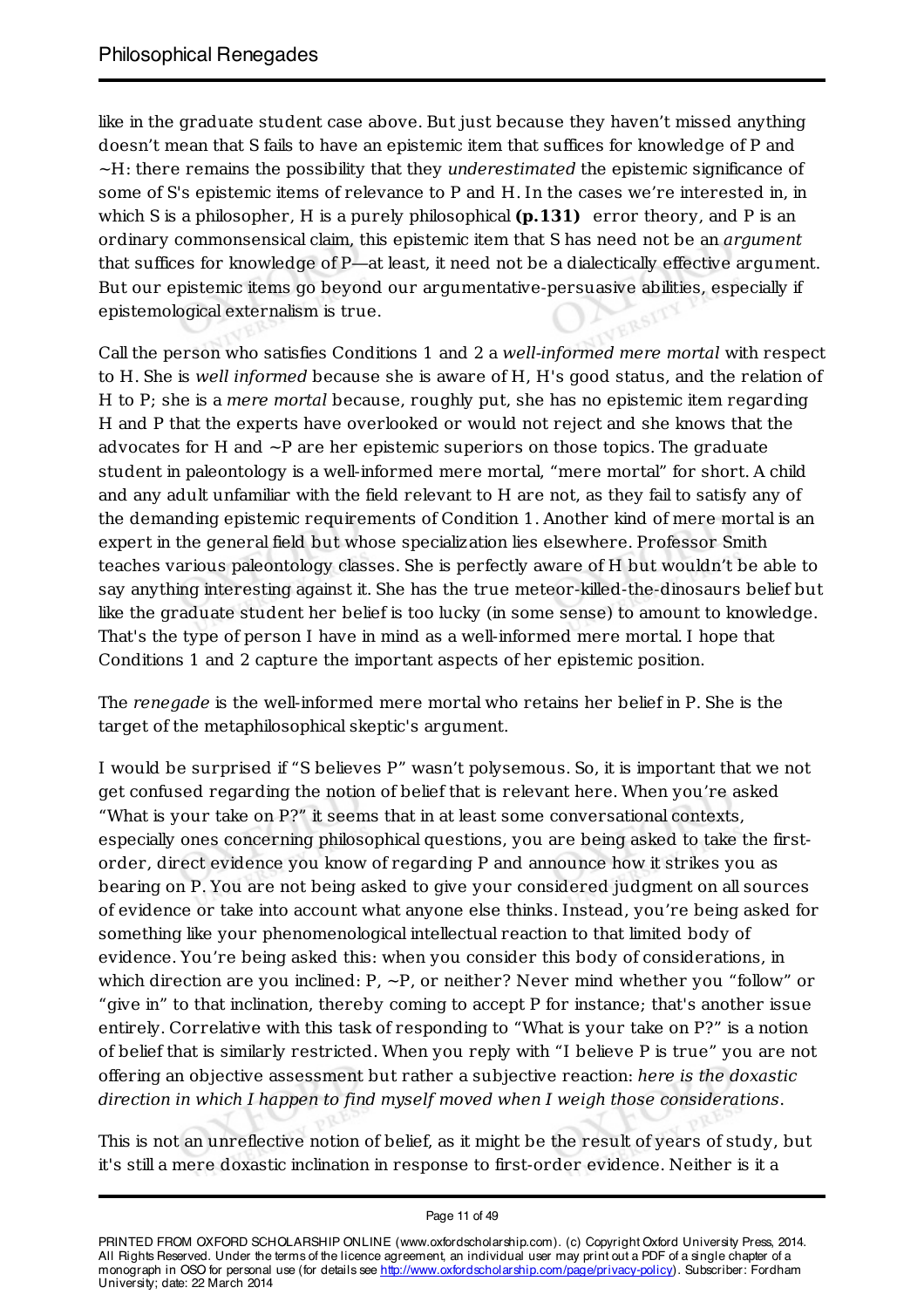like in the graduate student case above. But just because they haven't missed anything doesn't mean that S fails to have an epistemic item that suffices for knowledge of P and ~H: there remains the possibility that they *underestimated* the epistemic significance of some of S's epistemic items of relevance to P and H. In the cases we're interested in, in which S is a philosopher, H is a purely philosophical **(p.131)** error theory, and P is an ordinary commonsensical claim, this epistemic item that S has need not be an *argument* that suffices for knowledge of P—at least, it need not be a dialectically effective argument. But our epistemic items go beyond our argumentative-persuasive abilities, especially if epistemological externalism is true.

Call the person who satisfies Conditions 1 and 2 a *well-informed mere mortal* with respect to H. She is *well informed* because she is aware of H, H's good status, and the relation of H to P; she is a *mere mortal* because, roughly put, she has no epistemic item regarding H and P that the experts have overlooked or would not reject and she knows that the advocates for H and ~P are her epistemic superiors on those topics. The graduate student in paleontology is a well-informed mere mortal, "mere mortal" for short. A child and any adult unfamiliar with the field relevant to H are not, as they fail to satisfy any of the demanding epistemic requirements of Condition 1. Another kind of mere mortal is an expert in the general field but whose specialization lies elsewhere. Professor Smith teaches various paleontology classes. She is perfectly aware of H but wouldn't be able to say anything interesting against it. She has the true meteor-killed-the-dinosaurs belief but like the graduate student her belief is too lucky (in some sense) to amount to knowledge. That's the type of person I have in mind as a well-informed mere mortal. I hope that Conditions 1 and 2 capture the important aspects of her epistemic position.

The *renegade* is the well-informed mere mortal who retains her belief in P. She is the target of the metaphilosophical skeptic's argument.

I would be surprised if "S believes P" wasn't polysemous. So, it is important that we not get confused regarding the notion of belief that is relevant here. When you're asked "What is your take on P?" it seems that in at least some conversational contexts, especially ones concerning philosophical questions, you are being asked to take the first-order, direct evidence you know of regarding P and announce how it strikes you as bearing on P. You are not being asked to give your considered judgment on all sources of evidence or take into account what anyone else thinks. Instead, you're being asked for something like your phenomenological intellectual reaction to that limited body of evidence. You're being asked this: when you consider this body of considerations, in which direction are you inclined: P, ~P, or neither? Never mind whether you "follow" or "give in" to that inclination, thereby coming to accept P for instance; that's another issue entirely. Correlative with this task of responding to "What is your take on P?" is a notion of belief that is similarly restricted. When you reply with "I believe P is true" you are not offering an objective assessment but rather a subjective reaction: *here is the doxastic direction in which I happen to find myself moved when I weigh those considerations*.

This is not an unreflective notion of belief, as it might be the result of years of study, but it's still a mere doxastic inclination in response to first-order evidence. Neither is it a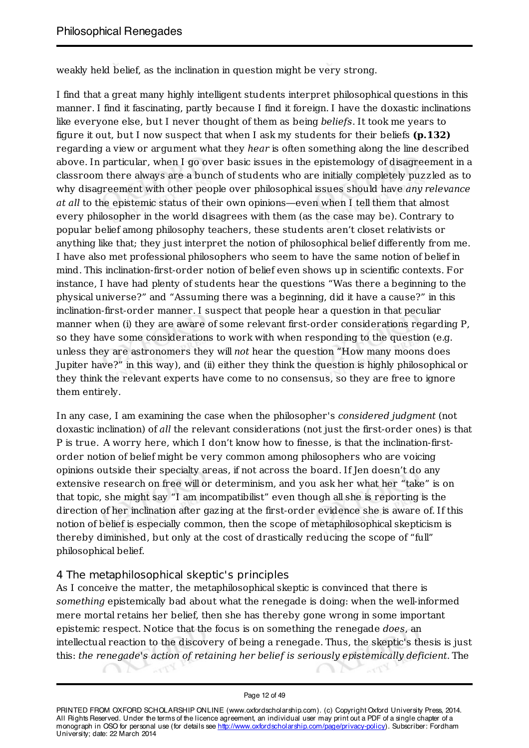weakly held belief, as the inclination in question might be very strong.

I find that a great many highly intelligent students interpret philosophical questions in this manner. I find it fascinating, partly because I find it foreign. I have the doxastic inclinations like everyone else, but I never thought of them as being *beliefs*. It took me years to figure it out, but I now suspect that when I ask my students for their beliefs **(p.132)** regarding a view or argument what they *hear* is often something along the line described above. In particular, when I go over basic issues in the epistemology of disagreement in a classroom there always are a bunch of students who are initially completely puzzled as to why disagreement with other people over philosophical issues should have *any relevance at all* to the epistemic status of their own opinions—even when I tell them that almost every philosopher in the world disagrees with them (as the case may be). Contrary to popular belief among philosophy teachers, these students aren't closet relativists or anything like that; they just interpret the notion of philosophical belief differently from me. I have also met professional philosophers who seem to have the same notion of belief in mind. This inclination-first-order notion of belief even shows up in scientific contexts. For instance, I have had plenty of students hear the questions "Was there a beginning to the physical universe?" and "Assuming there was a beginning, did it have a cause?" in this inclination-first-order manner. I suspect that people hear a question in that peculiar manner when (i) they are aware of some relevant first-order considerations regarding P, so they have some considerations to work with when responding to the question (e.g. unless they are astronomers they will *not* hear the question "How many moons does Jupiter have?" in this way), and (ii) either they think the question is highly philosophical or they think the relevant experts have come to no consensus, so they are free to ignore them entirely.

In any case, I am examining the case when the philosopher's *considered judgment* (not doxastic inclination) of *all* the relevant considerations (not just the first-order ones) is that P is true. A worry here, which I don't know how to finesse, is that the inclination-first-order notion of belief might be very common among philosophers who are voicing opinions outside their specialty areas, if not across the board. If Jen doesn't do any extensive research on free will or determinism, and you ask her what her "take" is on that topic, she might say "I am incompatibilist" even though all she is reporting is the direction of her inclination after gazing at the first-order evidence she is aware of. If this notion of belief is especially common, then the scope of metaphilosophical skepticism is thereby diminished, but only at the cost of drastically reducing the scope of "full" philosophical belief.

## 4 The metaphilosophical skeptic's principles

As I conceive the matter, the metaphilosophical skeptic is convinced that there is *something* epistemically bad about what the renegade is doing: when the well-informed mere mortal retains her belief, then she has thereby gone wrong in some important epistemic respect. Notice that the focus is on something the renegade *does*, an intellectual reaction to the discovery of being a renegade. Thus, the skeptic's thesis is just this: *the renegade's action of retaining her belief is seriously epistemically deficient*. The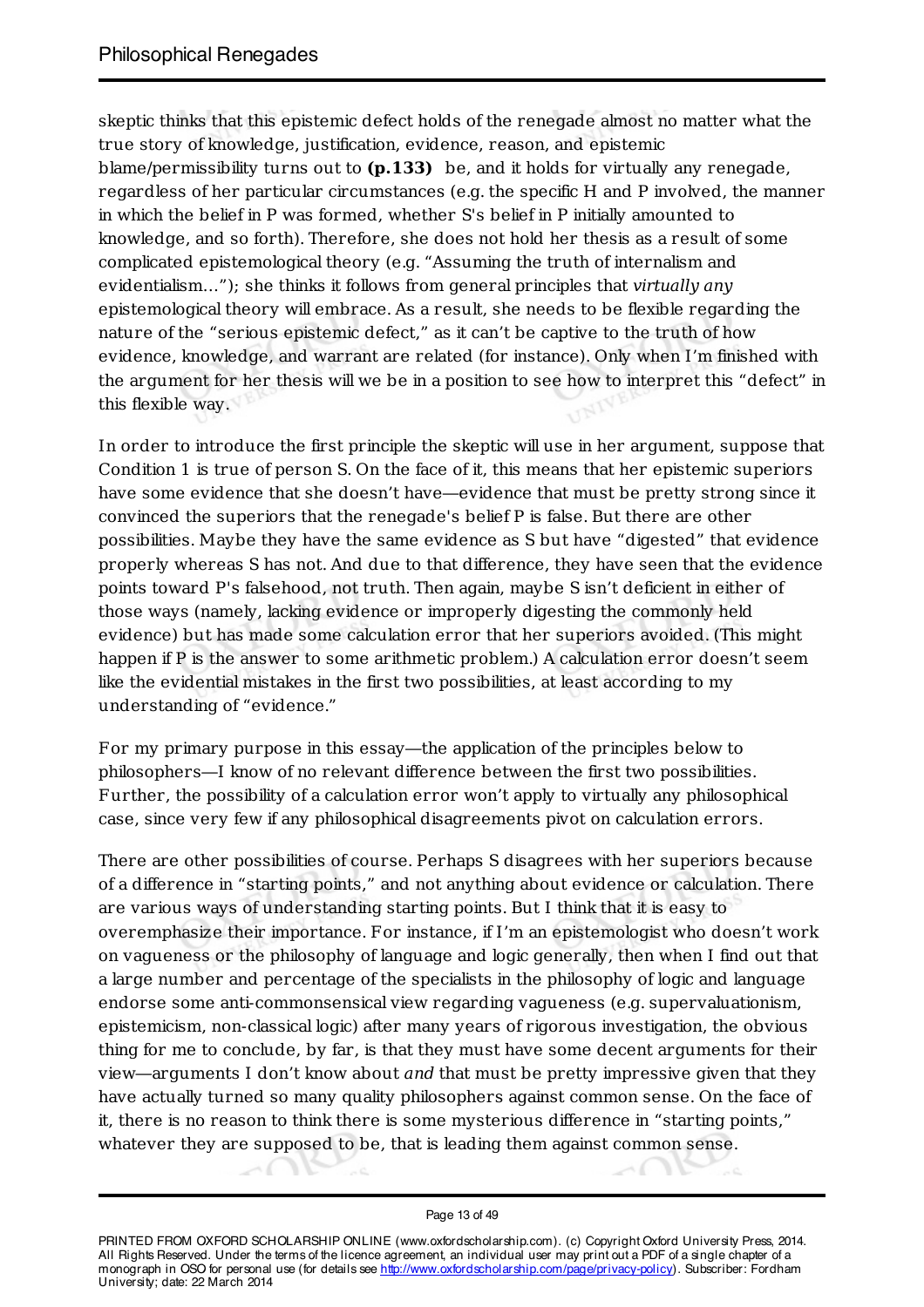skeptic thinks that this epistemic defect holds of the renegade almost no matter what the true story of knowledge, justification, evidence, reason, and epistemic blame/permissibility turns out to **(p.133)** be, and it holds for virtually any renegade, regardless of her particular circumstances (e.g. the specific H and P involved, the manner in which the belief in P was formed, whether S's belief in P initially amounted to knowledge, and so forth). Therefore, she does not hold her thesis as a result of some complicated epistemological theory (e.g. "Assuming the truth of internalism and evidentialism…"); she thinks it follows from general principles that *virtually any* epistemological theory will embrace. As a result, she needs to be flexible regarding the nature of the "serious epistemic defect," as it can't be captive to the truth of how evidence, knowledge, and warrant are related (for instance). Only when I'm finished with the argument for her thesis will we be in a position to see how to interpret this "defect" in this flexible way.

In order to introduce the first principle the skeptic will use in her argument, suppose that Condition 1 is true of person S. On the face of it, this means that her epistemic superiors have some evidence that she doesn't have—evidence that must be pretty strong since it convinced the superiors that the renegade's belief P is false. But there are other possibilities. Maybe they have the same evidence as S but have "digested" that evidence properly whereas S has not. And due to that difference, they have seen that the evidence points toward P's falsehood, not truth. Then again, maybe S isn't deficient in either of those ways (namely, lacking evidence or improperly digesting the commonly held evidence) but has made some calculation error that her superiors avoided. (This might happen if P is the answer to some arithmetic problem.) A calculation error doesn't seem like the evidential mistakes in the first two possibilities, at least according to my understanding of "evidence."

For my primary purpose in this essay—the application of the principles below to philosophers—I know of no relevant difference between the first two possibilities. Further, the possibility of a calculation error won't apply to virtually any philosophical case, since very few if any philosophical disagreements pivot on calculation errors.

There are other possibilities of course. Perhaps S disagrees with her superiors because of a difference in "starting points," and not anything about evidence or calculation. There are various ways of understanding starting points. But I think that it is easy to overemphasize their importance. For instance, if I'm an epistemologist who doesn't work on vagueness or the philosophy of language and logic generally, then when I find out that a large number and percentage of the specialists in the philosophy of logic and language endorse some anti-commonsensical view regarding vagueness (e.g. supervaluationism, epistemicism, non-classical logic) after many years of rigorous investigation, the obvious thing for me to conclude, by far, is that they must have some decent arguments for their view—arguments I don't know about *and* that must be pretty impressive given that they have actually turned so many quality philosophers against common sense. On the face of it, there is no reason to think there is some mysterious difference in "starting points," whatever they are supposed to be, that is leading them against common sense.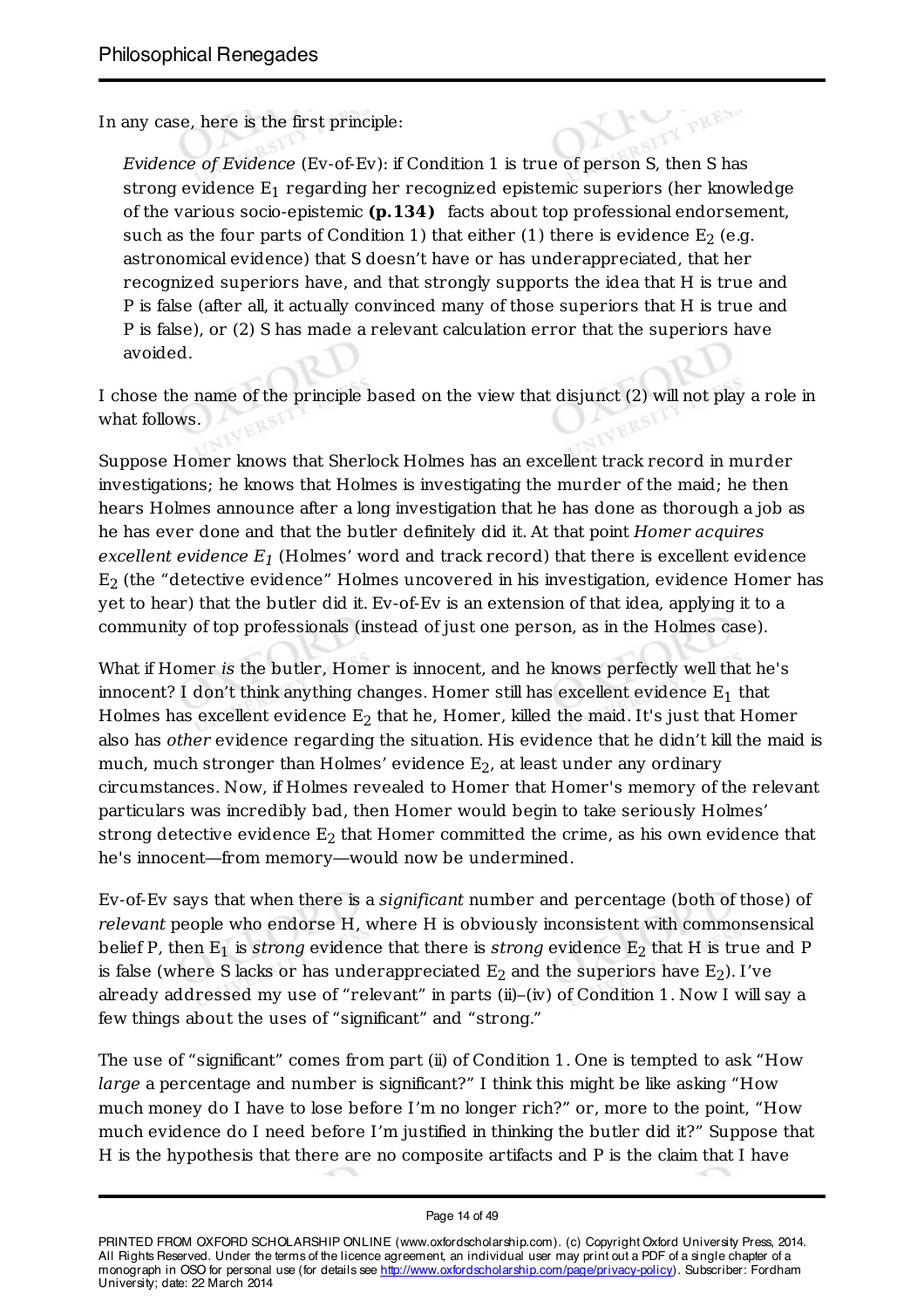In any case, here is the first principle:

> *Evidence of Evidence* (Ev-of-Ev): if Condition 1 is true of person S, then S has strong evidence $E_1$ regarding her recognized epistemic superiors (her knowledge of the various socio-epistemic **(p.134)** facts about top professional endorsement, such as the four parts of Condition 1) that either (1) there is evidence $E_2$ (e.g. astronomical evidence) that S doesn't have or has underappreciated, that her recognized superiors have, and that strongly supports the idea that H is true and P is false (after all, it actually convinced many of those superiors that H is true and P is false), or (2) S has made a relevant calculation error that the superiors have avoided.

I chose the name of the principle based on the view that disjunct (2) will not play a role in what follows.

Suppose Homer knows that Sherlock Holmes has an excellent track record in murder investigations; he knows that Holmes is investigating the murder of the maid; he then hears Holmes announce after a long investigation that he has done as thorough a job as he has ever done and that the butler definitely did it. At that point *Homer acquires excellent evidence $E_1$* (Holmes' word and track record) that there is excellent evidence $E_2$ (the "detective evidence" Holmes uncovered in his investigation, evidence Homer has yet to hear) that the butler did it. Ev-of-Ev is an extension of that idea, applying it to a community of top professionals (instead of just one person, as in the Holmes case).

What if Homer *is* the butler, Homer is innocent, and he knows perfectly well that he's innocent? I don't think anything changes. Homer still has excellent evidence $E_1$ that Holmes has excellent evidence $E_2$ that he, Homer, killed the maid. It's just that Homer also has *other* evidence regarding the situation. His evidence that he didn't kill the maid is much, much stronger than Holmes' evidence $E_2$, at least under any ordinary circumstances. Now, if Holmes revealed to Homer that Homer's memory of the relevant particulars was incredibly bad, then Homer would begin to take seriously Holmes' strong detective evidence $E_2$ that Homer committed the crime, as his own evidence that he's innocent—from memory—would now be undermined.

Ev-of-Ev says that when there is a *significant* number and percentage (both of those) of *relevant* people who endorse H, where H is obviously inconsistent with commonsensical belief P, then $E_1$ is *strong* evidence that there is *strong* evidence $E_2$ that H is true and P is false (where S lacks or has underappreciated $E_2$ and the superiors have $E_2$). I've already addressed my use of "relevant" in parts (ii)–(iv) of Condition 1. Now I will say a few things about the uses of "significant" and "strong."

The use of "significant" comes from part (ii) of Condition 1. One is tempted to ask "How *large* a percentage and number is significant?" I think this might be like asking "How much money do I have to lose before I'm no longer rich?" or, more to the point, "How much evidence do I need before I'm justified in thinking the butler did it?" Suppose that H is the hypothesis that there are no composite artifacts and P is the claim that I have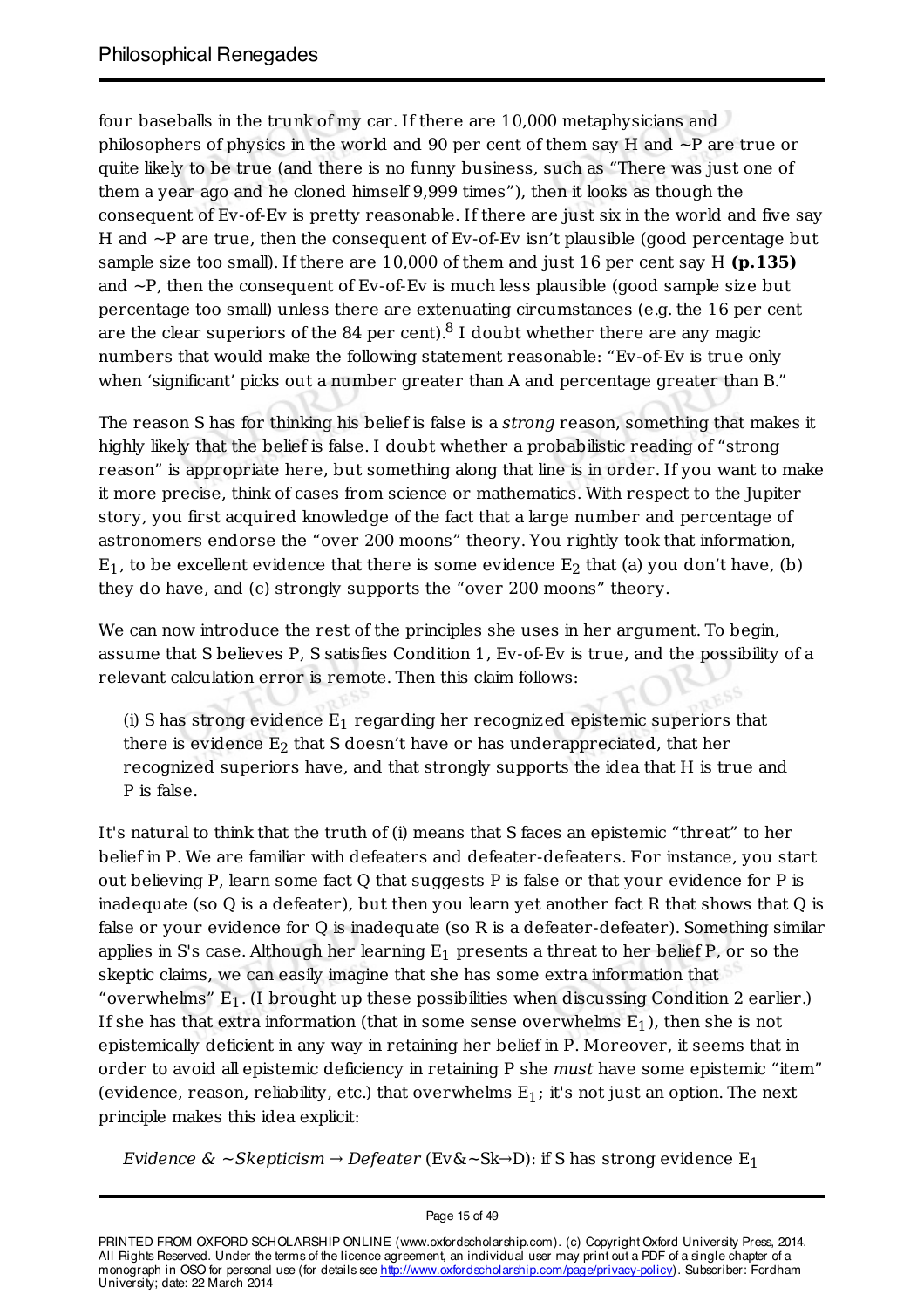four baseballs in the trunk of my car. If there are 10,000 metaphysicians and philosophers of physics in the world and 90 per cent of them say H and ~P are true or quite likely to be true (and there is no funny business, such as "There was just one of them a year ago and he cloned himself 9,999 times"), then it looks as though the consequent of Ev-of-Ev is pretty reasonable. If there are just six in the world and five say H and ~P are true, then the consequent of Ev-of-Ev isn't plausible (good percentage but sample size too small). If there are 10,000 of them and just 16 per cent say H **(p.135)** and ~P, then the consequent of Ev-of-Ev is much less plausible (good sample size but percentage too small) unless there are extenuating circumstances (e.g. the 16 per cent are the clear superiors of the 84 per cent).[8] I doubt whether there are any magic numbers that would make the following statement reasonable: "Ev-of-Ev is true only when 'significant' picks out a number greater than A and percentage greater than B."

The reason S has for thinking his belief is false is a *strong* reason, something that makes it highly likely that the belief is false. I doubt whether a probabilistic reading of "strong reason" is appropriate here, but something along that line is in order. If you want to make it more precise, think of cases from science or mathematics. With respect to the Jupiter story, you first acquired knowledge of the fact that a large number and percentage of astronomers endorse the "over 200 moons" theory. You rightly took that information, $E_1$, to be excellent evidence that there is some evidence $E_2$ that (a) you don't have, (b) they do have, and (c) strongly supports the "over 200 moons" theory.

We can now introduce the rest of the principles she uses in her argument. To begin, assume that S believes P, S satisfies Condition 1, Ev-of-Ev is true, and the possibility of a relevant calculation error is remote. Then this claim follows:

> (i) S has strong evidence $E_1$ regarding her recognized epistemic superiors that there is evidence $E_2$ that S doesn't have or has underappreciated, that her recognized superiors have, and that strongly supports the idea that H is true and P is false.

It's natural to think that the truth of (i) means that S faces an epistemic "threat" to her belief in P. We are familiar with defeaters and defeater-defeaters. For instance, you start out believing P, learn some fact Q that suggests P is false or that your evidence for P is inadequate (so Q is a defeater), but then you learn yet another fact R that shows that Q is false or your evidence for Q is inadequate (so R is a defeater-defeater). Something similar applies in S's case. Although her learning $E_1$ presents a threat to her belief P, or so the skeptic claims, we can easily imagine that she has some extra information that "overwhelms" $E_1$. (I brought up these possibilities when discussing Condition 2 earlier.) If she has that extra information (that in some sense overwhelms $E_1$), then she is not epistemically deficient in any way in retaining her belief in P. Moreover, it seems that in order to avoid all epistemic deficiency in retaining P she *must* have some epistemic "item" (evidence, reason, reliability, etc.) that overwhelms $E_1$; it's not just an option. The next principle makes this idea explicit:

> *Evidence & ~Skepticism → Defeater* (Ev&~Sk→D): if S has strong evidence $E_1$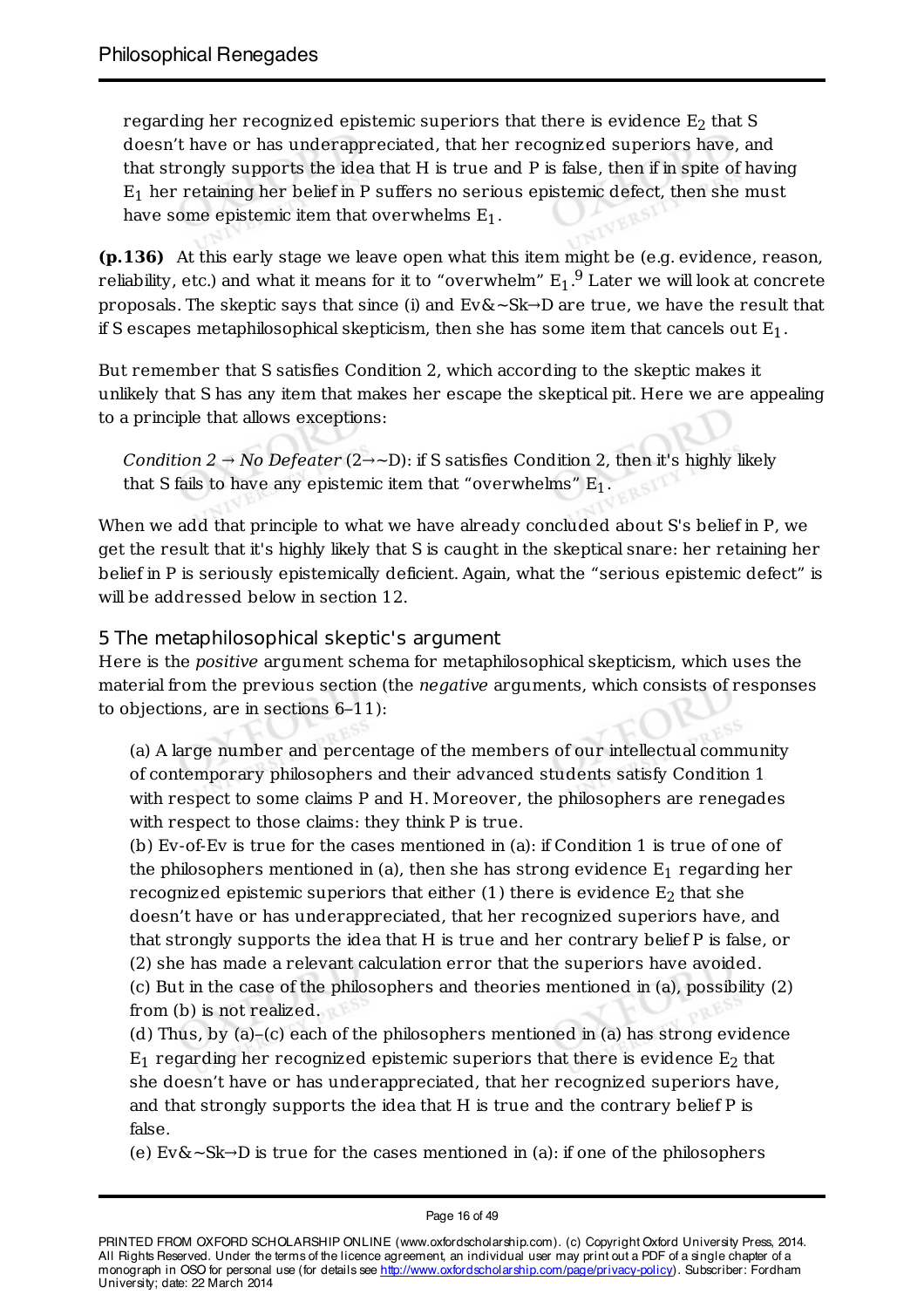regarding her recognized epistemic superiors that there is evidence $E_2$ that S doesn't have or has underappreciated, that her recognized superiors have, and that strongly supports the idea that H is true and P is false, then if in spite of having $E_1$ her retaining her belief in P suffers no serious epistemic defect, then she must have some epistemic item that overwhelms $E_1$.

**(p.136)** At this early stage we leave open what this item might be (e.g. evidence, reason, reliability, etc.) and what it means for it to "overwhelm" $E_1$.[9] Later we will look at concrete proposals. The skeptic says that since (i) and Ev&~Sk→D are true, we have the result that if S escapes metaphilosophical skepticism, then she has some item that cancels out $E_1$.

But remember that S satisfies Condition 2, which according to the skeptic makes it unlikely that S has any item that makes her escape the skeptical pit. Here we are appealing to a principle that allows exceptions:

*Condition 2 → No Defeater* (2→~D): if S satisfies Condition 2, then it's highly likely that S fails to have any epistemic item that "overwhelms" $E_1$.

When we add that principle to what we have already concluded about S's belief in P, we get the result that it's highly likely that S is caught in the skeptical snare: her retaining her belief in P is seriously epistemically deficient. Again, what the "serious epistemic defect" is will be addressed below in section 12.

## 5 The metaphilosophical skeptic's argument

Here is the *positive* argument schema for metaphilosophical skepticism, which uses the material from the previous section (the *negative* arguments, which consists of responses to objections, are in sections 6–11):

(a) A large number and percentage of the members of our intellectual community of contemporary philosophers and their advanced students satisfy Condition 1 with respect to some claims P and H. Moreover, the philosophers are renegades with respect to those claims: they think P is true.

(b) Ev-of-Ev is true for the cases mentioned in (a): if Condition 1 is true of one of the philosophers mentioned in (a), then she has strong evidence $E_1$ regarding her recognized epistemic superiors that either (1) there is evidence $E_2$ that she doesn't have or has underappreciated, that her recognized superiors have, and that strongly supports the idea that H is true and her contrary belief P is false, or (2) she has made a relevant calculation error that the superiors have avoided.

(c) But in the case of the philosophers and theories mentioned in (a), possibility (2) from (b) is not realized.

(d) Thus, by (a)–(c) each of the philosophers mentioned in (a) has strong evidence $E_1$ regarding her recognized epistemic superiors that there is evidence $E_2$ that she doesn't have or has underappreciated, that her recognized superiors have, and that strongly supports the idea that H is true and the contrary belief P is false.

(e) Ev&~Sk→D is true for the cases mentioned in (a): if one of the philosophers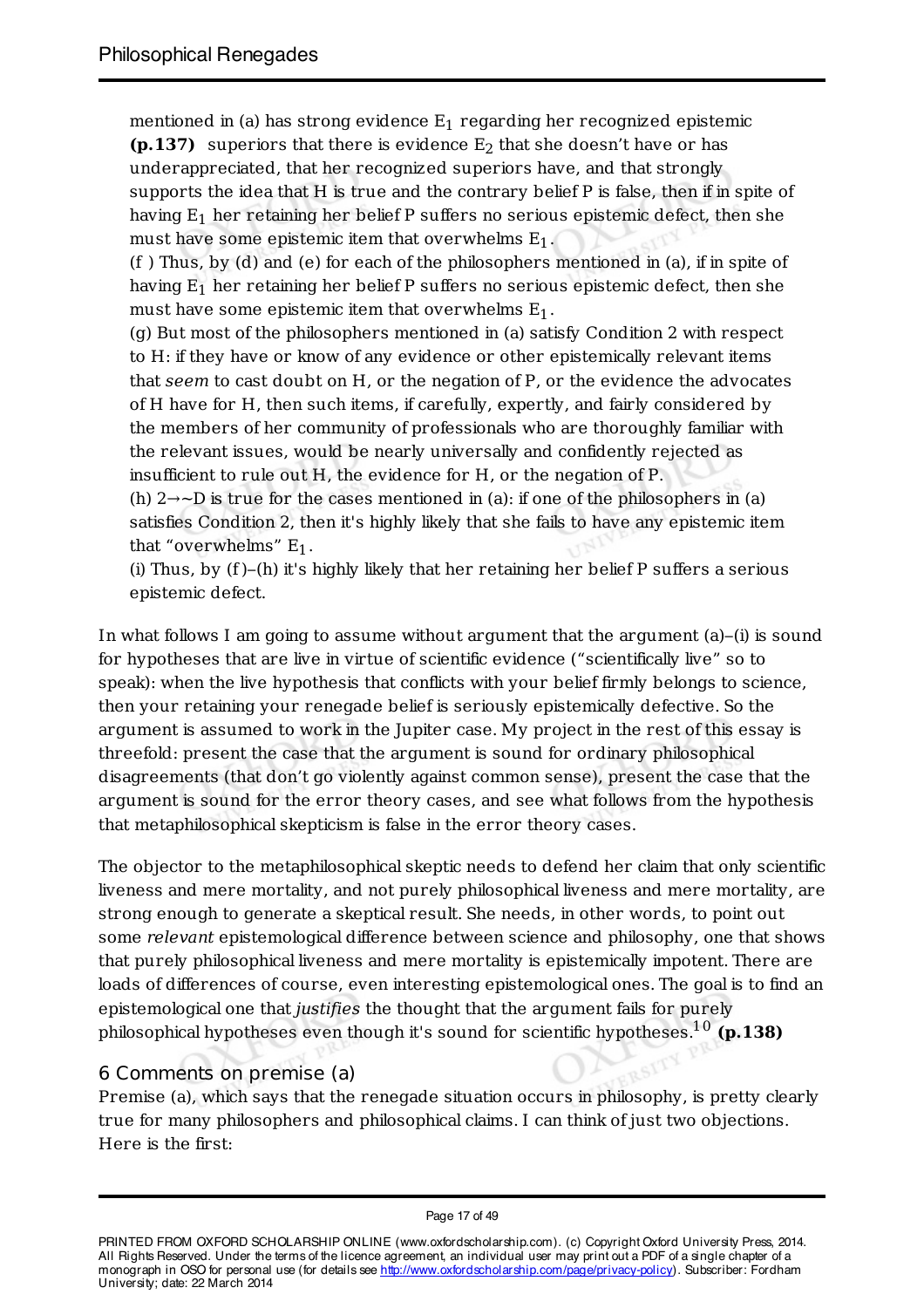mentioned in (a) has strong evidence $E_1$ regarding her recognized epistemic **(p.137)** superiors that there is evidence $E_2$ that she doesn't have or has underappreciated, that her recognized superiors have, and that strongly supports the idea that H is true and the contrary belief P is false, then if in spite of having $E_1$ her retaining her belief P suffers no serious epistemic defect, then she must have some epistemic item that overwhelms $E_1$.

(f ) Thus, by (d) and (e) for each of the philosophers mentioned in (a), if in spite of having $E_1$ her retaining her belief P suffers no serious epistemic defect, then she must have some epistemic item that overwhelms $E_1$.

(g) But most of the philosophers mentioned in (a) satisfy Condition 2 with respect to H: if they have or know of any evidence or other epistemically relevant items that *seem* to cast doubt on H, or the negation of P, or the evidence the advocates of H have for H, then such items, if carefully, expertly, and fairly considered by the members of her community of professionals who are thoroughly familiar with the relevant issues, would be nearly universally and confidently rejected as insufficient to rule out H, the evidence for H, or the negation of P.

(h) $2 \rightarrow \sim D$ is true for the cases mentioned in (a): if one of the philosophers in (a) satisfies Condition 2, then it's highly likely that she fails to have any epistemic item that "overwhelms" $E_1$.

(i) Thus, by (f )–(h) it's highly likely that her retaining her belief P suffers a serious epistemic defect.

In what follows I am going to assume without argument that the argument (a)–(i) is sound for hypotheses that are live in virtue of scientific evidence ("scientifically live" so to speak): when the live hypothesis that conflicts with your belief firmly belongs to science, then your retaining your renegade belief is seriously epistemically defective. So the argument is assumed to work in the Jupiter case. My project in the rest of this essay is threefold: present the case that the argument is sound for ordinary philosophical disagreements (that don't go violently against common sense), present the case that the argument is sound for the error theory cases, and see what follows from the hypothesis that metaphilosophical skepticism is false in the error theory cases.

The objector to the metaphilosophical skeptic needs to defend her claim that only scientific liveness and mere mortality, and not purely philosophical liveness and mere mortality, are strong enough to generate a skeptical result. She needs, in other words, to point out some *relevant* epistemological difference between science and philosophy, one that shows that purely philosophical liveness and mere mortality is epistemically impotent. There are loads of differences of course, even interesting epistemological ones. The goal is to find an epistemological one that *justifies* the thought that the argument fails for purely philosophical hypotheses even though it's sound for scientific hypotheses.[10] **(p.138)**

## 6 Comments on premise (a)

Premise (a), which says that the renegade situation occurs in philosophy, is pretty clearly true for many philosophers and philosophical claims. I can think of just two objections. Here is the first: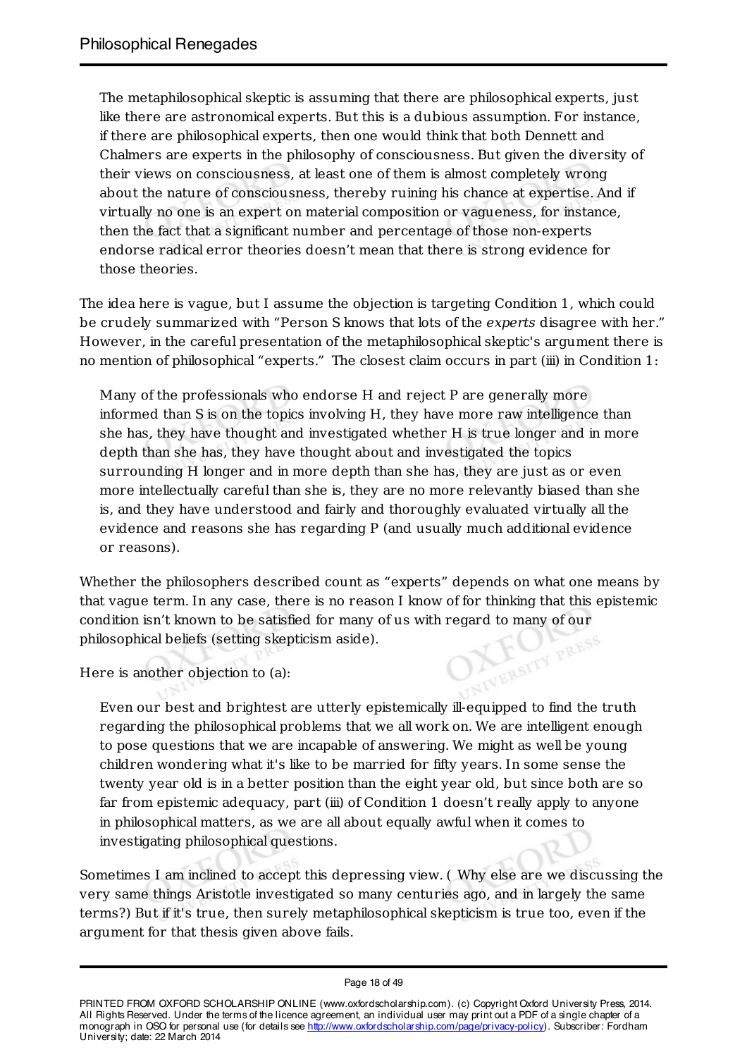> The metaphilosophical skeptic is assuming that there are philosophical experts, just like there are astronomical experts. But this is a dubious assumption. For instance, if there are philosophical experts, then one would think that both Dennett and Chalmers are experts in the philosophy of consciousness. But given the diversity of their views on consciousness, at least one of them is almost completely wrong about the nature of consciousness, thereby ruining his chance at expertise. And if virtually no one is an expert on material composition or vagueness, for instance, then the fact that a significant number and percentage of those non-experts endorse radical error theories doesn't mean that there is strong evidence for those theories.

The idea here is vague, but I assume the objection is targeting Condition 1, which could be crudely summarized with "Person S knows that lots of the *experts* disagree with her." However, in the careful presentation of the metaphilosophical skeptic's argument there is no mention of philosophical "experts." The closest claim occurs in part (iii) in Condition 1:

> Many of the professionals who endorse H and reject P are generally more informed than S is on the topics involving H, they have more raw intelligence than she has, they have thought and investigated whether H is true longer and in more depth than she has, they have thought about and investigated the topics surrounding H longer and in more depth than she has, they are just as or even more intellectually careful than she is, they are no more relevantly biased than she is, and they have understood and fairly and thoroughly evaluated virtually all the evidence and reasons she has regarding P (and usually much additional evidence or reasons).

Whether the philosophers described count as "experts" depends on what one means by that vague term. In any case, there is no reason I know of for thinking that this epistemic condition isn't known to be satisfied for many of us with regard to many of our philosophical beliefs (setting skepticism aside).

Here is another objection to (a):

> Even our best and brightest are utterly epistemically ill-equipped to find the truth regarding the philosophical problems that we all work on. We are intelligent enough to pose questions that we are incapable of answering. We might as well be young children wondering what it's like to be married for fifty years. In some sense the twenty year old is in a better position than the eight year old, but since both are so far from epistemic adequacy, part (iii) of Condition 1 doesn't really apply to anyone in philosophical matters, as we are all about equally awful when it comes to investigating philosophical questions.

Sometimes I am inclined to accept this depressing view. ( Why else are we discussing the very same things Aristotle investigated so many centuries ago, and in largely the same terms?) But if it's true, then surely metaphilosophical skepticism is true too, even if the argument for that thesis given above fails.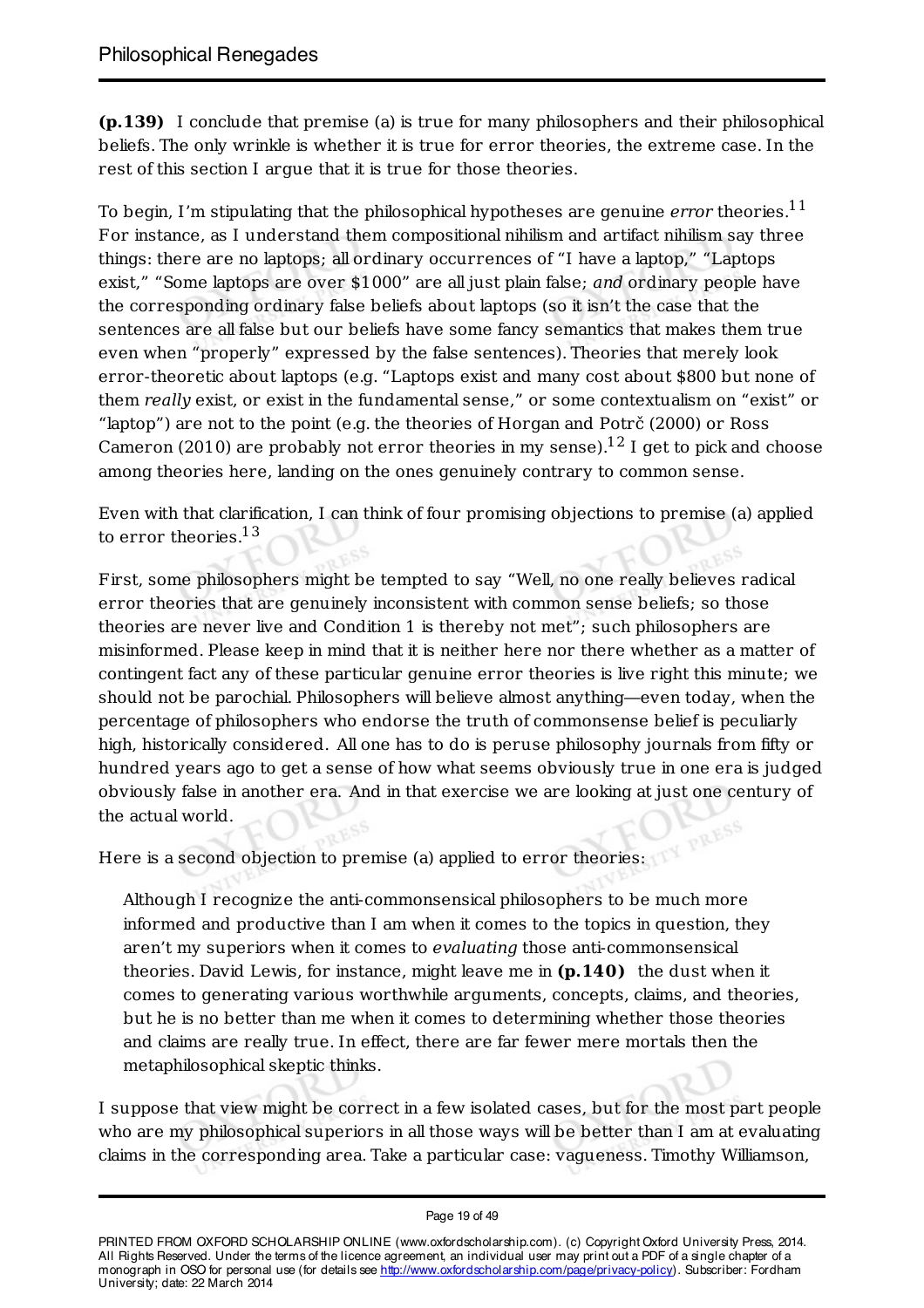**(p.139)** I conclude that premise (a) is true for many philosophers and their philosophical beliefs. The only wrinkle is whether it is true for error theories, the extreme case. In the rest of this section I argue that it is true for those theories.

To begin, I'm stipulating that the philosophical hypotheses are genuine *error* theories.[11] For instance, as I understand them compositional nihilism and artifact nihilism say three things: there are no laptops; all ordinary occurrences of "I have a laptop," "Laptops exist," "Some laptops are over $1000" are all just plain false; *and* ordinary people have the corresponding ordinary false beliefs about laptops (so it isn't the case that the sentences are all false but our beliefs have some fancy semantics that makes them true even when "properly" expressed by the false sentences). Theories that merely look error-theoretic about laptops (e.g. "Laptops exist and many cost about $800 but none of them *really* exist, or exist in the fundamental sense," or some contextualism on "exist" or "laptop") are not to the point (e.g. the theories of Horgan and Potrč (2000) or Ross Cameron (2010) are probably not error theories in my sense).[12] I get to pick and choose among theories here, landing on the ones genuinely contrary to common sense.

Even with that clarification, I can think of four promising objections to premise (a) applied to error theories.[13]

First, some philosophers might be tempted to say "Well, no one really believes radical error theories that are genuinely inconsistent with common sense beliefs; so those theories are never live and Condition 1 is thereby not met"; such philosophers are misinformed. Please keep in mind that it is neither here nor there whether as a matter of contingent fact any of these particular genuine error theories is live right this minute; we should not be parochial. Philosophers will believe almost anything—even today, when the percentage of philosophers who endorse the truth of commonsense belief is peculiarly high, historically considered. All one has to do is peruse philosophy journals from fifty or hundred years ago to get a sense of how what seems obviously true in one era is judged obviously false in another era. And in that exercise we are looking at just one century of the actual world.

Here is a second objection to premise (a) applied to error theories:

> Although I recognize the anti-commonsensical philosophers to be much more informed and productive than I am when it comes to the topics in question, they aren't my superiors when it comes to *evaluating* those anti-commonsensical theories. David Lewis, for instance, might leave me in **(p.140)** the dust when it comes to generating various worthwhile arguments, concepts, claims, and theories, but he is no better than me when it comes to determining whether those theories and claims are really true. In effect, there are far fewer mere mortals then the metaphilosophical skeptic thinks.

I suppose that view might be correct in a few isolated cases, but for the most part people who are my philosophical superiors in all those ways will be better than I am at evaluating claims in the corresponding area. Take a particular case: vagueness. Timothy Williamson,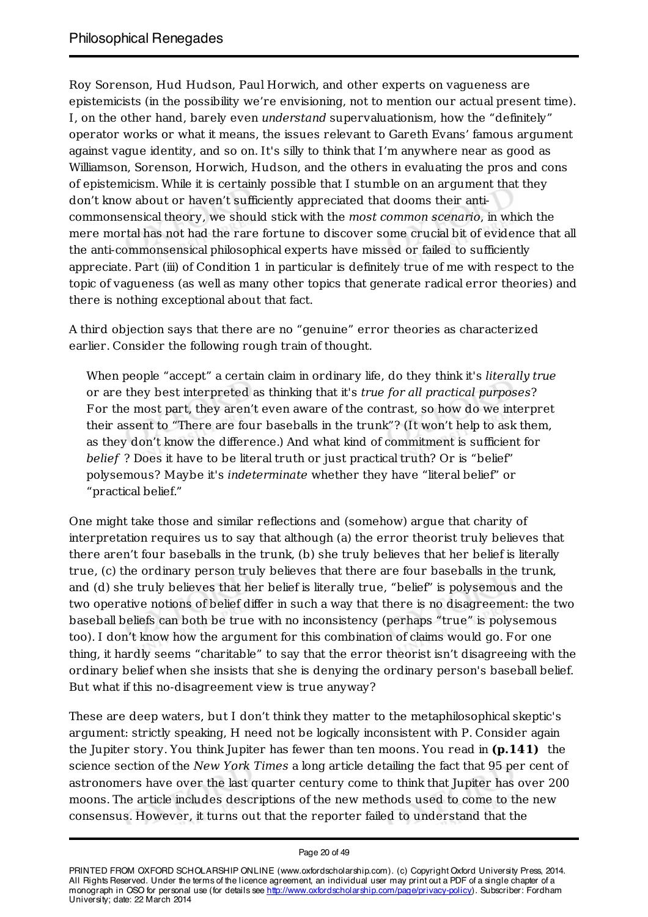Roy Sorenson, Hud Hudson, Paul Horwich, and other experts on vagueness are epistemicists (in the possibility we're envisioning, not to mention our actual present time). I, on the other hand, barely even *understand* supervaluationism, how the "definitely" operator works or what it means, the issues relevant to Gareth Evans' famous argument against vague identity, and so on. It's silly to think that I'm anywhere near as good as Williamson, Sorenson, Horwich, Hudson, and the others in evaluating the pros and cons of epistemicism. While it is certainly possible that I stumble on an argument that they don't know about or haven't sufficiently appreciated that dooms their anti-commonsensical theory, we should stick with the *most common scenario*, in which the mere mortal has not had the rare fortune to discover some crucial bit of evidence that all the anti-commonsensical philosophical experts have missed or failed to sufficiently appreciate. Part (iii) of Condition 1 in particular is definitely true of me with respect to the topic of vagueness (as well as many other topics that generate radical error theories) and there is nothing exceptional about that fact.

A third objection says that there are no "genuine" error theories as characterized earlier. Consider the following rough train of thought.

> When people "accept" a certain claim in ordinary life, do they think it's *literally true* or are they best interpreted as thinking that it's *true for all practical purposes*? For the most part, they aren't even aware of the contrast, so how do we interpret their assent to "There are four baseballs in the trunk"? (It won't help to ask them, as they don't know the difference.) And what kind of commitment is sufficient for *belief* ? Does it have to be literal truth or just practical truth? Or is "belief" polysemous? Maybe it's *indeterminate* whether they have "literal belief" or "practical belief."

One might take those and similar reflections and (somehow) argue that charity of interpretation requires us to say that although (a) the error theorist truly believes that there aren't four baseballs in the trunk, (b) she truly believes that her belief is literally true, (c) the ordinary person truly believes that there are four baseballs in the trunk, and (d) she truly believes that her belief is literally true, "belief" is polysemous and the two operative notions of belief differ in such a way that there is no disagreement: the two baseball beliefs can both be true with no inconsistency (perhaps "true" is polysemous too). I don't know how the argument for this combination of claims would go. For one thing, it hardly seems "charitable" to say that the error theorist isn't disagreeing with the ordinary belief when she insists that she is denying the ordinary person's baseball belief. But what if this no-disagreement view is true anyway?

These are deep waters, but I don't think they matter to the metaphilosophical skeptic's argument: strictly speaking, H need not be logically inconsistent with P. Consider again the Jupiter story. You think Jupiter has fewer than ten moons. You read in **(p.141)** the science section of the *New York Times* a long article detailing the fact that 95 per cent of astronomers have over the last quarter century come to think that Jupiter has over 200 moons. The article includes descriptions of the new methods used to come to the new consensus. However, it turns out that the reporter failed to understand that the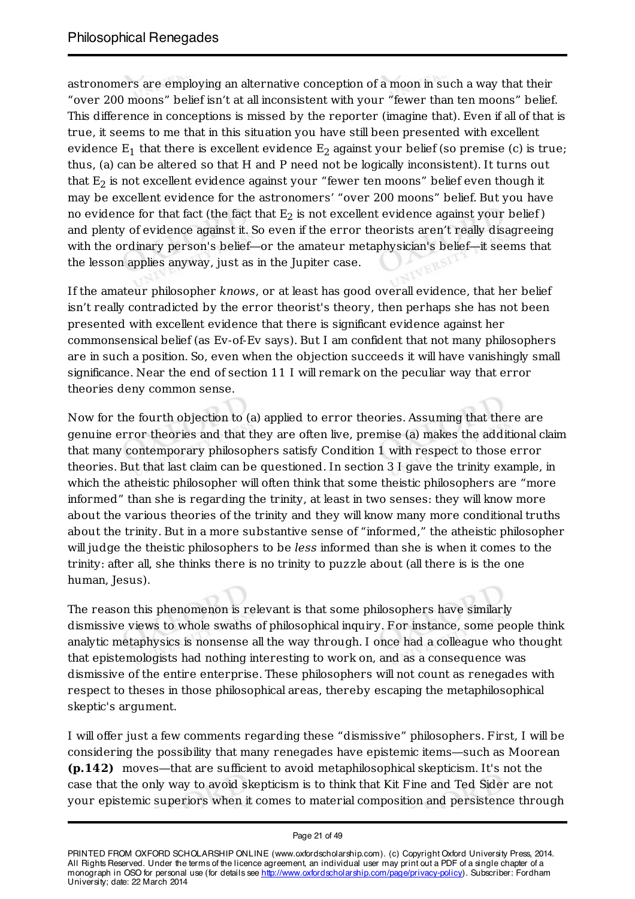astronomers are employing an alternative conception of a moon in such a way that their "over 200 moons" belief isn't at all inconsistent with your "fewer than ten moons" belief. This difference in conceptions is missed by the reporter (imagine that). Even if all of that is true, it seems to me that in this situation you have still been presented with excellent evidence $E_1$ that there is excellent evidence $E_2$ against your belief (so premise (c) is true; thus, (a) can be altered so that H and P need not be logically inconsistent). It turns out that $E_2$ is not excellent evidence against your "fewer ten moons" belief even though it may be excellent evidence for the astronomers' "over 200 moons" belief. But you have no evidence for that fact (the fact that $E_2$ is not excellent evidence against your belief) and plenty of evidence against it. So even if the error theorists aren't really disagreeing with the ordinary person's belief—or the amateur metaphysician's belief—it seems that the lesson applies anyway, just as in the Jupiter case.

If the amateur philosopher *knows*, or at least has good overall evidence, that her belief isn't really contradicted by the error theorist's theory, then perhaps she has not been presented with excellent evidence that there is significant evidence against her commonsensical belief (as Ev-of-Ev says). But I am confident that not many philosophers are in such a position. So, even when the objection succeeds it will have vanishingly small significance. Near the end of section 11 I will remark on the peculiar way that error theories deny common sense.

Now for the fourth objection to (a) applied to error theories. Assuming that there are genuine error theories and that they are often live, premise (a) makes the additional claim that many contemporary philosophers satisfy Condition 1 with respect to those error theories. But that last claim can be questioned. In section 3 I gave the trinity example, in which the atheistic philosopher will often think that some theistic philosophers are "more informed" than she is regarding the trinity, at least in two senses: they will know more about the various theories of the trinity and they will know many more conditional truths about the trinity. But in a more substantive sense of "informed," the atheistic philosopher will judge the theistic philosophers to be *less* informed than she is when it comes to the trinity: after all, she thinks there is no trinity to puzzle about (all there is is the one human, Jesus).

The reason this phenomenon is relevant is that some philosophers have similarly dismissive views to whole swaths of philosophical inquiry. For instance, some people think analytic metaphysics is nonsense all the way through. I once had a colleague who thought that epistemologists had nothing interesting to work on, and as a consequence was dismissive of the entire enterprise. These philosophers will not count as renegades with respect to theses in those philosophical areas, thereby escaping the metaphilosophical skeptic's argument.

I will offer just a few comments regarding these "dismissive" philosophers. First, I will be considering the possibility that many renegades have epistemic items—such as Moorean **(p.142)** moves—that are sufficient to avoid metaphilosophical skepticism. It's not the case that the only way to avoid skepticism is to think that Kit Fine and Ted Sider are not your epistemic superiors when it comes to material composition and persistence through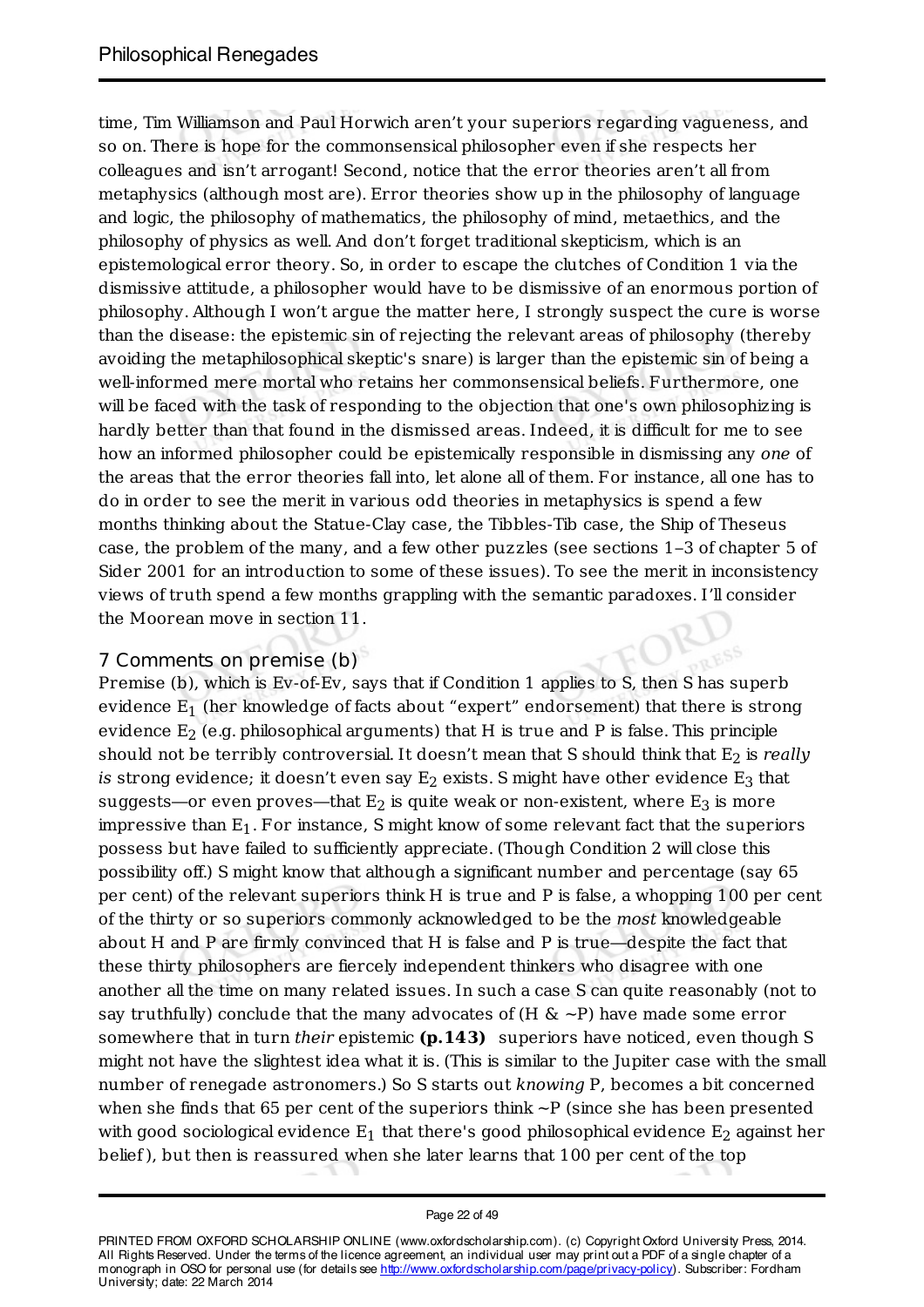time, Tim Williamson and Paul Horwich aren't your superiors regarding vagueness, and so on. There is hope for the commonsensical philosopher even if she respects her colleagues and isn't arrogant! Second, notice that the error theories aren't all from metaphysics (although most are). Error theories show up in the philosophy of language and logic, the philosophy of mathematics, the philosophy of mind, metaethics, and the philosophy of physics as well. And don't forget traditional skepticism, which is an epistemological error theory. So, in order to escape the clutches of Condition 1 via the dismissive attitude, a philosopher would have to be dismissive of an enormous portion of philosophy. Although I won't argue the matter here, I strongly suspect the cure is worse than the disease: the epistemic sin of rejecting the relevant areas of philosophy (thereby avoiding the metaphilosophical skeptic's snare) is larger than the epistemic sin of being a well-informed mere mortal who retains her commonsensical beliefs. Furthermore, one will be faced with the task of responding to the objection that one's own philosophizing is hardly better than that found in the dismissed areas. Indeed, it is difficult for me to see how an informed philosopher could be epistemically responsible in dismissing any *one* of the areas that the error theories fall into, let alone all of them. For instance, all one has to do in order to see the merit in various odd theories in metaphysics is spend a few months thinking about the Statue-Clay case, the Tibbles-Tib case, the Ship of Theseus case, the problem of the many, and a few other puzzles (see sections 1–3 of chapter 5 of Sider 2001 for an introduction to some of these issues). To see the merit in inconsistency views of truth spend a few months grappling with the semantic paradoxes. I'll consider the Moorean move in section 11.

## 7 Comments on premise (b)

Premise (b), which is Ev-of-Ev, says that if Condition 1 applies to S, then S has superb evidence $E_1$ (her knowledge of facts about "expert" endorsement) that there is strong evidence $E_2$ (e.g. philosophical arguments) that H is true and P is false. This principle should not be terribly controversial. It doesn't mean that S should think that $E_2$ is *really is* strong evidence; it doesn't even say $E_2$ exists. S might have other evidence $E_3$ that suggests—or even proves—that $E_2$ is quite weak or non-existent, where $E_3$ is more impressive than $E_1$. For instance, S might know of some relevant fact that the superiors possess but have failed to sufficiently appreciate. (Though Condition 2 will close this possibility off.) S might know that although a significant number and percentage (say 65 per cent) of the relevant superiors think H is true and P is false, a whopping 100 per cent of the thirty or so superiors commonly acknowledged to be the *most* knowledgeable about H and P are firmly convinced that H is false and P is true—despite the fact that these thirty philosophers are fiercely independent thinkers who disagree with one another all the time on many related issues. In such a case S can quite reasonably (not to say truthfully) conclude that the many advocates of (H & ~P) have made some error somewhere that in turn *their* epistemic **(p.143)** superiors have noticed, even though S might not have the slightest idea what it is. (This is similar to the Jupiter case with the small number of renegade astronomers.) So S starts out *knowing* P, becomes a bit concerned when she finds that 65 per cent of the superiors think ~P (since she has been presented with good sociological evidence $E_1$ that there's good philosophical evidence $E_2$ against her belief), but then is reassured when she later learns that 100 per cent of the top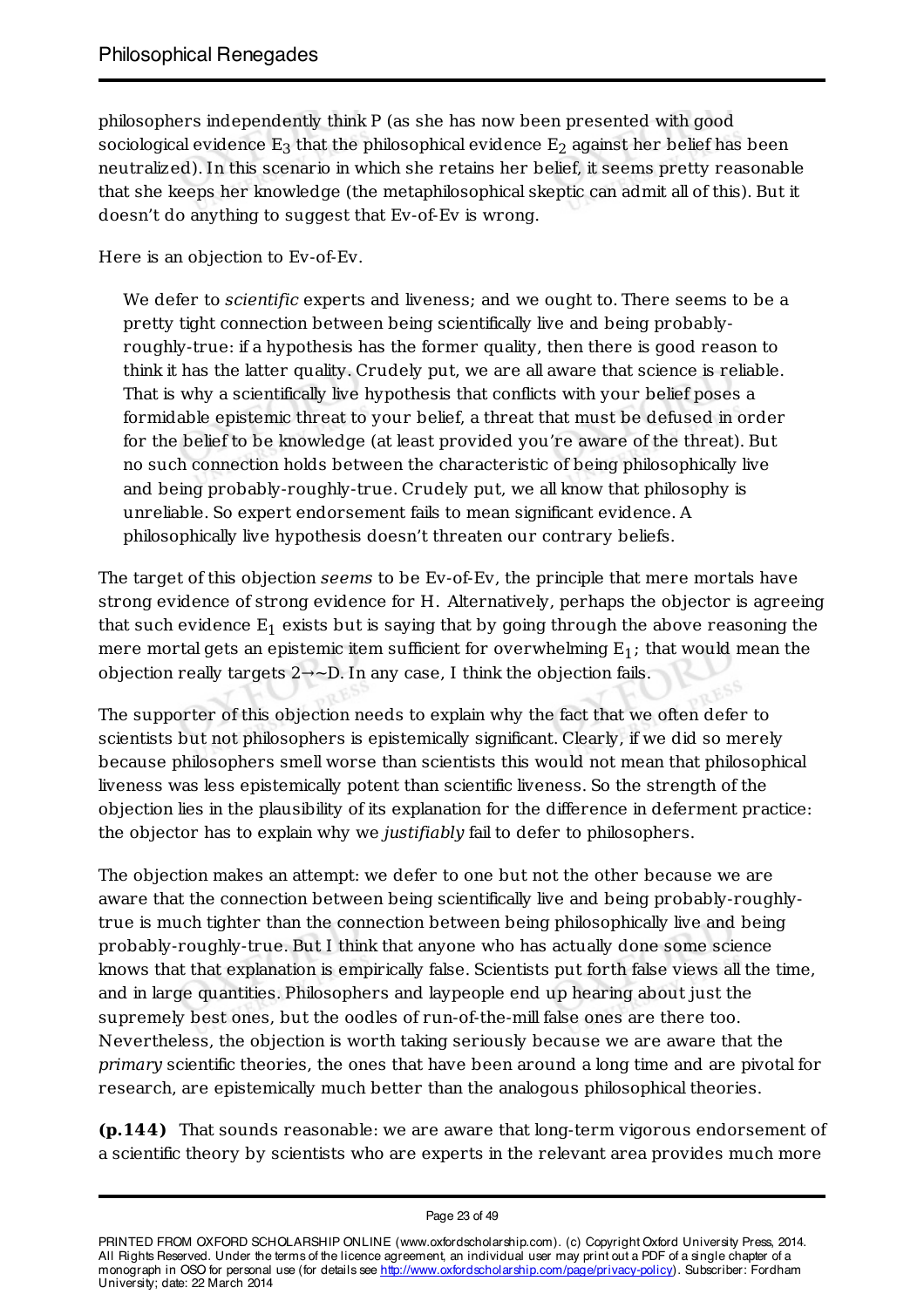philosophers independently think P (as she has now been presented with good sociological evidence $E_3$ that the philosophical evidence $E_2$ against her belief has been neutralized). In this scenario in which she retains her belief, it seems pretty reasonable that she keeps her knowledge (the metaphilosophical skeptic can admit all of this). But it doesn't do anything to suggest that Ev-of-Ev is wrong.

Here is an objection to Ev-of-Ev.

> We defer to *scientific* experts and liveness; and we ought to. There seems to be a pretty tight connection between being scientifically live and being probably-roughly-true: if a hypothesis has the former quality, then there is good reason to think it has the latter quality. Crudely put, we are all aware that science is reliable. That is why a scientifically live hypothesis that conflicts with your belief poses a formidable epistemic threat to your belief, a threat that must be defused in order for the belief to be knowledge (at least provided you're aware of the threat). But no such connection holds between the characteristic of being philosophically live and being probably-roughly-true. Crudely put, we all know that philosophy is unreliable. So expert endorsement fails to mean significant evidence. A philosophically live hypothesis doesn't threaten our contrary beliefs.

The target of this objection *seems* to be Ev-of-Ev, the principle that mere mortals have strong evidence of strong evidence for H. Alternatively, perhaps the objector is agreeing that such evidence $E_1$ exists but is saying that by going through the above reasoning the mere mortal gets an epistemic item sufficient for overwhelming $E_1$; that would mean the objection really targets $2 \rightarrow \sim D$. In any case, I think the objection fails.

The supporter of this objection needs to explain why the fact that we often defer to scientists but not philosophers is epistemically significant. Clearly, if we did so merely because philosophers smell worse than scientists this would not mean that philosophical liveness was less epistemically potent than scientific liveness. So the strength of the objection lies in the plausibility of its explanation for the difference in deferment practice: the objector has to explain why we *justifiably* fail to defer to philosophers.

The objection makes an attempt: we defer to one but not the other because we are aware that the connection between being scientifically live and being probably-roughly-true is much tighter than the connection between being philosophically live and being probably-roughly-true. But I think that anyone who has actually done some science knows that that explanation is empirically false. Scientists put forth false views all the time, and in large quantities. Philosophers and laypeople end up hearing about just the supremely best ones, but the oodles of run-of-the-mill false ones are there too. Nevertheless, the objection is worth taking seriously because we are aware that the *primary* scientific theories, the ones that have been around a long time and are pivotal for research, are epistemically much better than the analogous philosophical theories.

**(p.144)** That sounds reasonable: we are aware that long-term vigorous endorsement of a scientific theory by scientists who are experts in the relevant area provides much more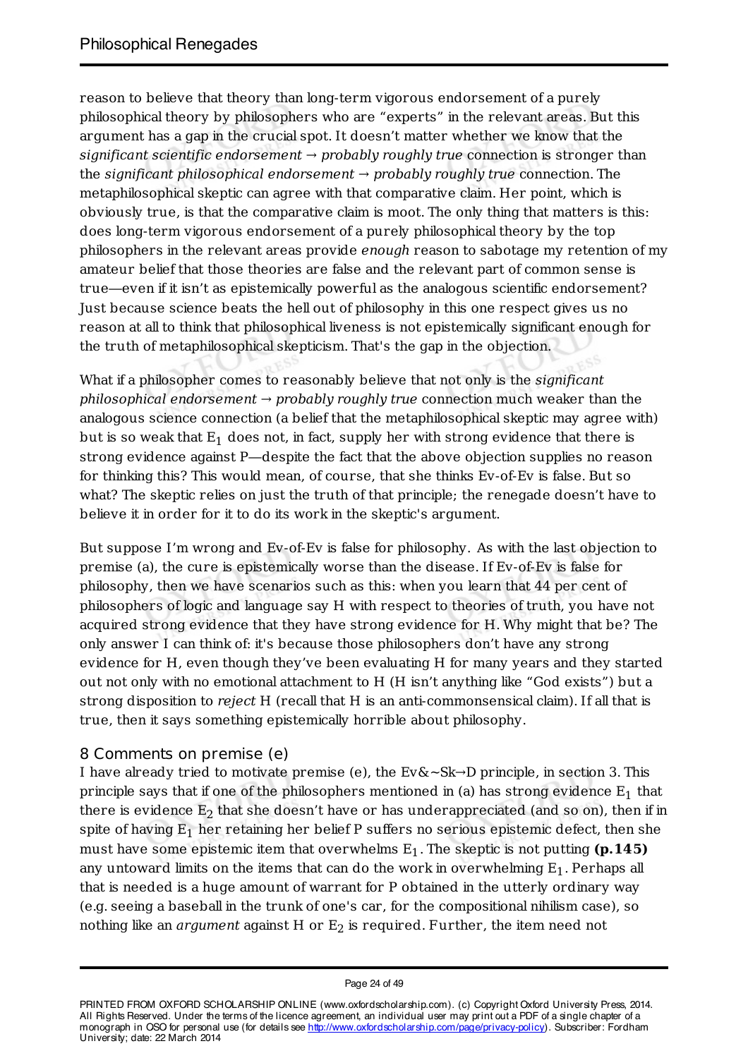reason to believe that theory than long-term vigorous endorsement of a purely philosophical theory by philosophers who are “experts” in the relevant areas. But this argument has a gap in the crucial spot. It doesn’t matter whether we know that the *significant scientific endorsement → probably roughly true* connection is stronger than the *significant philosophical endorsement → probably roughly true* connection. The metaphilosophical skeptic can agree with that comparative claim. Her point, which is obviously true, is that the comparative claim is moot. The only thing that matters is this: does long-term vigorous endorsement of a purely philosophical theory by the top philosophers in the relevant areas provide *enough* reason to sabotage my retention of my amateur belief that those theories are false and the relevant part of common sense is true—even if it isn’t as epistemically powerful as the analogous scientific endorsement? Just because science beats the hell out of philosophy in this one respect gives us no reason at all to think that philosophical liveness is not epistemically significant enough for the truth of metaphilosophical skepticism. That's the gap in the objection.

What if a philosopher comes to reasonably believe that not only is the *significant philosophical endorsement → probably roughly true* connection much weaker than the analogous science connection (a belief that the metaphilosophical skeptic may agree with) but is so weak that $E_1$ does not, in fact, supply her with strong evidence that there is strong evidence against P—despite the fact that the above objection supplies no reason for thinking this? This would mean, of course, that she thinks Ev-of-Ev is false. But so what? The skeptic relies on just the truth of that principle; the renegade doesn’t have to believe it in order for it to do its work in the skeptic's argument.

But suppose I’m wrong and Ev-of-Ev is false for philosophy. As with the last objection to premise (a), the cure is epistemically worse than the disease. If Ev-of-Ev is false for philosophy, then we have scenarios such as this: when you learn that 44 per cent of philosophers of logic and language say H with respect to theories of truth, you have not acquired strong evidence that they have strong evidence for H. Why might that be? The only answer I can think of: it's because those philosophers don’t have any strong evidence for H, even though they’ve been evaluating H for many years and they started out not only with no emotional attachment to H (H isn’t anything like “God exists”) but a strong disposition to *reject* H (recall that H is an anti-commonsensical claim). If all that is true, then it says something epistemically horrible about philosophy.

## 8 Comments on premise (e)

I have already tried to motivate premise (e), the Ev&~Sk→D principle, in section 3. This principle says that if one of the philosophers mentioned in (a) has strong evidence $E_1$ that there is evidence $E_2$ that she doesn’t have or has underappreciated (and so on), then if in spite of having $E_1$ her retaining her belief P suffers no serious epistemic defect, then she must have some epistemic item that overwhelms $E_1$. The skeptic is not putting **(p.145)** any untoward limits on the items that can do the work in overwhelming $E_1$. Perhaps all that is needed is a huge amount of warrant for P obtained in the utterly ordinary way (e.g. seeing a baseball in the trunk of one's car, for the compositional nihilism case), so nothing like an *argument* against H or $E_2$ is required. Further, the item need not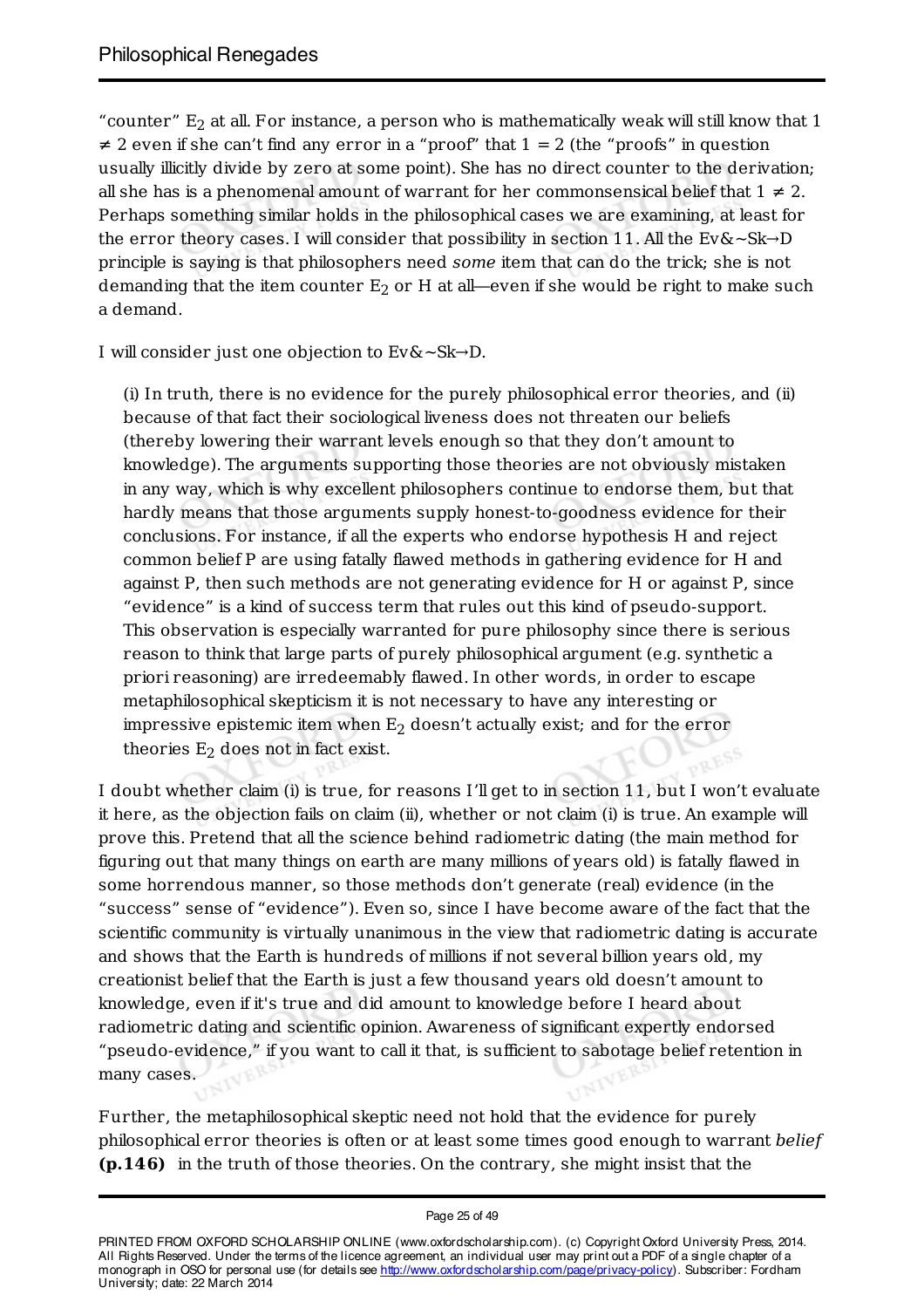"counter" $E_2$ at all. For instance, a person who is mathematically weak will still know that $1 \neq 2$ even if she can't find any error in a "proof" that $1 = 2$ (the "proofs" in question usually illicitly divide by zero at some point). She has no direct counter to the derivation; all she has is a phenomenal amount of warrant for her commonsensical belief that $1 \neq 2$. Perhaps something similar holds in the philosophical cases we are examining, at least for the error theory cases. I will consider that possibility in section 11. All the Ev&~Sk→D principle is saying is that philosophers need *some* item that can do the trick; she is not demanding that the item counter $E_2$ or H at all—even if she would be right to make such a demand.

I will consider just one objection to Ev&~Sk→D.

> (i) In truth, there is no evidence for the purely philosophical error theories, and (ii) because of that fact their sociological liveness does not threaten our beliefs (thereby lowering their warrant levels enough so that they don't amount to knowledge). The arguments supporting those theories are not obviously mistaken in any way, which is why excellent philosophers continue to endorse them, but that hardly means that those arguments supply honest-to-goodness evidence for their conclusions. For instance, if all the experts who endorse hypothesis H and reject common belief P are using fatally flawed methods in gathering evidence for H and against P, then such methods are not generating evidence for H or against P, since "evidence" is a kind of success term that rules out this kind of pseudo-support. This observation is especially warranted for pure philosophy since there is serious reason to think that large parts of purely philosophical argument (e.g. synthetic a priori reasoning) are irredeemably flawed. In other words, in order to escape metaphilosophical skepticism it is not necessary to have any interesting or impressive epistemic item when $E_2$ doesn't actually exist; and for the error theories $E_2$ does not in fact exist.

I doubt whether claim (i) is true, for reasons I'll get to in section 11, but I won't evaluate it here, as the objection fails on claim (ii), whether or not claim (i) is true. An example will prove this. Pretend that all the science behind radiometric dating (the main method for figuring out that many things on earth are many millions of years old) is fatally flawed in some horrendous manner, so those methods don't generate (real) evidence (in the "success" sense of "evidence"). Even so, since I have become aware of the fact that the scientific community is virtually unanimous in the view that radiometric dating is accurate and shows that the Earth is hundreds of millions if not several billion years old, my creationist belief that the Earth is just a few thousand years old doesn't amount to knowledge, even if it's true and did amount to knowledge before I heard about radiometric dating and scientific opinion. Awareness of significant expertly endorsed "pseudo-evidence," if you want to call it that, is sufficient to sabotage belief retention in many cases.

Further, the metaphilosophical skeptic need not hold that the evidence for purely philosophical error theories is often or at least some times good enough to warrant *belief* **(p.146)** in the truth of those theories. On the contrary, she might insist that the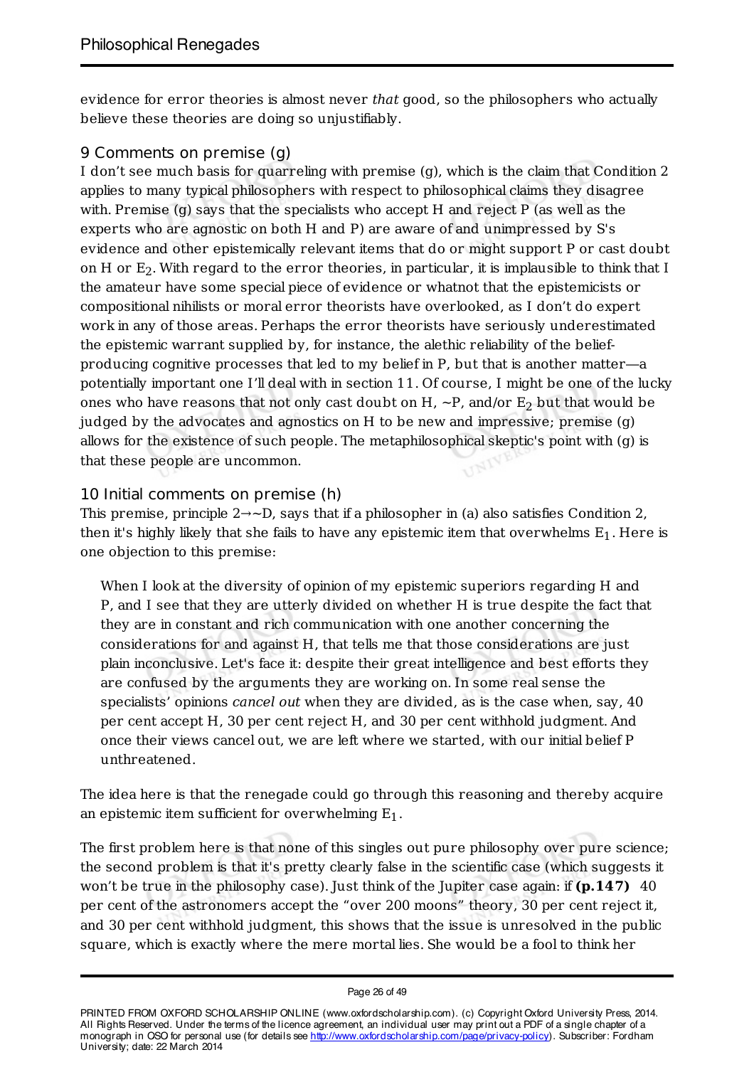evidence for error theories is almost never *that* good, so the philosophers who actually believe these theories are doing so unjustifiably.

## 9 Comments on premise (g)

I don't see much basis for quarreling with premise (g), which is the claim that Condition 2 applies to many typical philosophers with respect to philosophical claims they disagree with. Premise (g) says that the specialists who accept H and reject P (as well as the experts who are agnostic on both H and P) are aware of and unimpressed by S's evidence and other epistemically relevant items that do or might support P or cast doubt on H or $E_2$. With regard to the error theories, in particular, it is implausible to think that I the amateur have some special piece of evidence or whatnot that the epistemicists or compositional nihilists or moral error theorists have overlooked, as I don't do expert work in any of those areas. Perhaps the error theorists have seriously underestimated the epistemic warrant supplied by, for instance, the alethic reliability of the belief-producing cognitive processes that led to my belief in P, but that is another matter—a potentially important one I'll deal with in section 11. Of course, I might be one of the lucky ones who have reasons that not only cast doubt on H, ~P, and/or $E_2$ but that would be judged by the advocates and agnostics on H to be new and impressive; premise (g) allows for the existence of such people. The metaphilosophical skeptic's point with (g) is that these people are uncommon.

## 10 Initial comments on premise (h)

This premise, principle 2→~D, says that if a philosopher in (a) also satisfies Condition 2, then it's highly likely that she fails to have any epistemic item that overwhelms $E_1$. Here is one objection to this premise:

> When I look at the diversity of opinion of my epistemic superiors regarding H and P, and I see that they are utterly divided on whether H is true despite the fact that they are in constant and rich communication with one another concerning the considerations for and against H, that tells me that those considerations are just plain inconclusive. Let's face it: despite their great intelligence and best efforts they are confused by the arguments they are working on. In some real sense the specialists' opinions *cancel out* when they are divided, as is the case when, say, 40 per cent accept H, 30 per cent reject H, and 30 per cent withhold judgment. And once their views cancel out, we are left where we started, with our initial belief P unthreatened.

The idea here is that the renegade could go through this reasoning and thereby acquire an epistemic item sufficient for overwhelming $E_1$.

The first problem here is that none of this singles out pure philosophy over pure science; the second problem is that it's pretty clearly false in the scientific case (which suggests it won't be true in the philosophy case). Just think of the Jupiter case again: if **(p.147)** 40 per cent of the astronomers accept the "over 200 moons" theory, 30 per cent reject it, and 30 per cent withhold judgment, this shows that the issue is unresolved in the public square, which is exactly where the mere mortal lies. She would be a fool to think her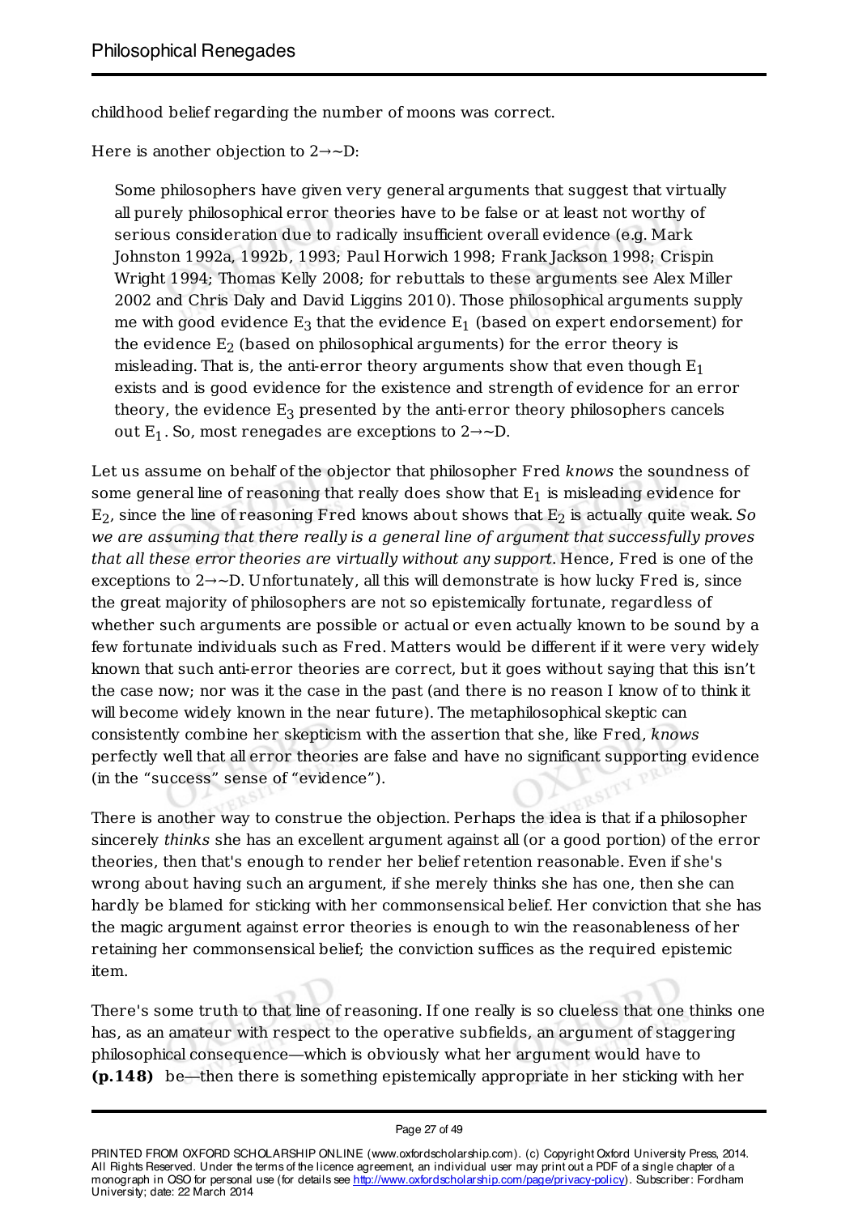childhood belief regarding the number of moons was correct.

Here is another objection to 2→~D:

> Some philosophers have given very general arguments that suggest that virtually all purely philosophical error theories have to be false or at least not worthy of serious consideration due to radically insufficient overall evidence (e.g. Mark Johnston 1992a, 1992b, 1993; Paul Horwich 1998; Frank Jackson 1998; Crispin Wright 1994; Thomas Kelly 2008; for rebuttals to these arguments see Alex Miller 2002 and Chris Daly and David Liggins 2010). Those philosophical arguments supply me with good evidence $E_3$ that the evidence $E_1$ (based on expert endorsement) for the evidence $E_2$ (based on philosophical arguments) for the error theory is misleading. That is, the anti-error theory arguments show that even though $E_1$ exists and is good evidence for the existence and strength of evidence for an error theory, the evidence $E_3$ presented by the anti-error theory philosophers cancels out $E_1$. So, most renegades are exceptions to 2→~D.

Let us assume on behalf of the objector that philosopher Fred *knows* the soundness of some general line of reasoning that really does show that $E_1$ is misleading evidence for $E_2$, since the line of reasoning Fred knows about shows that $E_2$ is actually quite weak. *So we are assuming that there really is a general line of argument that successfully proves that all these error theories are virtually without any support.* Hence, Fred is one of the exceptions to 2→~D. Unfortunately, all this will demonstrate is how lucky Fred is, since the great majority of philosophers are not so epistemically fortunate, regardless of whether such arguments are possible or actual or even actually known to be sound by a few fortunate individuals such as Fred. Matters would be different if it were very widely known that such anti-error theories are correct, but it goes without saying that this isn't the case now; nor was it the case in the past (and there is no reason I know of to think it will become widely known in the near future). The metaphilosophical skeptic can consistently combine her skepticism with the assertion that she, like Fred, *knows* perfectly well that all error theories are false and have no significant supporting evidence (in the "success" sense of "evidence").

There is another way to construe the objection. Perhaps the idea is that if a philosopher sincerely *thinks* she has an excellent argument against all (or a good portion) of the error theories, then that's enough to render her belief retention reasonable. Even if she's wrong about having such an argument, if she merely thinks she has one, then she can hardly be blamed for sticking with her commonsensical belief. Her conviction that she has the magic argument against error theories is enough to win the reasonableness of her retaining her commonsensical belief; the conviction suffices as the required epistemic item.

There's some truth to that line of reasoning. If one really is so clueless that one thinks one has, as an amateur with respect to the operative subfields, an argument of staggering philosophical consequence—which is obviously what her argument would have to **(p.148)** be—then there is something epistemically appropriate in her sticking with her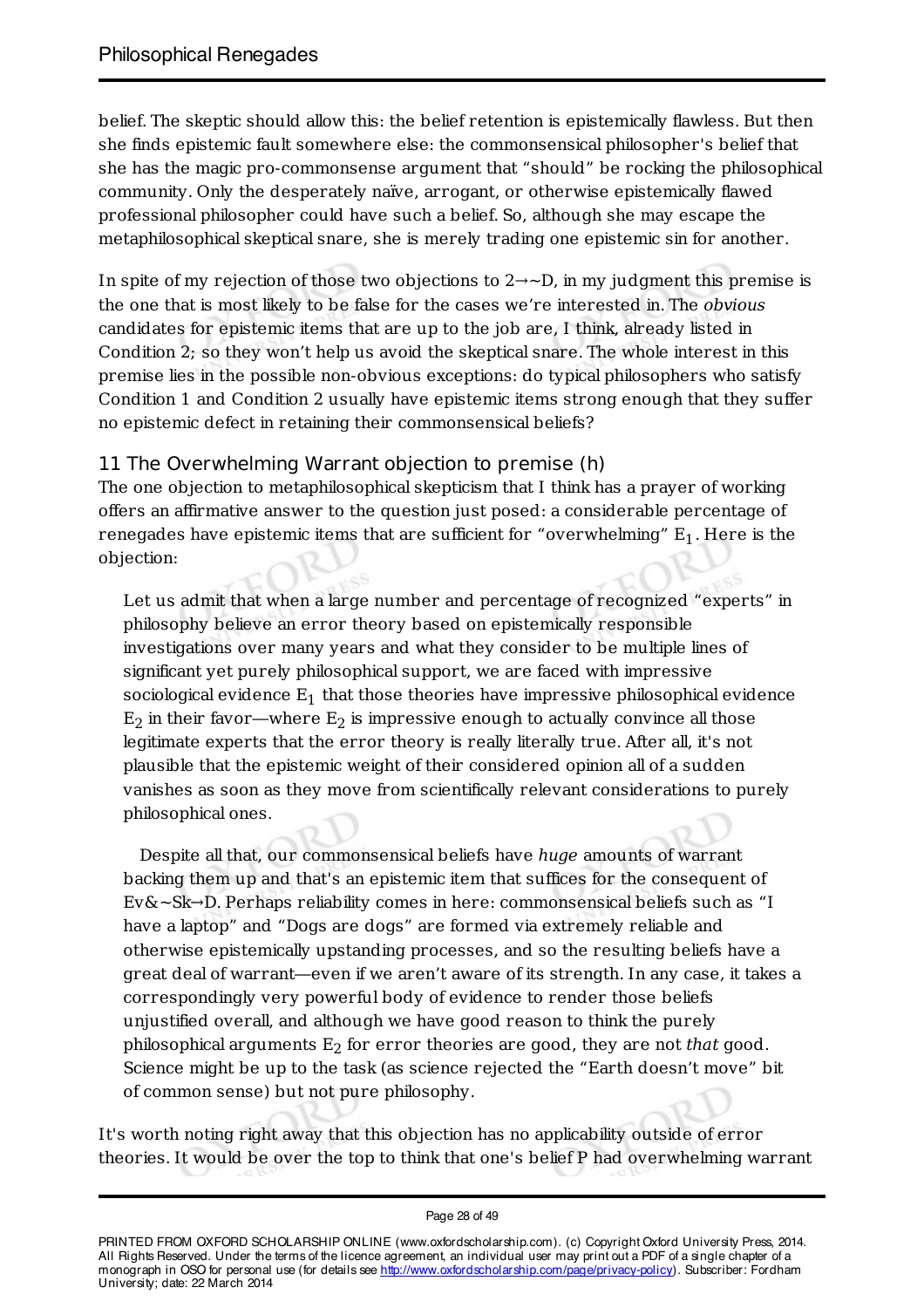belief. The skeptic should allow this: the belief retention is epistemically flawless. But then she finds epistemic fault somewhere else: the commonsensical philosopher's belief that she has the magic pro-commonsense argument that "should" be rocking the philosophical community. Only the desperately naïve, arrogant, or otherwise epistemically flawed professional philosopher could have such a belief. So, although she may escape the metaphilosophical skeptical snare, she is merely trading one epistemic sin for another.

In spite of my rejection of those two objections to $2 \rightarrow \sim D$, in my judgment this premise is the one that is most likely to be false for the cases we're interested in. The *obvious* candidates for epistemic items that are up to the job are, I think, already listed in Condition 2; so they won't help us avoid the skeptical snare. The whole interest in this premise lies in the possible non-obvious exceptions: do typical philosophers who satisfy Condition 1 and Condition 2 usually have epistemic items strong enough that they suffer no epistemic defect in retaining their commonsensical beliefs?

## 11 The Overwhelming Warrant objection to premise (h)

The one objection to metaphilosophical skepticism that I think has a prayer of working offers an affirmative answer to the question just posed: a considerable percentage of renegades have epistemic items that are sufficient for "overwhelming" $E_1$. Here is the objection:

> Let us admit that when a large number and percentage of recognized "experts" in philosophy believe an error theory based on epistemically responsible investigations over many years and what they consider to be multiple lines of significant yet purely philosophical support, we are faced with impressive sociological evidence $E_1$ that those theories have impressive philosophical evidence $E_2$ in their favor—where $E_2$ is impressive enough to actually convince all those legitimate experts that the error theory is really literally true. After all, it's not plausible that the epistemic weight of their considered opinion all of a sudden vanishes as soon as they move from scientifically relevant considerations to purely philosophical ones.
>
> Despite all that, our commonsensical beliefs have *huge* amounts of warrant backing them up and that's an epistemic item that suffices for the consequent of $Ev\&\sim Sk \rightarrow D$. Perhaps reliability comes in here: commonsensical beliefs such as "I have a laptop" and "Dogs are dogs" are formed via extremely reliable and otherwise epistemically upstanding processes, and so the resulting beliefs have a great deal of warrant—even if we aren't aware of its strength. In any case, it takes a correspondingly very powerful body of evidence to render those beliefs unjustified overall, and although we have good reason to think the purely philosophical arguments $E_2$ for error theories are good, they are not *that* good. Science might be up to the task (as science rejected the "Earth doesn't move" bit of common sense) but not pure philosophy.

It's worth noting right away that this objection has no applicability outside of error theories. It would be over the top to think that one's belief P had overwhelming warrant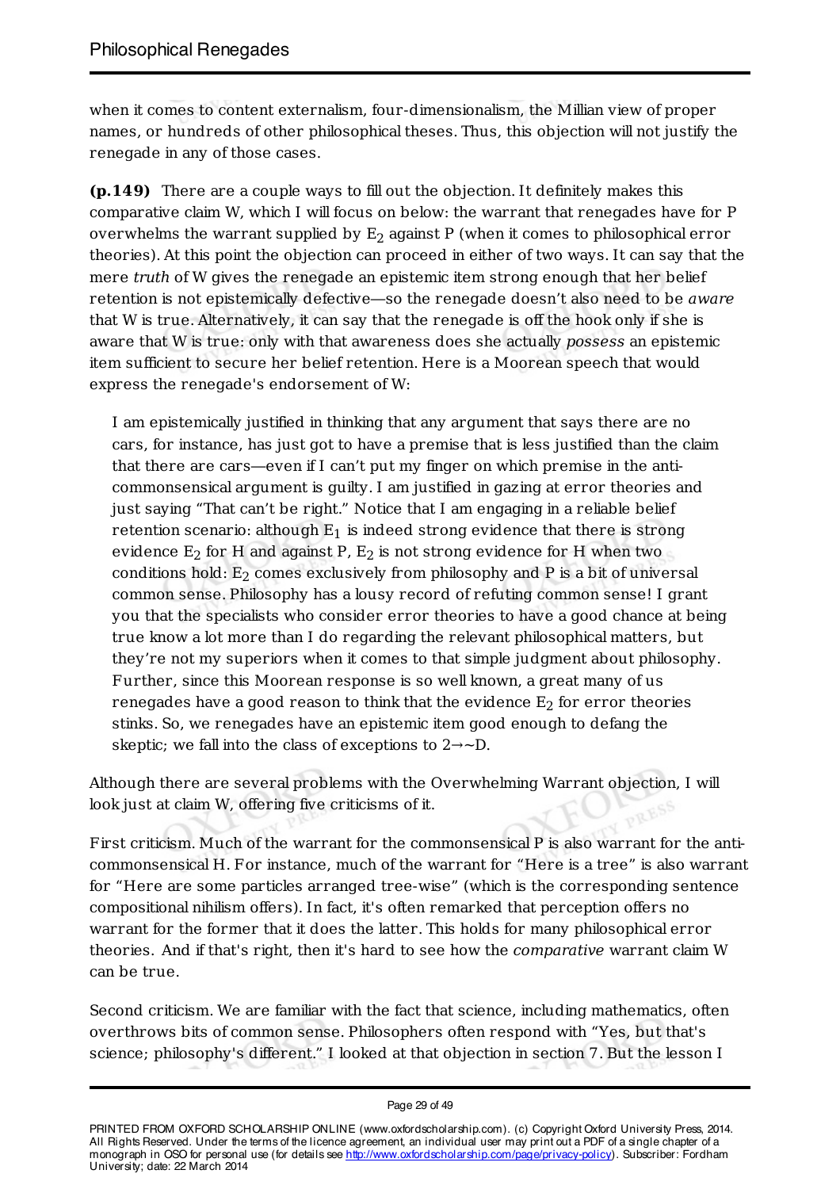when it comes to content externalism, four-dimensionalism, the Millian view of proper names, or hundreds of other philosophical theses. Thus, this objection will not justify the renegade in any of those cases.

**(p.149)** There are a couple ways to fill out the objection. It definitely makes this comparative claim W, which I will focus on below: the warrant that renegades have for P overwhelms the warrant supplied by $E_2$ against P (when it comes to philosophical error theories). At this point the objection can proceed in either of two ways. It can say that the mere *truth* of W gives the renegade an epistemic item strong enough that her belief retention is not epistemically defective—so the renegade doesn't also need to be *aware* that W is true. Alternatively, it can say that the renegade is off the hook only if she is aware that W is true: only with that awareness does she actually *possess* an epistemic item sufficient to secure her belief retention. Here is a Moorean speech that would express the renegade's endorsement of W:

> I am epistemically justified in thinking that any argument that says there are no cars, for instance, has just got to have a premise that is less justified than the claim that there are cars—even if I can't put my finger on which premise in the anti-commonsensical argument is guilty. I am justified in gazing at error theories and just saying "That can't be right." Notice that I am engaging in a reliable belief retention scenario: although $E_1$ is indeed strong evidence that there is strong evidence $E_2$ for H and against P, $E_2$ is not strong evidence for H when two conditions hold: $E_2$ comes exclusively from philosophy and P is a bit of universal common sense. Philosophy has a lousy record of refuting common sense! I grant you that the specialists who consider error theories to have a good chance at being true know a lot more than I do regarding the relevant philosophical matters, but they're not my superiors when it comes to that simple judgment about philosophy. Further, since this Moorean response is so well known, a great many of us renegades have a good reason to think that the evidence $E_2$ for error theories stinks. So, we renegades have an epistemic item good enough to defang the skeptic; we fall into the class of exceptions to $2 \rightarrow \sim D$.

Although there are several problems with the Overwhelming Warrant objection, I will look just at claim W, offering five criticisms of it.

First criticism. Much of the warrant for the commonsensical P is also warrant for the anti-commonsensical H. For instance, much of the warrant for "Here is a tree" is also warrant for "Here are some particles arranged tree-wise" (which is the corresponding sentence compositional nihilism offers). In fact, it's often remarked that perception offers no warrant for the former that it does the latter. This holds for many philosophical error theories. And if that's right, then it's hard to see how the *comparative* warrant claim W can be true.

Second criticism. We are familiar with the fact that science, including mathematics, often overthrows bits of common sense. Philosophers often respond with "Yes, but that's science; philosophy's different." I looked at that objection in section 7. But the lesson I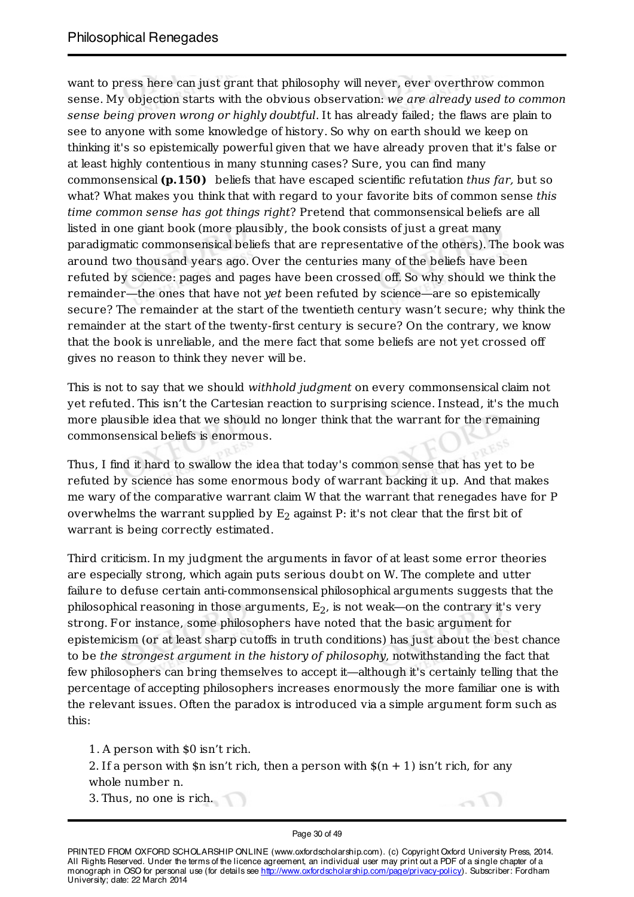want to press here can just grant that philosophy will never, ever overthrow common sense. My objection starts with the obvious observation: *we are already used to common sense being proven wrong or highly doubtful*. It has already failed; the flaws are plain to see to anyone with some knowledge of history. So why on earth should we keep on thinking it's so epistemically powerful given that we have already proven that it's false or at least highly contentious in many stunning cases? Sure, you can find many commonsensical **(p.150)** beliefs that have escaped scientific refutation *thus far*, but so what? What makes you think that with regard to your favorite bits of common sense *this time common sense has got things right*? Pretend that commonsensical beliefs are all listed in one giant book (more plausibly, the book consists of just a great many paradigmatic commonsensical beliefs that are representative of the others). The book was around two thousand years ago. Over the centuries many of the beliefs have been refuted by science: pages and pages have been crossed off. So why should we think the remainder—the ones that have not *yet* been refuted by science—are so epistemically secure? The remainder at the start of the twentieth century wasn't secure; why think the remainder at the start of the twenty-first century is secure? On the contrary, we know that the book is unreliable, and the mere fact that some beliefs are not yet crossed off gives no reason to think they never will be.

This is not to say that we should *withhold judgment* on every commonsensical claim not yet refuted. This isn't the Cartesian reaction to surprising science. Instead, it's the much more plausible idea that we should no longer think that the warrant for the remaining commonsensical beliefs is enormous.

Thus, I find it hard to swallow the idea that today's common sense that has yet to be refuted by science has some enormous body of warrant backing it up. And that makes me wary of the comparative warrant claim W that the warrant that renegades have for P overwhelms the warrant supplied by $E_2$ against P: it's not clear that the first bit of warrant is being correctly estimated.

Third criticism. In my judgment the arguments in favor of at least some error theories are especially strong, which again puts serious doubt on W. The complete and utter failure to defuse certain anti-commonsensical philosophical arguments suggests that the philosophical reasoning in those arguments, $E_2$, is not weak—on the contrary it's very strong. For instance, some philosophers have noted that the basic argument for epistemicism (or at least sharp cutoffs in truth conditions) has just about the best chance to be *the strongest argument in the history of philosophy*, notwithstanding the fact that few philosophers can bring themselves to accept it—although it's certainly telling that the percentage of accepting philosophers increases enormously the more familiar one is with the relevant issues. Often the paradox is introduced via a simple argument form such as this:

1. A person with $0 isn't rich.
2. If a person with $n isn't rich, then a person with $(n + 1) isn't rich, for any whole number n.
3. Thus, no one is rich.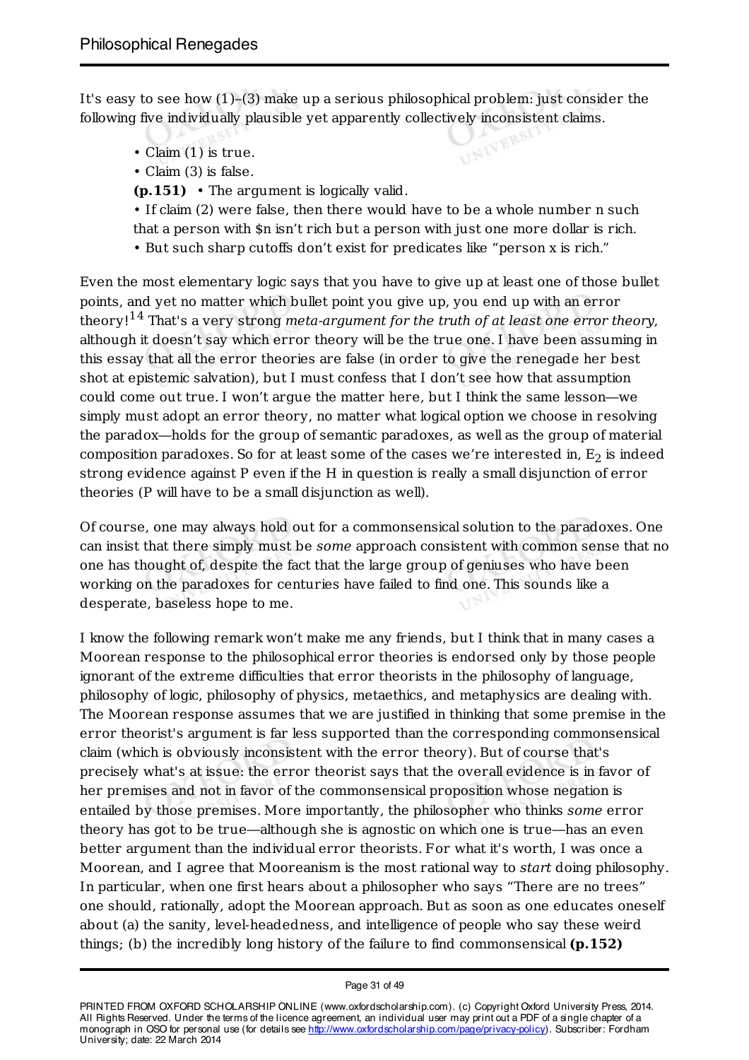It's easy to see how (1)–(3) make up a serious philosophical problem: just consider the following five individually plausible yet apparently collectively inconsistent claims.

- Claim (1) is true.
- Claim (3) is false.

**(p.151)**
- The argument is logically valid.
- If claim (2) were false, then there would have to be a whole number n such that a person with $n isn't rich but a person with just one more dollar is rich.
- But such sharp cutoffs don't exist for predicates like "person x is rich."

Even the most elementary logic says that you have to give up at least one of those bullet points, and yet no matter which bullet point you give up, you end up with an error theory![14] That's a very strong *meta-argument for the truth of at least one error theory*, although it doesn't say which error theory will be the true one. I have been assuming in this essay that all the error theories are false (in order to give the renegade her best shot at epistemic salvation), but I must confess that I don't see how that assumption could come out true. I won't argue the matter here, but I think the same lesson—we simply must adopt an error theory, no matter what logical option we choose in resolving the paradox—holds for the group of semantic paradoxes, as well as the group of material composition paradoxes. So for at least some of the cases we're interested in, $E_2$ is indeed strong evidence against P even if the H in question is really a small disjunction of error theories (P will have to be a small disjunction as well).

Of course, one may always hold out for a commonsensical solution to the paradoxes. One can insist that there simply must be *some* approach consistent with common sense that no one has thought of, despite the fact that the large group of geniuses who have been working on the paradoxes for centuries have failed to find one. This sounds like a desperate, baseless hope to me.

I know the following remark won't make me any friends, but I think that in many cases a Moorean response to the philosophical error theories is endorsed only by those people ignorant of the extreme difficulties that error theorists in the philosophy of language, philosophy of logic, philosophy of physics, metaethics, and metaphysics are dealing with. The Moorean response assumes that we are justified in thinking that some premise in the error theorist's argument is far less supported than the corresponding commonsensical claim (which is obviously inconsistent with the error theory). But of course that's precisely what's at issue: the error theorist says that the overall evidence is in favor of her premises and not in favor of the commonsensical proposition whose negation is entailed by those premises. More importantly, the philosopher who thinks *some* error theory has got to be true—although she is agnostic on which one is true—has an even better argument than the individual error theorists. For what it's worth, I was once a Moorean, and I agree that Mooreanism is the most rational way to *start* doing philosophy. In particular, when one first hears about a philosopher who says "There are no trees" one should, rationally, adopt the Moorean approach. But as soon as one educates oneself about (a) the sanity, level-headedness, and intelligence of people who say these weird things; (b) the incredibly long history of the failure to find commonsensical **(p.152)**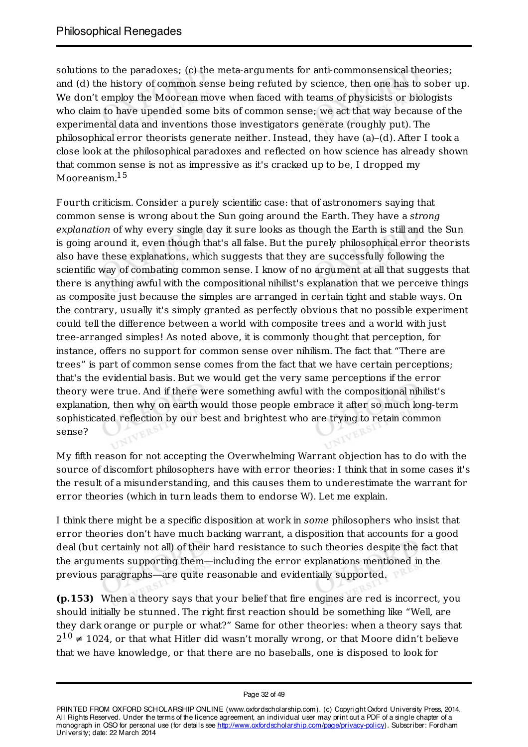solutions to the paradoxes; (c) the meta-arguments for anti-commonsensical theories; and (d) the history of common sense being refuted by science, then one has to sober up. We don't employ the Moorean move when faced with teams of physicists or biologists who claim to have upended some bits of common sense; we act that way because of the experimental data and inventions those investigators generate (roughly put). The philosophical error theorists generate neither. Instead, they have (a)–(d). After I took a close look at the philosophical paradoxes and reflected on how science has already shown that common sense is not as impressive as it's cracked up to be, I dropped my Mooreanism.[15]

Fourth criticism. Consider a purely scientific case: that of astronomers saying that common sense is wrong about the Sun going around the Earth. They have a *strong explanation* of why every single day it sure looks as though the Earth is still and the Sun is going around it, even though that's all false. But the purely philosophical error theorists also have these explanations, which suggests that they are successfully following the scientific way of combating common sense. I know of no argument at all that suggests that there is anything awful with the compositional nihilist's explanation that we perceive things as composite just because the simples are arranged in certain tight and stable ways. On the contrary, usually it's simply granted as perfectly obvious that no possible experiment could tell the difference between a world with composite trees and a world with just tree-arranged simples! As noted above, it is commonly thought that perception, for instance, offers no support for common sense over nihilism. The fact that "There are trees" is part of common sense comes from the fact that we have certain perceptions; that's the evidential basis. But we would get the very same perceptions if the error theory were true. And if there were something awful with the compositional nihilist's explanation, then why on earth would those people embrace it after so much long-term sophisticated reflection by our best and brightest who are trying to retain common sense?

My fifth reason for not accepting the Overwhelming Warrant objection has to do with the source of discomfort philosophers have with error theories: I think that in some cases it's the result of a misunderstanding, and this causes them to underestimate the warrant for error theories (which in turn leads them to endorse W). Let me explain.

I think there might be a specific disposition at work in *some* philosophers who insist that error theories don't have much backing warrant, a disposition that accounts for a good deal (but certainly not all) of their hard resistance to such theories despite the fact that the arguments supporting them—including the error explanations mentioned in the previous paragraphs—are quite reasonable and evidentially supported.

**(p.153)** When a theory says that your belief that fire engines are red is incorrect, you should initially be stunned. The right first reaction should be something like "Well, are they dark orange or purple or what?" Same for other theories: when a theory says that $2^{10} \neq 1024$, or that what Hitler did wasn't morally wrong, or that Moore didn't believe that we have knowledge, or that there are no baseballs, one is disposed to look for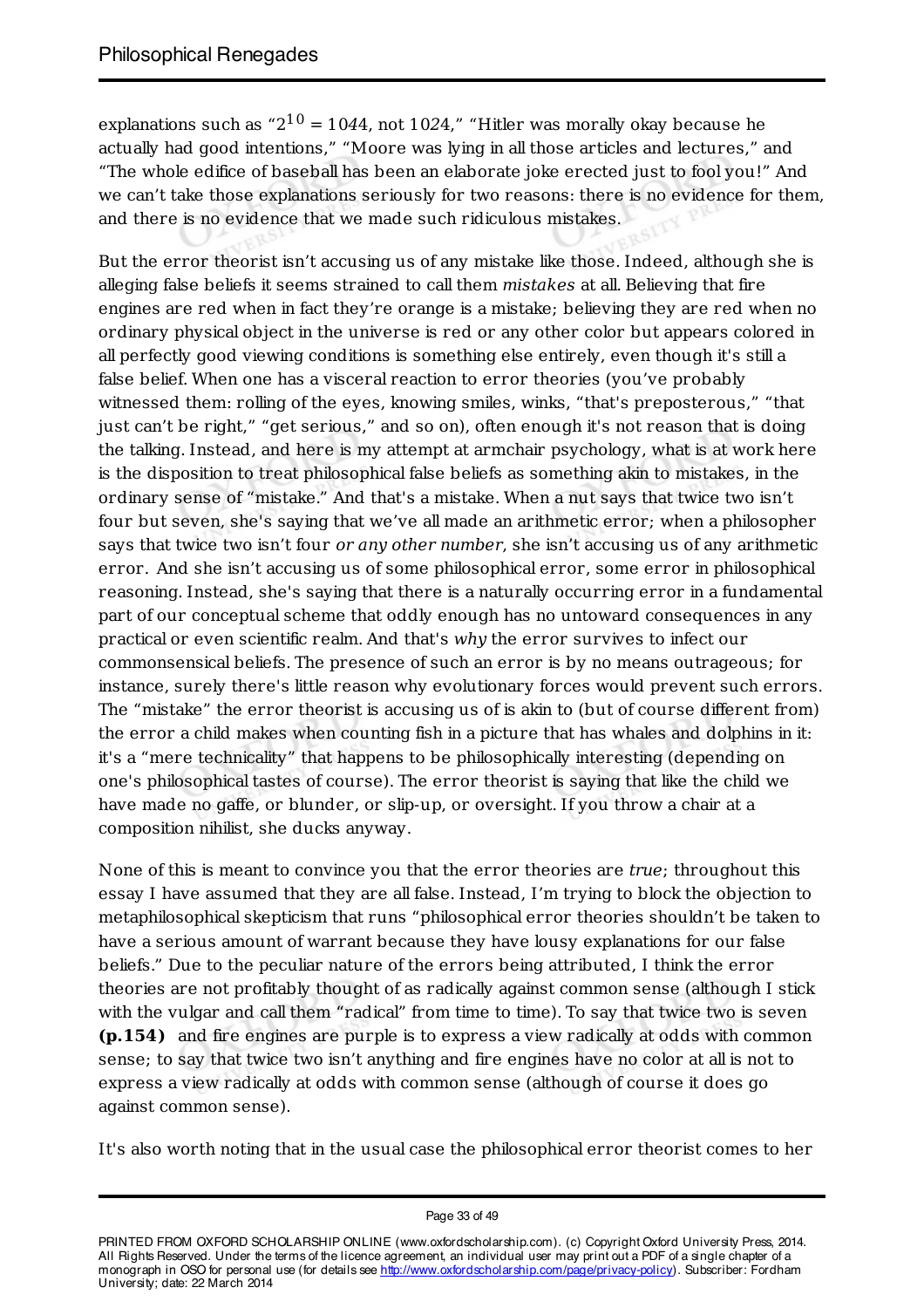explanations such as "$2^{10} = 1044$, not $1024$," "Hitler was morally okay because he actually had good intentions," "Moore was lying in all those articles and lectures," and "The whole edifice of baseball has been an elaborate joke erected just to fool you!" And we can't take those explanations seriously for two reasons: there is no evidence for them, and there is no evidence that we made such ridiculous mistakes.

But the error theorist isn't accusing us of any mistake like those. Indeed, although she is alleging false beliefs it seems strained to call them *mistakes* at all. Believing that fire engines are red when in fact they're orange is a mistake; believing they are red when no ordinary physical object in the universe is red or any other color but appears colored in all perfectly good viewing conditions is something else entirely, even though it's still a false belief. When one has a visceral reaction to error theories (you've probably witnessed them: rolling of the eyes, knowing smiles, winks, "that's preposterous," "that just can't be right," "get serious," and so on), often enough it's not reason that is doing the talking. Instead, and here is my attempt at armchair psychology, what is at work here is the disposition to treat philosophical false beliefs as something akin to mistakes, in the ordinary sense of "mistake." And that's a mistake. When a nut says that twice two isn't four but seven, she's saying that we've all made an arithmetic error; when a philosopher says that twice two isn't four *or any other number*, she isn't accusing us of any arithmetic error. And she isn't accusing us of some philosophical error, some error in philosophical reasoning. Instead, she's saying that there is a naturally occurring error in a fundamental part of our conceptual scheme that oddly enough has no untoward consequences in any practical or even scientific realm. And that's *why* the error survives to infect our commonsensical beliefs. The presence of such an error is by no means outrageous; for instance, surely there's little reason why evolutionary forces would prevent such errors. The "mistake" the error theorist is accusing us of is akin to (but of course different from) the error a child makes when counting fish in a picture that has whales and dolphins in it: it's a "mere technicality" that happens to be philosophically interesting (depending on one's philosophical tastes of course). The error theorist is saying that like the child we have made no gaffe, or blunder, or slip-up, or oversight. If you throw a chair at a composition nihilist, she ducks anyway.

None of this is meant to convince you that the error theories are *true*; throughout this essay I have assumed that they are all false. Instead, I'm trying to block the objection to metaphilosophical skepticism that runs "philosophical error theories shouldn't be taken to have a serious amount of warrant because they have lousy explanations for our false beliefs." Due to the peculiar nature of the errors being attributed, I think the error theories are not profitably thought of as radically against common sense (although I stick with the vulgar and call them "radical" from time to time). To say that twice two is seven **(p.154)** and fire engines are purple is to express a view radically at odds with common sense; to say that twice two isn't anything and fire engines have no color at all is not to express a view radically at odds with common sense (although of course it does go against common sense).

It's also worth noting that in the usual case the philosophical error theorist comes to her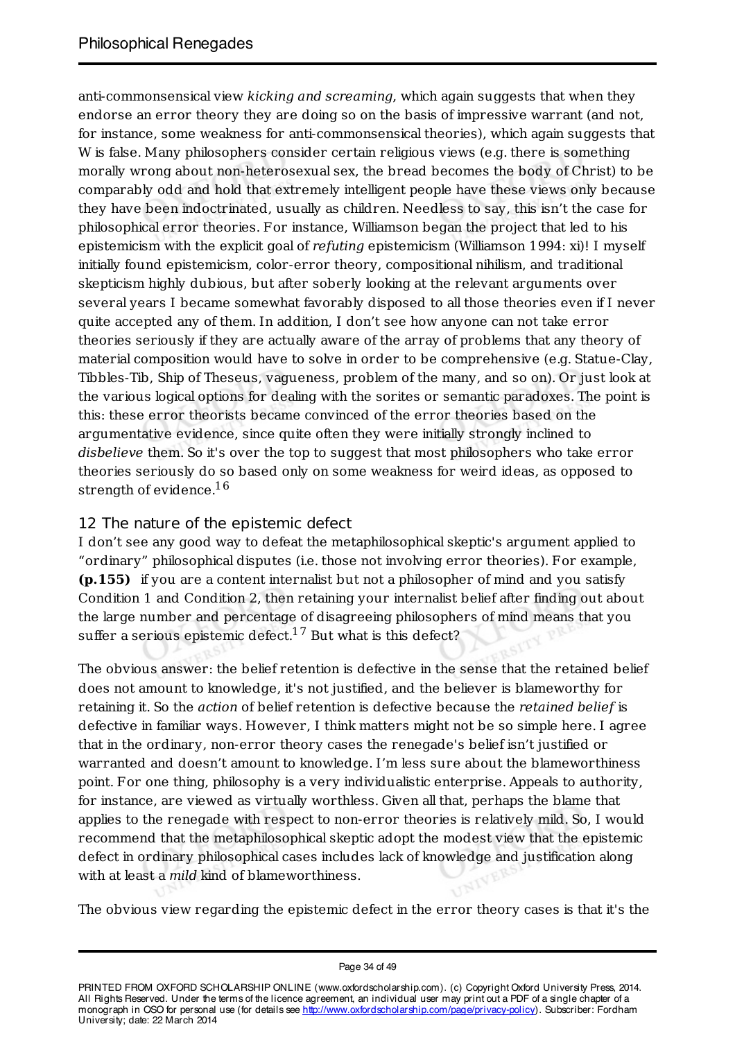anti-commonsensical view *kicking and screaming*, which again suggests that when they endorse an error theory they are doing so on the basis of impressive warrant (and not, for instance, some weakness for anti-commonsensical theories), which again suggests that W is false. Many philosophers consider certain religious views (e.g. there is something morally wrong about non-heterosexual sex, the bread becomes the body of Christ) to be comparably odd and hold that extremely intelligent people have these views only because they have been indoctrinated, usually as children. Needless to say, this isn't the case for philosophical error theories. For instance, Williamson began the project that led to his epistemicism with the explicit goal of *refuting* epistemicism (Williamson 1994: xi)! I myself initially found epistemicism, color-error theory, compositional nihilism, and traditional skepticism highly dubious, but after soberly looking at the relevant arguments over several years I became somewhat favorably disposed to all those theories even if I never quite accepted any of them. In addition, I don't see how anyone can not take error theories seriously if they are actually aware of the array of problems that any theory of material composition would have to solve in order to be comprehensive (e.g. Statue-Clay, Tibbles-Tib, Ship of Theseus, vagueness, problem of the many, and so on). Or just look at the various logical options for dealing with the sorites or semantic paradoxes. The point is this: these error theorists became convinced of the error theories based on the argumentative evidence, since quite often they were initially strongly inclined to *disbelieve* them. So it's over the top to suggest that most philosophers who take error theories seriously do so based only on some weakness for weird ideas, as opposed to strength of evidence.[16]

## 12 The nature of the epistemic defect

I don't see any good way to defeat the metaphilosophical skeptic's argument applied to "ordinary" philosophical disputes (i.e. those not involving error theories). For example, **(p.155)** if you are a content internalist but not a philosopher of mind and you satisfy Condition 1 and Condition 2, then retaining your internalist belief after finding out about the large number and percentage of disagreeing philosophers of mind means that you suffer a serious epistemic defect.[17] But what is this defect?

The obvious answer: the belief retention is defective in the sense that the retained belief does not amount to knowledge, it's not justified, and the believer is blameworthy for retaining it. So the *action* of belief retention is defective because the *retained belief* is defective in familiar ways. However, I think matters might not be so simple here. I agree that in the ordinary, non-error theory cases the renegade's belief isn't justified or warranted and doesn't amount to knowledge. I'm less sure about the blameworthiness point. For one thing, philosophy is a very individualistic enterprise. Appeals to authority, for instance, are viewed as virtually worthless. Given all that, perhaps the blame that applies to the renegade with respect to non-error theories is relatively mild. So, I would recommend that the metaphilosophical skeptic adopt the modest view that the epistemic defect in ordinary philosophical cases includes lack of knowledge and justification along with at least a *mild* kind of blameworthiness.

The obvious view regarding the epistemic defect in the error theory cases is that it's the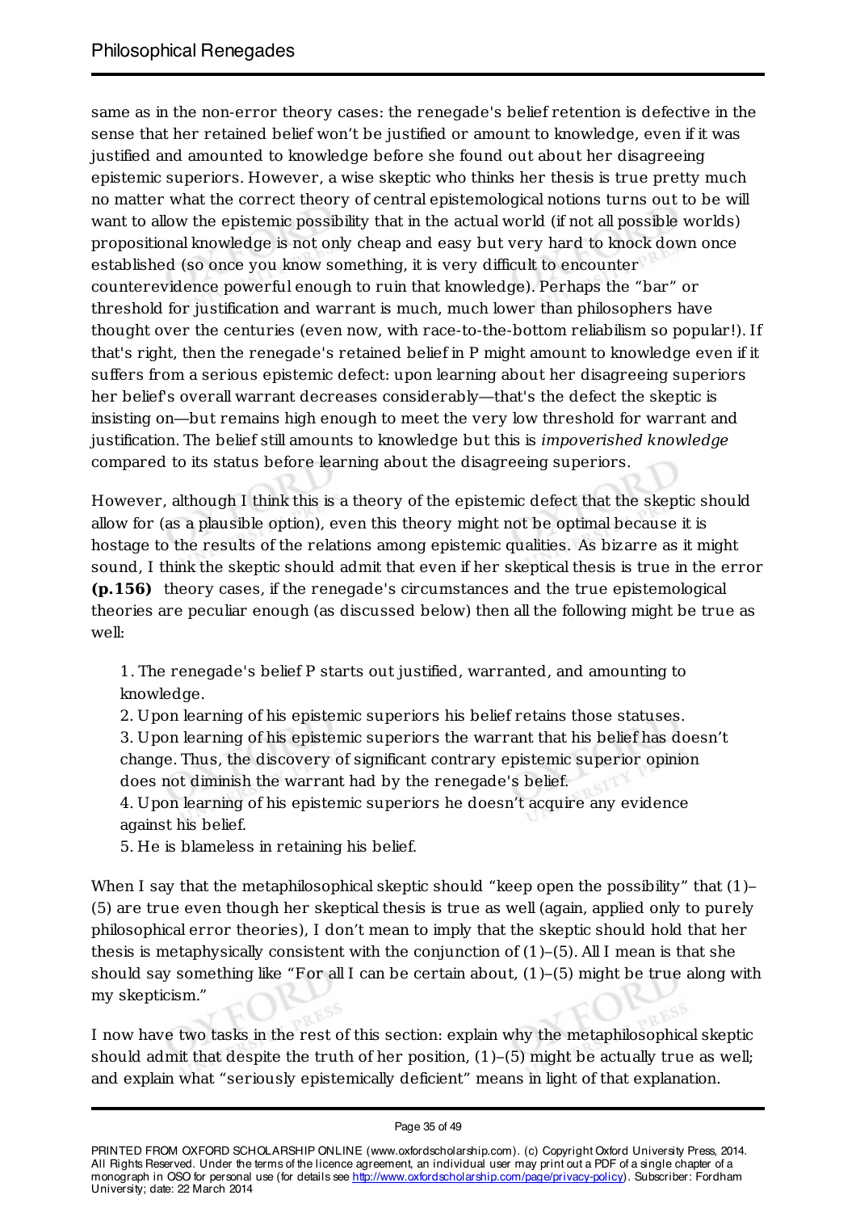same as in the non-error theory cases: the renegade's belief retention is defective in the sense that her retained belief won't be justified or amount to knowledge, even if it was justified and amounted to knowledge before she found out about her disagreeing epistemic superiors. However, a wise skeptic who thinks her thesis is true pretty much no matter what the correct theory of central epistemological notions turns out to be will want to allow the epistemic possibility that in the actual world (if not all possible worlds) propositional knowledge is not only cheap and easy but very hard to knock down once established (so once you know something, it is very difficult to encounter counterevidence powerful enough to ruin that knowledge). Perhaps the "bar" or threshold for justification and warrant is much, much lower than philosophers have thought over the centuries (even now, with race-to-the-bottom reliabilism so popular!). If that's right, then the renegade's retained belief in P might amount to knowledge even if it suffers from a serious epistemic defect: upon learning about her disagreeing superiors her belief's overall warrant decreases considerably—that's the defect the skeptic is insisting on—but remains high enough to meet the very low threshold for warrant and justification. The belief still amounts to knowledge but this is *impoverished knowledge* compared to its status before learning about the disagreeing superiors.

However, although I think this is a theory of the epistemic defect that the skeptic should allow for (as a plausible option), even this theory might not be optimal because it is hostage to the results of the relations among epistemic qualities. As bizarre as it might sound, I think the skeptic should admit that even if her skeptical thesis is true in the error **(p.156)** theory cases, if the renegade's circumstances and the true epistemological theories are peculiar enough (as discussed below) then all the following might be true as well:

1. The renegade's belief P starts out justified, warranted, and amounting to knowledge.
2. Upon learning of his epistemic superiors his belief retains those statuses.
3. Upon learning of his epistemic superiors the warrant that his belief has doesn't change. Thus, the discovery of significant contrary epistemic superior opinion does not diminish the warrant had by the renegade's belief.
4. Upon learning of his epistemic superiors he doesn't acquire any evidence against his belief.
5. He is blameless in retaining his belief.

When I say that the metaphilosophical skeptic should "keep open the possibility" that (1)–(5) are true even though her skeptical thesis is true as well (again, applied only to purely philosophical error theories), I don't mean to imply that the skeptic should hold that her thesis is metaphysically consistent with the conjunction of (1)–(5). All I mean is that she should say something like "For all I can be certain about, (1)–(5) might be true along with my skepticism."

I now have two tasks in the rest of this section: explain why the metaphilosophical skeptic should admit that despite the truth of her position, (1)–(5) might be actually true as well; and explain what "seriously epistemically deficient" means in light of that explanation.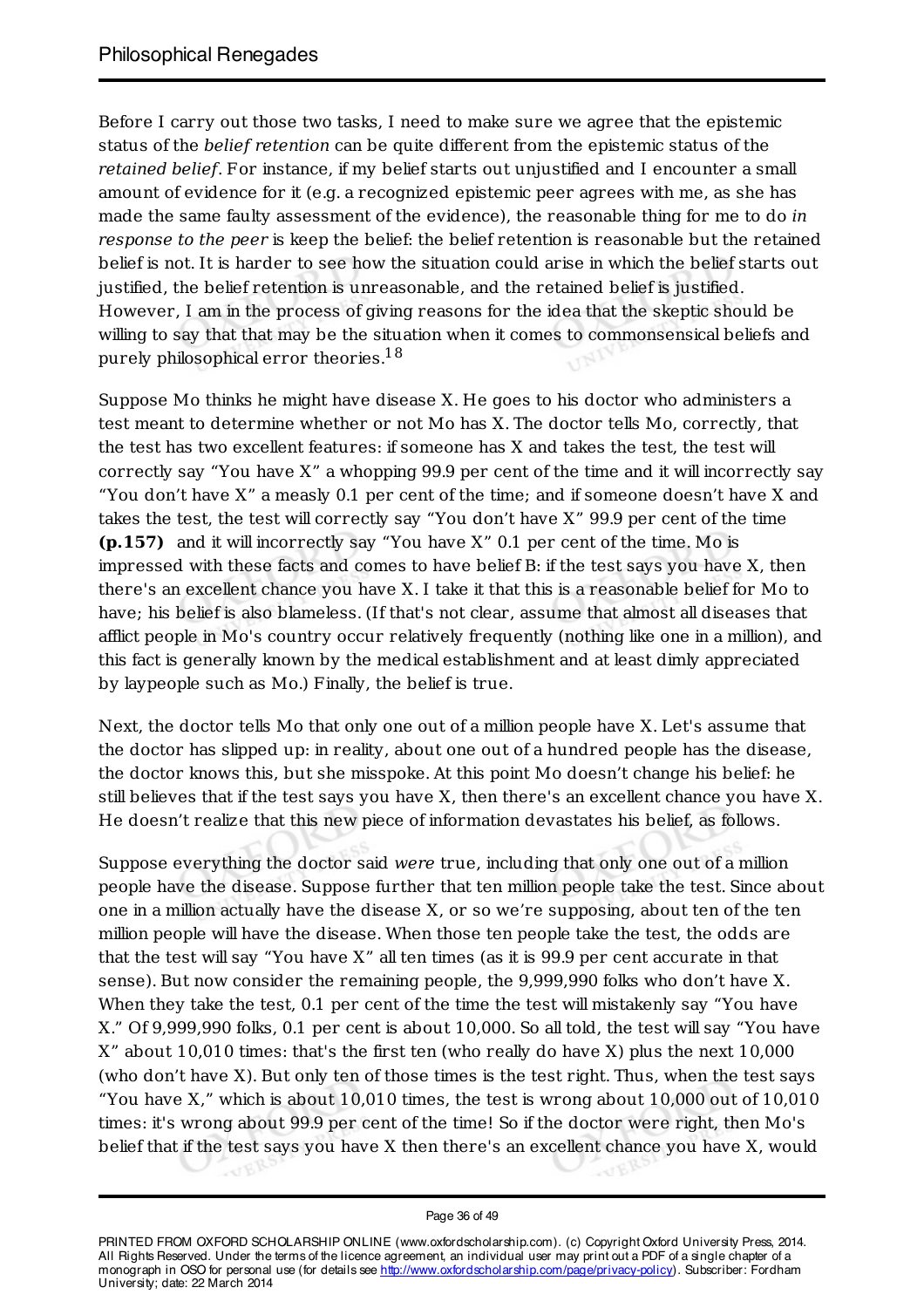Before I carry out those two tasks, I need to make sure we agree that the epistemic status of the *belief retention* can be quite different from the epistemic status of the *retained belief*. For instance, if my belief starts out unjustified and I encounter a small amount of evidence for it (e.g. a recognized epistemic peer agrees with me, as she has made the same faulty assessment of the evidence), the reasonable thing for me to do *in response to the peer* is keep the belief: the belief retention is reasonable but the retained belief is not. It is harder to see how the situation could arise in which the belief starts out justified, the belief retention is unreasonable, and the retained belief is justified. However, I am in the process of giving reasons for the idea that the skeptic should be willing to say that that may be the situation when it comes to commonsensical beliefs and purely philosophical error theories.[18]

Suppose Mo thinks he might have disease X. He goes to his doctor who administers a test meant to determine whether or not Mo has X. The doctor tells Mo, correctly, that the test has two excellent features: if someone has X and takes the test, the test will correctly say "You have X" a whopping 99.9 per cent of the time and it will incorrectly say "You don't have X" a measly 0.1 per cent of the time; and if someone doesn't have X and takes the test, the test will correctly say "You don't have X" 99.9 per cent of the time **(p.157)** and it will incorrectly say "You have X" 0.1 per cent of the time. Mo is impressed with these facts and comes to have belief B: if the test says you have X, then there's an excellent chance you have X. I take it that this is a reasonable belief for Mo to have; his belief is also blameless. (If that's not clear, assume that almost all diseases that afflict people in Mo's country occur relatively frequently (nothing like one in a million), and this fact is generally known by the medical establishment and at least dimly appreciated by laypeople such as Mo.) Finally, the belief is true.

Next, the doctor tells Mo that only one out of a million people have X. Let's assume that the doctor has slipped up: in reality, about one out of a hundred people has the disease, the doctor knows this, but she misspoke. At this point Mo doesn't change his belief: he still believes that if the test says you have X, then there's an excellent chance you have X. He doesn't realize that this new piece of information devastates his belief, as follows.

Suppose everything the doctor said *were* true, including that only one out of a million people have the disease. Suppose further that ten million people take the test. Since about one in a million actually have the disease X, or so we're supposing, about ten of the ten million people will have the disease. When those ten people take the test, the odds are that the test will say "You have X" all ten times (as it is 99.9 per cent accurate in that sense). But now consider the remaining people, the 9,999,990 folks who don't have X. When they take the test, 0.1 per cent of the time the test will mistakenly say "You have X." Of 9,999,990 folks, 0.1 per cent is about 10,000. So all told, the test will say "You have X" about 10,010 times: that's the first ten (who really do have X) plus the next 10,000 (who don't have X). But only ten of those times is the test right. Thus, when the test says "You have X," which is about 10,010 times, the test is wrong about 10,000 out of 10,010 times: it's wrong about 99.9 per cent of the time! So if the doctor were right, then Mo's belief that if the test says you have X then there's an excellent chance you have X, would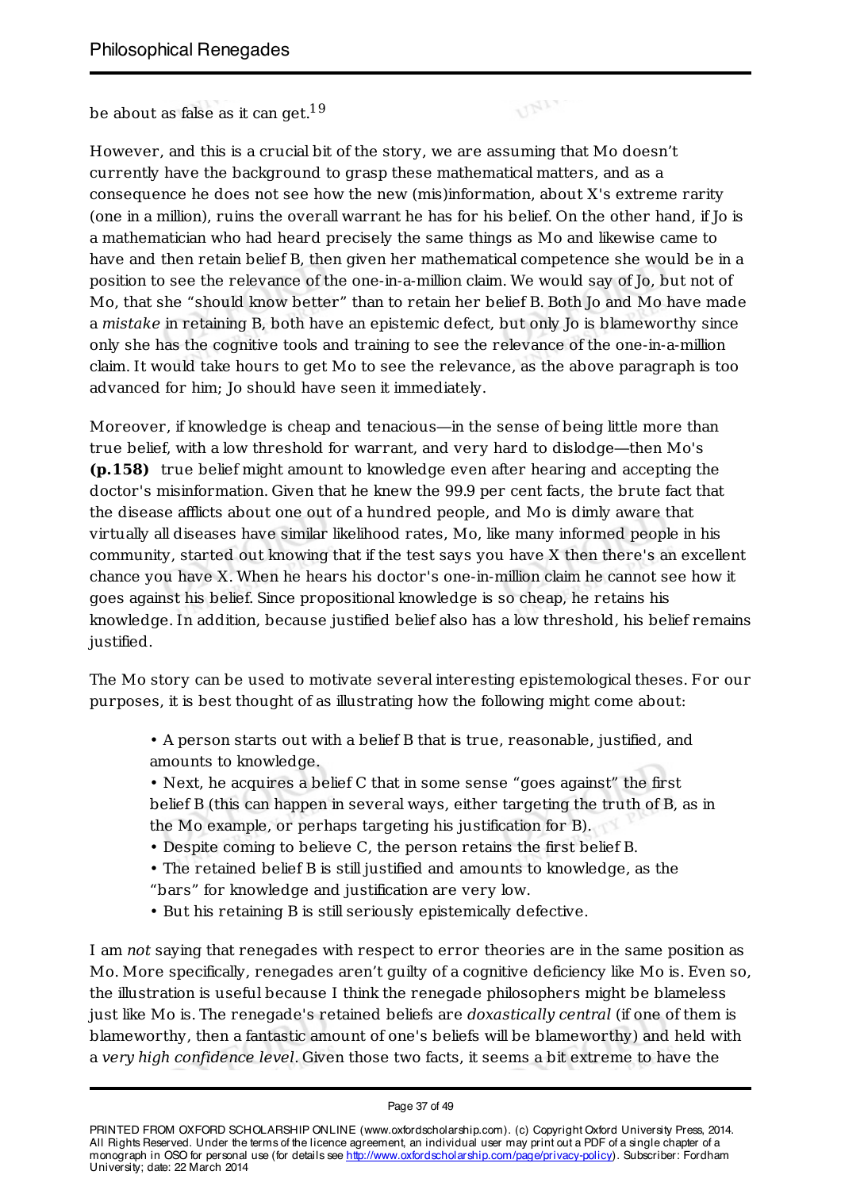be about as false as it can get.[19]

However, and this is a crucial bit of the story, we are assuming that Mo doesn't currently have the background to grasp these mathematical matters, and as a consequence he does not see how the new (mis)information, about X's extreme rarity (one in a million), ruins the overall warrant he has for his belief. On the other hand, if Jo is a mathematician who had heard precisely the same things as Mo and likewise came to have and then retain belief B, then given her mathematical competence she would be in a position to see the relevance of the one-in-a-million claim. We would say of Jo, but not of Mo, that she "should know better" than to retain her belief B. Both Jo and Mo have made a *mistake* in retaining B, both have an epistemic defect, but only Jo is blameworthy since only she has the cognitive tools and training to see the relevance of the one-in-a-million claim. It would take hours to get Mo to see the relevance, as the above paragraph is too advanced for him; Jo should have seen it immediately.

Moreover, if knowledge is cheap and tenacious—in the sense of being little more than true belief, with a low threshold for warrant, and very hard to dislodge—then Mo's **(p.158)** true belief might amount to knowledge even after hearing and accepting the doctor's misinformation. Given that he knew the 99.9 per cent facts, the brute fact that the disease afflicts about one out of a hundred people, and Mo is dimly aware that virtually all diseases have similar likelihood rates, Mo, like many informed people in his community, started out knowing that if the test says you have X then there's an excellent chance you have X. When he hears his doctor's one-in-million claim he cannot see how it goes against his belief. Since propositional knowledge is so cheap, he retains his knowledge. In addition, because justified belief also has a low threshold, his belief remains justified.

The Mo story can be used to motivate several interesting epistemological theses. For our purposes, it is best thought of as illustrating how the following might come about:

- A person starts out with a belief B that is true, reasonable, justified, and amounts to knowledge.
- Next, he acquires a belief C that in some sense "goes against" the first belief B (this can happen in several ways, either targeting the truth of B, as in the Mo example, or perhaps targeting his justification for B).
- Despite coming to believe C, the person retains the first belief B.
- The retained belief B is still justified and amounts to knowledge, as the "bars" for knowledge and justification are very low.
- But his retaining B is still seriously epistemically defective.

I am *not* saying that renegades with respect to error theories are in the same position as Mo. More specifically, renegades aren't guilty of a cognitive deficiency like Mo is. Even so, the illustration is useful because I think the renegade philosophers might be blameless just like Mo is. The renegade's retained beliefs are *doxastically central* (if one of them is blameworthy, then a fantastic amount of one's beliefs will be blameworthy) and held with a *very high confidence level*. Given those two facts, it seems a bit extreme to have the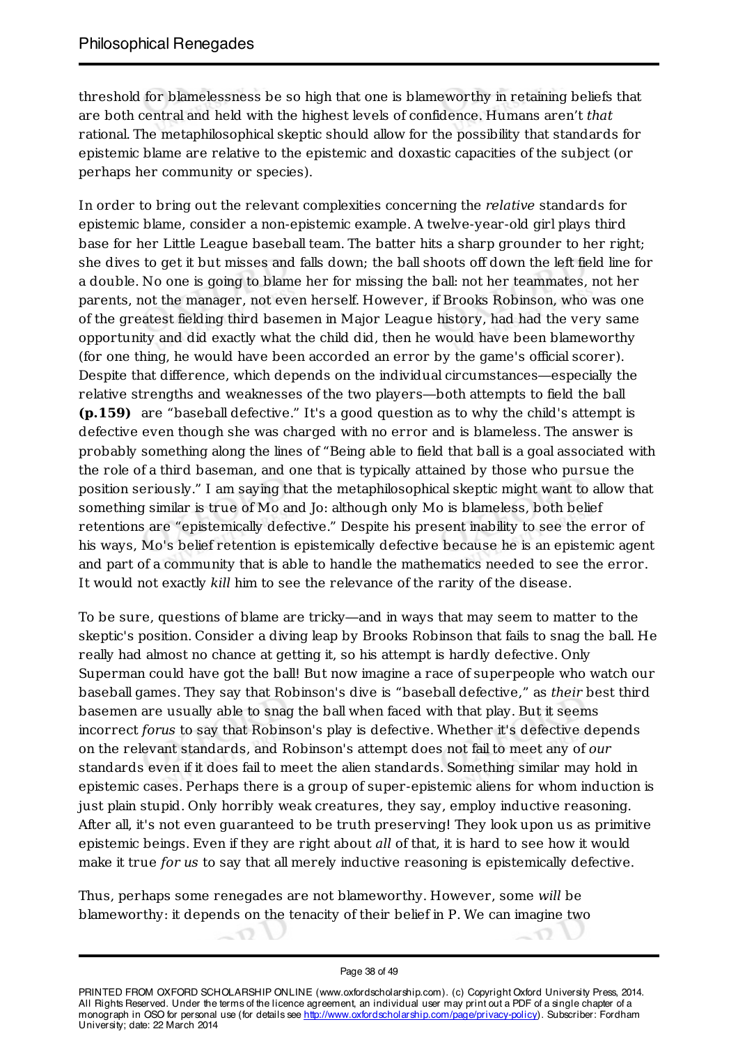threshold for blamelessness be so high that one is blameworthy in retaining beliefs that are both central and held with the highest levels of confidence. Humans aren't *that* rational. The metaphilosophical skeptic should allow for the possibility that standards for epistemic blame are relative to the epistemic and doxastic capacities of the subject (or perhaps her community or species).

In order to bring out the relevant complexities concerning the *relative* standards for epistemic blame, consider a non-epistemic example. A twelve-year-old girl plays third base for her Little League baseball team. The batter hits a sharp grounder to her right; she dives to get it but misses and falls down; the ball shoots off down the left field line for a double. No one is going to blame her for missing the ball: not her teammates, not her parents, not the manager, not even herself. However, if Brooks Robinson, who was one of the greatest fielding third basemen in Major League history, had had the very same opportunity and did exactly what the child did, then he would have been blameworthy (for one thing, he would have been accorded an error by the game's official scorer). Despite that difference, which depends on the individual circumstances—especially the relative strengths and weaknesses of the two players—both attempts to field the ball **(p.159)** are "baseball defective." It's a good question as to why the child's attempt is defective even though she was charged with no error and is blameless. The answer is probably something along the lines of "Being able to field that ball is a goal associated with the role of a third baseman, and one that is typically attained by those who pursue the position seriously." I am saying that the metaphilosophical skeptic might want to allow that something similar is true of Mo and Jo: although only Mo is blameless, both belief retentions are "epistemically defective." Despite his present inability to see the error of his ways, Mo's belief retention is epistemically defective because he is an epistemic agent and part of a community that is able to handle the mathematics needed to see the error. It would not exactly *kill* him to see the relevance of the rarity of the disease.

To be sure, questions of blame are tricky—and in ways that may seem to matter to the skeptic's position. Consider a diving leap by Brooks Robinson that fails to snag the ball. He really had almost no chance at getting it, so his attempt is hardly defective. Only Superman could have got the ball! But now imagine a race of superpeople who watch our baseball games. They say that Robinson's dive is "baseball defective," as *their* best third basemen are usually able to snag the ball when faced with that play. But it seems incorrect *forus* to say that Robinson's play is defective. Whether it's defective depends on the relevant standards, and Robinson's attempt does not fail to meet any of *our* standards even if it does fail to meet the alien standards. Something similar may hold in epistemic cases. Perhaps there is a group of super-epistemic aliens for whom induction is just plain stupid. Only horribly weak creatures, they say, employ inductive reasoning. After all, it's not even guaranteed to be truth preserving! They look upon us as primitive epistemic beings. Even if they are right about *all* of that, it is hard to see how it would make it true *for us* to say that all merely inductive reasoning is epistemically defective.

Thus, perhaps some renegades are not blameworthy. However, some *will* be blameworthy: it depends on the tenacity of their belief in P. We can imagine two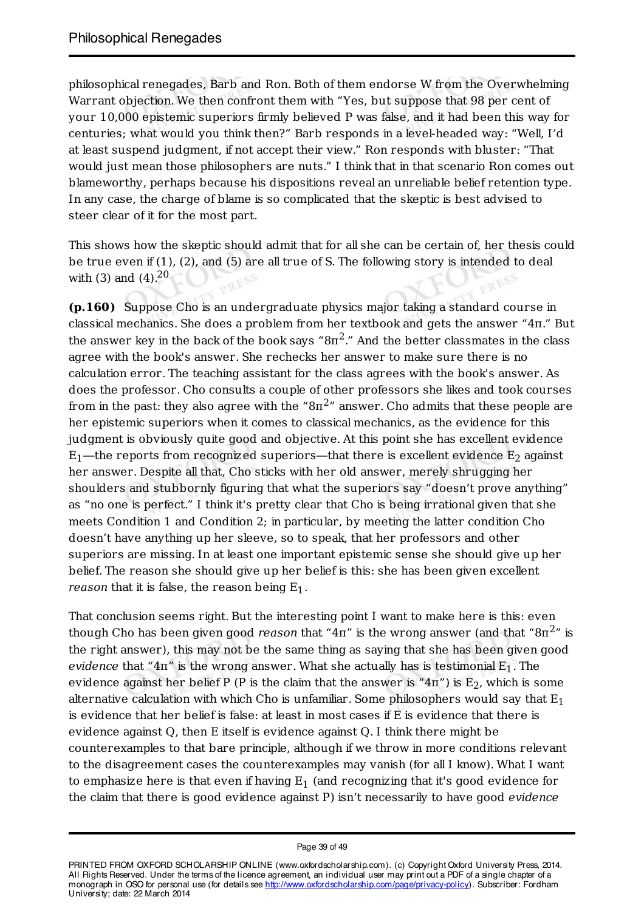philosophical renegades, Barb and Ron. Both of them endorse W from the Overwhelming Warrant objection. We then confront them with "Yes, but suppose that 98 per cent of your 10,000 epistemic superiors firmly believed P was false, and it had been this way for centuries; what would you think then?" Barb responds in a level-headed way: "Well, I'd at least suspend judgment, if not accept their view." Ron responds with bluster: "That would just mean those philosophers are nuts." I think that in that scenario Ron comes out blameworthy, perhaps because his dispositions reveal an unreliable belief retention type. In any case, the charge of blame is so complicated that the skeptic is best advised to steer clear of it for the most part.

This shows how the skeptic should admit that for all she can be certain of, her thesis could be true even if (1), (2), and (5) are all true of S. The following story is intended to deal with (3) and (4).[20]

**(p.160)** Suppose Cho is an undergraduate physics major taking a standard course in classical mechanics. She does a problem from her textbook and gets the answer "$4\pi$." But the answer key in the back of the book says "$8\pi^2$." And the better classmates in the class agree with the book's answer. She rechecks her answer to make sure there is no calculation error. The teaching assistant for the class agrees with the book's answer. As does the professor. Cho consults a couple of other professors she likes and took courses from in the past: they also agree with the "$8\pi^2$" answer. Cho admits that these people are her epistemic superiors when it comes to classical mechanics, as the evidence for this judgment is obviously quite good and objective. At this point she has excellent evidence $E_1$—the reports from recognized superiors—that there is excellent evidence $E_2$ against her answer. Despite all that, Cho sticks with her old answer, merely shrugging her shoulders and stubbornly figuring that what the superiors say "doesn't prove anything" as "no one is perfect." I think it's pretty clear that Cho is being irrational given that she meets Condition 1 and Condition 2; in particular, by meeting the latter condition Cho doesn't have anything up her sleeve, so to speak, that her professors and other superiors are missing. In at least one important epistemic sense she should give up her belief. The reason she should give up her belief is this: she has been given excellent *reason* that it is false, the reason being $E_1$.

That conclusion seems right. But the interesting point I want to make here is this: even though Cho has been given good *reason* that "$4\pi$" is the wrong answer (and that "$8\pi^2$" is the right answer), this may not be the same thing as saying that she has been given good *evidence* that "$4\pi$" is the wrong answer. What she actually has is testimonial $E_1$. The evidence against her belief P (P is the claim that the answer is "$4\pi$") is $E_2$, which is some alternative calculation with which Cho is unfamiliar. Some philosophers would say that $E_1$ is evidence that her belief is false: at least in most cases if E is evidence that there is evidence against Q, then E itself is evidence against Q. I think there might be counterexamples to that bare principle, although if we throw in more conditions relevant to the disagreement cases the counterexamples may vanish (for all I know). What I want to emphasize here is that even if having $E_1$ (and recognizing that it's good evidence for the claim that there is good evidence against P) isn't necessarily to have good *evidence*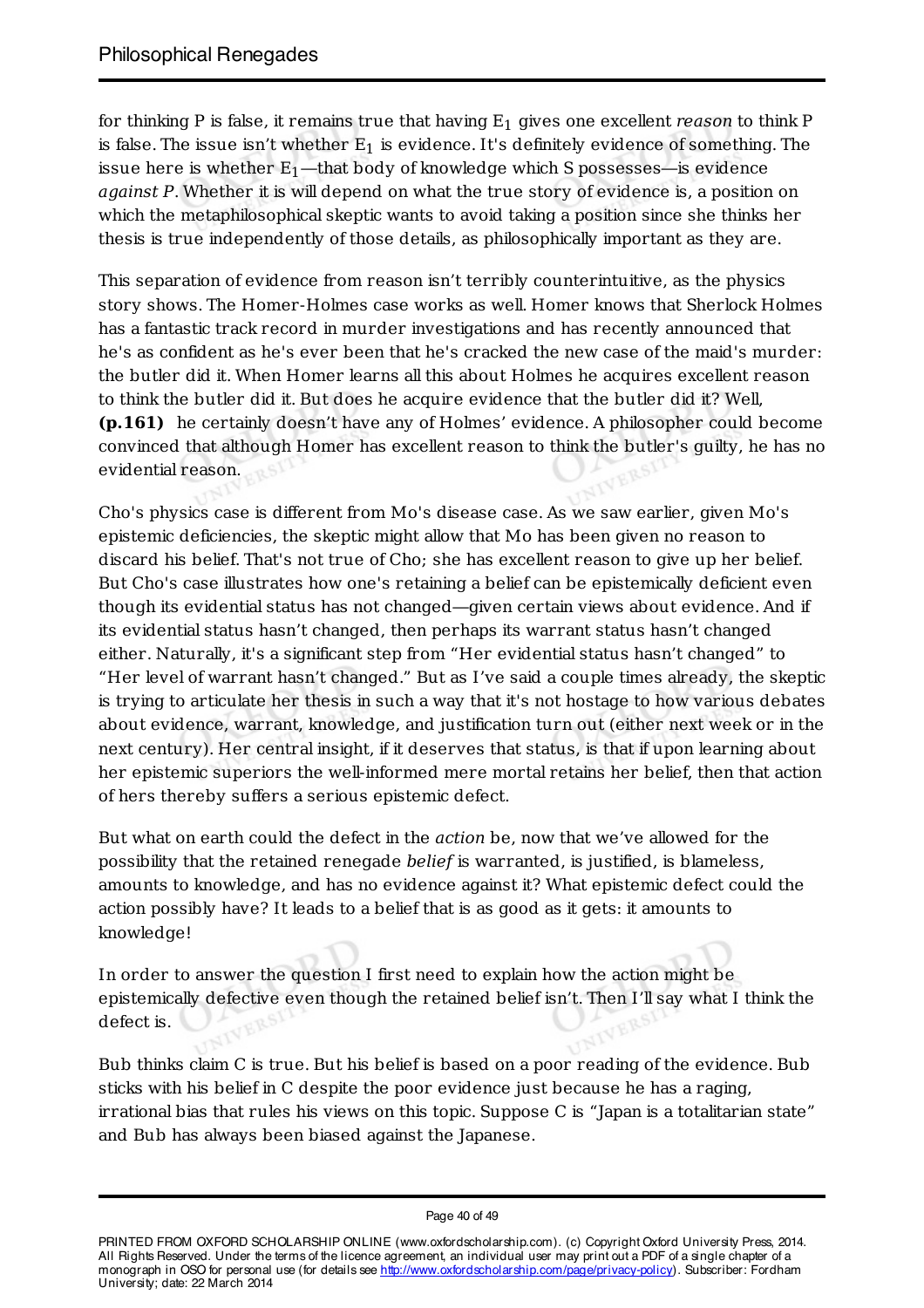for thinking P is false, it remains true that having $E_1$ gives one excellent *reason* to think P is false. The issue isn't whether $E_1$ is evidence. It's definitely evidence of something. The issue here is whether $E_1$—that body of knowledge which S possesses—is evidence *against P*. Whether it is will depend on what the true story of evidence is, a position on which the metaphilosophical skeptic wants to avoid taking a position since she thinks her thesis is true independently of those details, as philosophically important as they are.

This separation of evidence from reason isn't terribly counterintuitive, as the physics story shows. The Homer-Holmes case works as well. Homer knows that Sherlock Holmes has a fantastic track record in murder investigations and has recently announced that he's as confident as he's ever been that he's cracked the new case of the maid's murder: the butler did it. When Homer learns all this about Holmes he acquires excellent reason to think the butler did it. But does he acquire evidence that the butler did it? Well, **(p.161)** he certainly doesn't have any of Holmes' evidence. A philosopher could become convinced that although Homer has excellent reason to think the butler's guilty, he has no evidential reason.

Cho's physics case is different from Mo's disease case. As we saw earlier, given Mo's epistemic deficiencies, the skeptic might allow that Mo has been given no reason to discard his belief. That's not true of Cho; she has excellent reason to give up her belief. But Cho's case illustrates how one's retaining a belief can be epistemically deficient even though its evidential status has not changed—given certain views about evidence. And if its evidential status hasn't changed, then perhaps its warrant status hasn't changed either. Naturally, it's a significant step from "Her evidential status hasn't changed" to "Her level of warrant hasn't changed." But as I've said a couple times already, the skeptic is trying to articulate her thesis in such a way that it's not hostage to how various debates about evidence, warrant, knowledge, and justification turn out (either next week or in the next century). Her central insight, if it deserves that status, is that if upon learning about her epistemic superiors the well-informed mere mortal retains her belief, then that action of hers thereby suffers a serious epistemic defect.

But what on earth could the defect in the *action* be, now that we've allowed for the possibility that the retained renegade *belief* is warranted, is justified, is blameless, amounts to knowledge, and has no evidence against it? What epistemic defect could the action possibly have? It leads to a belief that is as good as it gets: it amounts to knowledge!

In order to answer the question I first need to explain how the action might be epistemically defective even though the retained belief isn't. Then I'll say what I think the defect is.

Bub thinks claim C is true. But his belief is based on a poor reading of the evidence. Bub sticks with his belief in C despite the poor evidence just because he has a raging, irrational bias that rules his views on this topic. Suppose C is "Japan is a totalitarian state" and Bub has always been biased against the Japanese.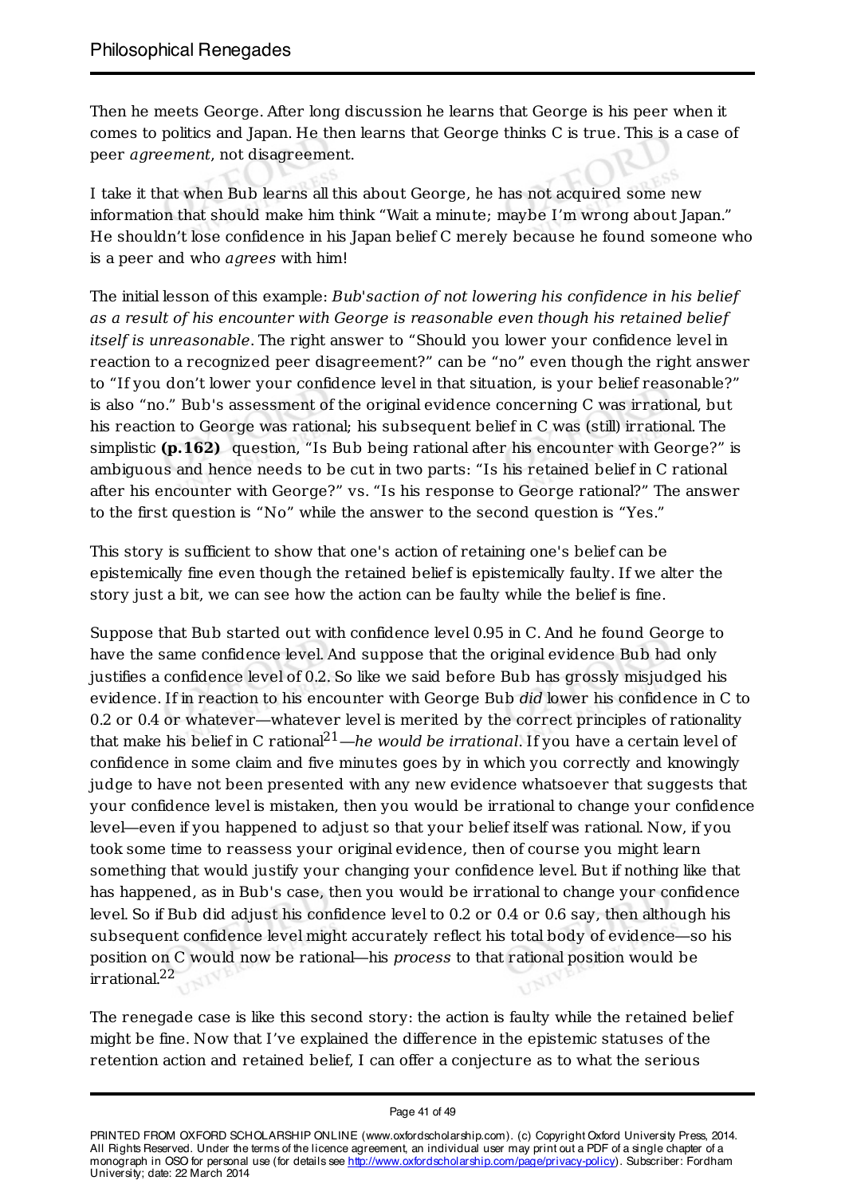Then he meets George. After long discussion he learns that George is his peer when it comes to politics and Japan. He then learns that George thinks C is true. This is a case of peer *agreement*, not disagreement.

I take it that when Bub learns all this about George, he has not acquired some new information that should make him think "Wait a minute; maybe I'm wrong about Japan." He shouldn't lose confidence in his Japan belief C merely because he found someone who is a peer and who *agrees* with him!

The initial lesson of this example: *Bub'saction of not lowering his confidence in his belief as a result of his encounter with George is reasonable even though his retained belief itself is unreasonable*. The right answer to "Should you lower your confidence level in reaction to a recognized peer disagreement?" can be "no" even though the right answer to "If you don't lower your confidence level in that situation, is your belief reasonable?" is also "no." Bub's assessment of the original evidence concerning C was irrational, but his reaction to George was rational; his subsequent belief in C was (still) irrational. The simplistic **(p.162)** question, "Is Bub being rational after his encounter with George?" is ambiguous and hence needs to be cut in two parts: "Is his retained belief in C rational after his encounter with George?" vs. "Is his response to George rational?" The answer to the first question is "No" while the answer to the second question is "Yes."

This story is sufficient to show that one's action of retaining one's belief can be epistemically fine even though the retained belief is epistemically faulty. If we alter the story just a bit, we can see how the action can be faulty while the belief is fine.

Suppose that Bub started out with confidence level 0.95 in C. And he found George to have the same confidence level. And suppose that the original evidence Bub had only justifies a confidence level of 0.2. So like we said before Bub has grossly misjudged his evidence. If in reaction to his encounter with George Bub *did* lower his confidence in C to 0.2 or 0.4 or whatever—whatever level is merited by the correct principles of rationality that make his belief in C rational[21]—*he would be irrational*. If you have a certain level of confidence in some claim and five minutes goes by in which you correctly and knowingly judge to have not been presented with any new evidence whatsoever that suggests that your confidence level is mistaken, then you would be irrational to change your confidence level—even if you happened to adjust so that your belief itself was rational. Now, if you took some time to reassess your original evidence, then of course you might learn something that would justify your changing your confidence level. But if nothing like that has happened, as in Bub's case, then you would be irrational to change your confidence level. So if Bub did adjust his confidence level to 0.2 or 0.4 or 0.6 say, then although his subsequent confidence level might accurately reflect his total body of evidence—so his position on C would now be rational—his *process* to that rational position would be irrational.[22]

The renegade case is like this second story: the action is faulty while the retained belief might be fine. Now that I've explained the difference in the epistemic statuses of the retention action and retained belief, I can offer a conjecture as to what the serious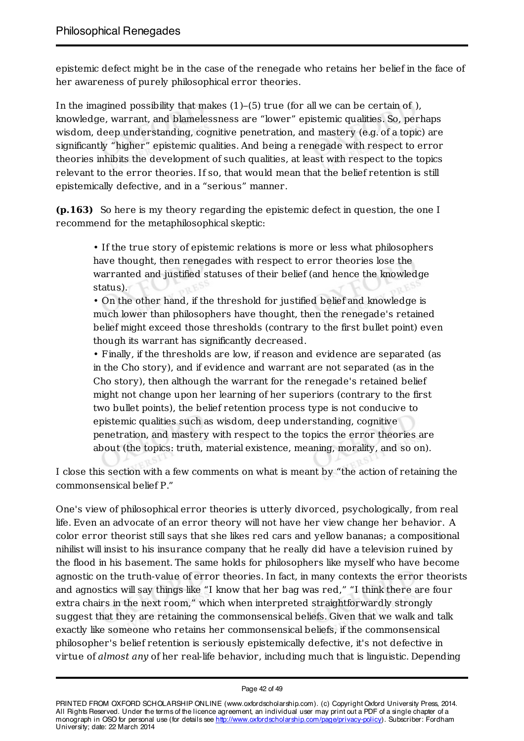epistemic defect might be in the case of the renegade who retains her belief in the face of her awareness of purely philosophical error theories.

In the imagined possibility that makes (1)–(5) true (for all we can be certain of ), knowledge, warrant, and blamelessness are "lower" epistemic qualities. So, perhaps wisdom, deep understanding, cognitive penetration, and mastery (e.g. of a topic) are significantly "higher" epistemic qualities. And being a renegade with respect to error theories inhibits the development of such qualities, at least with respect to the topics relevant to the error theories. If so, that would mean that the belief retention is still epistemically defective, and in a "serious" manner.

**(p.163)** So here is my theory regarding the epistemic defect in question, the one I recommend for the metaphilosophical skeptic:

- If the true story of epistemic relations is more or less what philosophers have thought, then renegades with respect to error theories lose the warranted and justified statuses of their belief (and hence the knowledge status).
- On the other hand, if the threshold for justified belief and knowledge is much lower than philosophers have thought, then the renegade's retained belief might exceed those thresholds (contrary to the first bullet point) even though its warrant has significantly decreased.
- Finally, if the thresholds are low, if reason and evidence are separated (as in the Cho story), and if evidence and warrant are not separated (as in the Cho story), then although the warrant for the renegade's retained belief might not change upon her learning of her superiors (contrary to the first two bullet points), the belief retention process type is not conducive to epistemic qualities such as wisdom, deep understanding, cognitive penetration, and mastery with respect to the topics the error theories are about (the topics: truth, material existence, meaning, morality, and so on).

I close this section with a few comments on what is meant by "the action of retaining the commonsensical belief P."

One's view of philosophical error theories is utterly divorced, psychologically, from real life. Even an advocate of an error theory will not have her view change her behavior. A color error theorist still says that she likes red cars and yellow bananas; a compositional nihilist will insist to his insurance company that he really did have a television ruined by the flood in his basement. The same holds for philosophers like myself who have become agnostic on the truth-value of error theories. In fact, in many contexts the error theorists and agnostics will say things like "I know that her bag was red," "I think there are four extra chairs in the next room," which when interpreted straightforwardly strongly suggest that they are retaining the commonsensical beliefs. Given that we walk and talk exactly like someone who retains her commonsensical beliefs, if the commonsensical philosopher's belief retention is seriously epistemically defective, it's not defective in virtue of *almost any* of her real-life behavior, including much that is linguistic. Depending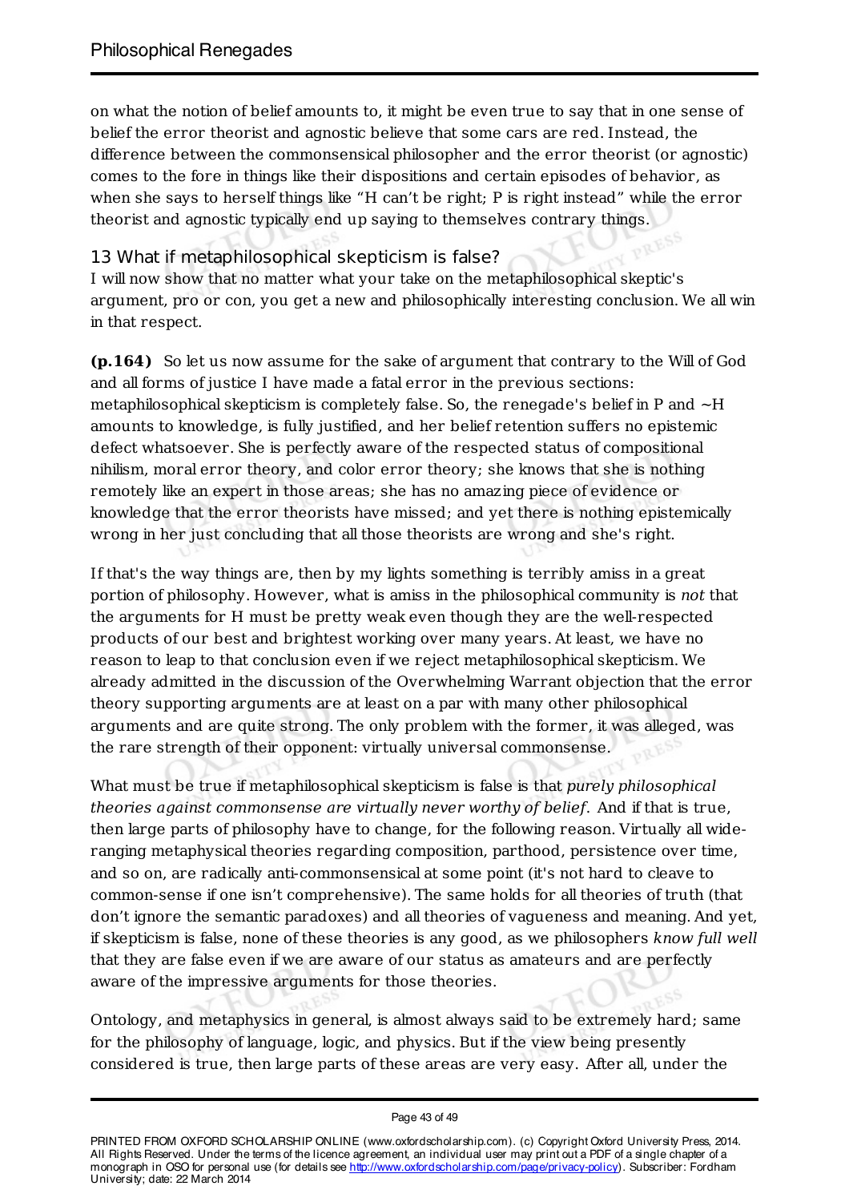on what the notion of belief amounts to, it might be even true to say that in one sense of belief the error theorist and agnostic believe that some cars are red. Instead, the difference between the commonsensical philosopher and the error theorist (or agnostic) comes to the fore in things like their dispositions and certain episodes of behavior, as when she says to herself things like "H can't be right; P is right instead" while the error theorist and agnostic typically end up saying to themselves contrary things.

## 13 What if metaphilosophical skepticism is false?

I will now show that no matter what your take on the metaphilosophical skeptic's argument, pro or con, you get a new and philosophically interesting conclusion. We all win in that respect.

**(p.164)** So let us now assume for the sake of argument that contrary to the Will of God and all forms of justice I have made a fatal error in the previous sections: metaphilosophical skepticism is completely false. So, the renegade's belief in P and ~H amounts to knowledge, is fully justified, and her belief retention suffers no epistemic defect whatsoever. She is perfectly aware of the respected status of compositional nihilism, moral error theory, and color error theory; she knows that she is nothing remotely like an expert in those areas; she has no amazing piece of evidence or knowledge that the error theorists have missed; and yet there is nothing epistemically wrong in her just concluding that all those theorists are wrong and she's right.

If that's the way things are, then by my lights something is terribly amiss in a great portion of philosophy. However, what is amiss in the philosophical community is *not* that the arguments for H must be pretty weak even though they are the well-respected products of our best and brightest working over many years. At least, we have no reason to leap to that conclusion even if we reject metaphilosophical skepticism. We already admitted in the discussion of the Overwhelming Warrant objection that the error theory supporting arguments are at least on a par with many other philosophical arguments and are quite strong. The only problem with the former, it was alleged, was the rare strength of their opponent: virtually universal commonsense.

What must be true if metaphilosophical skepticism is false is that *purely philosophical theories against commonsense are virtually never worthy of belief*. And if that is true, then large parts of philosophy have to change, for the following reason. Virtually all wide-ranging metaphysical theories regarding composition, parthood, persistence over time, and so on, are radically anti-commonsensical at some point (it's not hard to cleave to common-sense if one isn't comprehensive). The same holds for all theories of truth (that don't ignore the semantic paradoxes) and all theories of vagueness and meaning. And yet, if skepticism is false, none of these theories is any good, as we philosophers *know full well* that they are false even if we are aware of our status as amateurs and are perfectly aware of the impressive arguments for those theories.

Ontology, and metaphysics in general, is almost always said to be extremely hard; same for the philosophy of language, logic, and physics. But if the view being presently considered is true, then large parts of these areas are very easy. After all, under the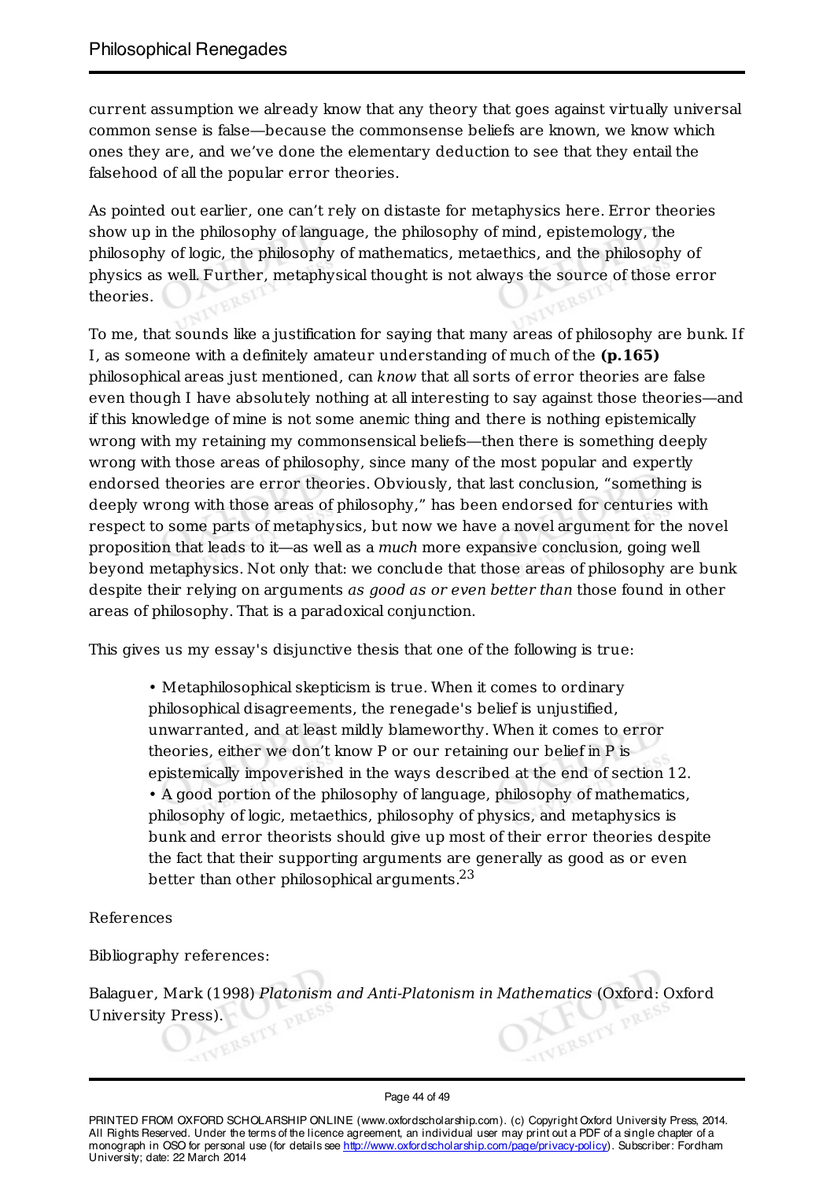current assumption we already know that any theory that goes against virtually universal common sense is false—because the commonsense beliefs are known, we know which ones they are, and we've done the elementary deduction to see that they entail the falsehood of all the popular error theories.

As pointed out earlier, one can't rely on distaste for metaphysics here. Error theories show up in the philosophy of language, the philosophy of mind, epistemology, the philosophy of logic, the philosophy of mathematics, metaethics, and the philosophy of physics as well. Further, metaphysical thought is not always the source of those error theories.

To me, that sounds like a justification for saying that many areas of philosophy are bunk. If I, as someone with a definitely amateur understanding of much of the **(p.165)** philosophical areas just mentioned, can *know* that all sorts of error theories are false even though I have absolutely nothing at all interesting to say against those theories—and if this knowledge of mine is not some anemic thing and there is nothing epistemically wrong with my retaining my commonsensical beliefs—then there is something deeply wrong with those areas of philosophy, since many of the most popular and expertly endorsed theories are error theories. Obviously, that last conclusion, "something is deeply wrong with those areas of philosophy," has been endorsed for centuries with respect to some parts of metaphysics, but now we have a novel argument for the novel proposition that leads to it—as well as a *much* more expansive conclusion, going well beyond metaphysics. Not only that: we conclude that those areas of philosophy are bunk despite their relying on arguments *as good as or even better than* those found in other areas of philosophy. That is a paradoxical conjunction.

This gives us my essay's disjunctive thesis that one of the following is true:

- Metaphilosophical skepticism is true. When it comes to ordinary philosophical disagreements, the renegade's belief is unjustified, unwarranted, and at least mildly blameworthy. When it comes to error theories, either we don't know P or our retaining our belief in P is epistemically impoverished in the ways described at the end of section 12.
- A good portion of the philosophy of language, philosophy of mathematics, philosophy of logic, metaethics, philosophy of physics, and metaphysics is bunk and error theorists should give up most of their error theories despite the fact that their supporting arguments are generally as good as or even better than other philosophical arguments.[23]

References

Bibliography references:

Balaguer, Mark (1998) *Platonism and Anti-Platonism in Mathematics* (Oxford: Oxford University Press).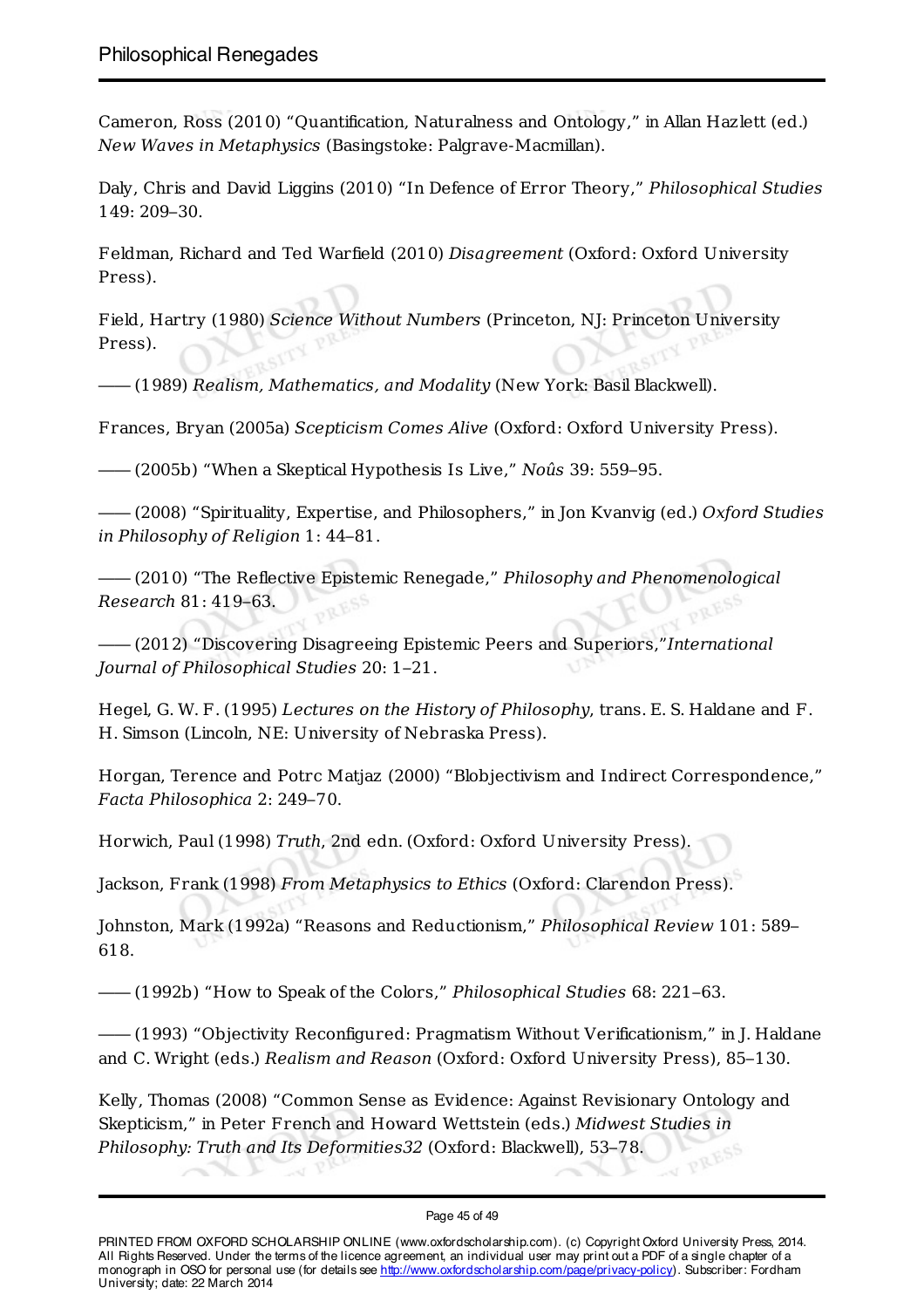Cameron, Ross (2010) "Quantification, Naturalness and Ontology," in Allan Hazlett (ed.) *New Waves in Metaphysics* (Basingstoke: Palgrave-Macmillan).

Daly, Chris and David Liggins (2010) "In Defence of Error Theory," *Philosophical Studies* 149: 209–30.

Feldman, Richard and Ted Warfield (2010) *Disagreement* (Oxford: Oxford University Press).

Field, Hartry (1980) *Science Without Numbers* (Princeton, NJ: Princeton University Press).

—— (1989) *Realism, Mathematics, and Modality* (New York: Basil Blackwell).

Frances, Bryan (2005a) *Scepticism Comes Alive* (Oxford: Oxford University Press).

—— (2005b) "When a Skeptical Hypothesis Is Live," *Noûs* 39: 559–95.

—— (2008) "Spirituality, Expertise, and Philosophers," in Jon Kvanvig (ed.) *Oxford Studies in Philosophy of Religion* 1: 44–81.

—— (2010) "The Reflective Epistemic Renegade," *Philosophy and Phenomenological Research* 81: 419–63.

—— (2012) "Discovering Disagreeing Epistemic Peers and Superiors,"*International Journal of Philosophical Studies* 20: 1–21.

Hegel, G. W. F. (1995) *Lectures on the History of Philosophy*, trans. E. S. Haldane and F. H. Simson (Lincoln, NE: University of Nebraska Press).

Horgan, Terence and Potrc Matjaz (2000) "Blobjectivism and Indirect Correspondence," *Facta Philosophica* 2: 249–70.

Horwich, Paul (1998) *Truth*, 2nd edn. (Oxford: Oxford University Press).

Jackson, Frank (1998) *From Metaphysics to Ethics* (Oxford: Clarendon Press).

Johnston, Mark (1992a) "Reasons and Reductionism," *Philosophical Review* 101: 589–618.

—— (1992b) "How to Speak of the Colors," *Philosophical Studies* 68: 221–63.

—— (1993) "Objectivity Reconfigured: Pragmatism Without Verificationism," in J. Haldane and C. Wright (eds.) *Realism and Reason* (Oxford: Oxford University Press), 85–130.

Kelly, Thomas (2008) "Common Sense as Evidence: Against Revisionary Ontology and Skepticism," in Peter French and Howard Wettstein (eds.) *Midwest Studies in Philosophy: Truth and Its Deformities32* (Oxford: Blackwell), 53–78.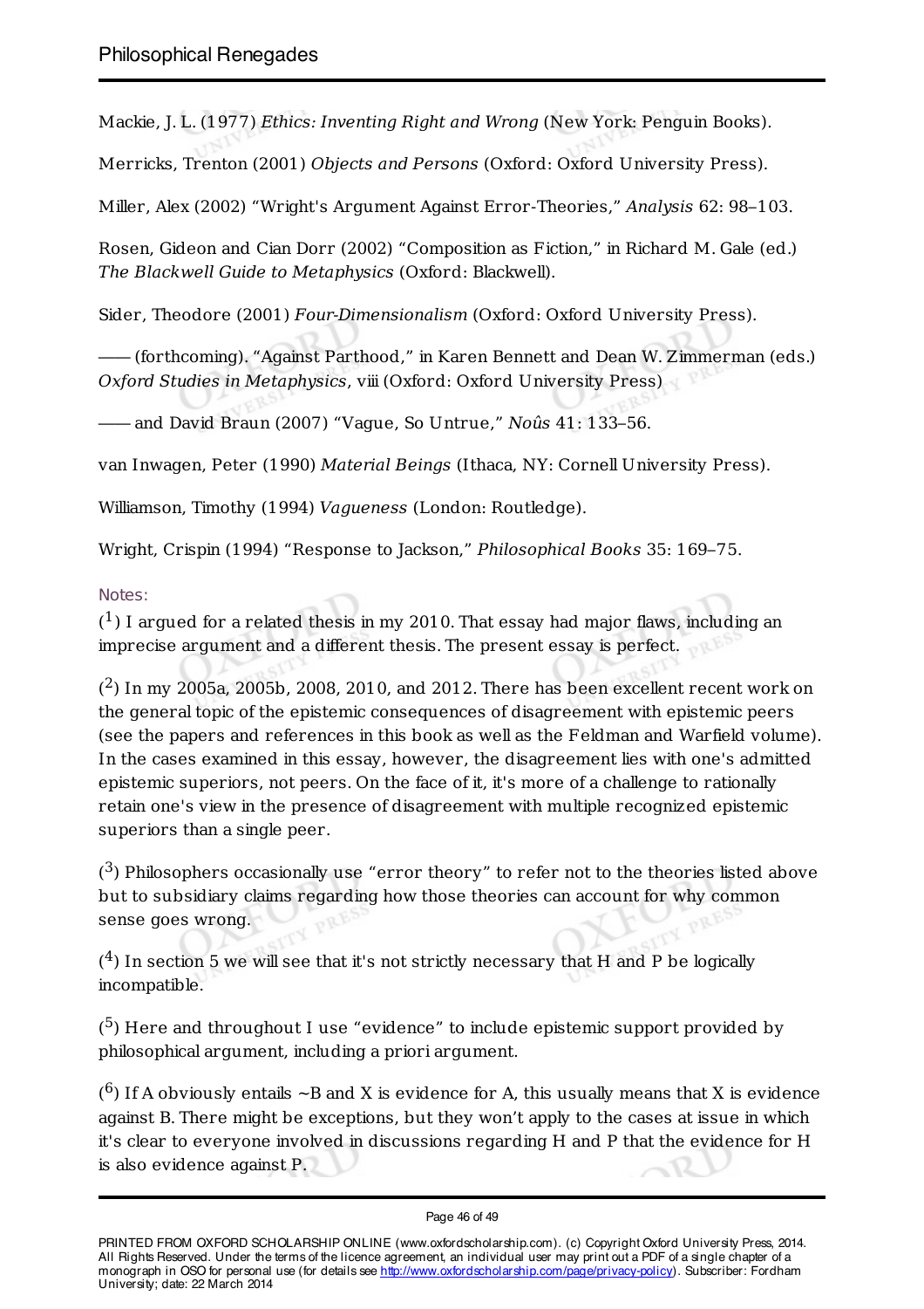Mackie, J. L. (1977) *Ethics: Inventing Right and Wrong* (New York: Penguin Books).

Merricks, Trenton (2001) *Objects and Persons* (Oxford: Oxford University Press).

Miller, Alex (2002) "Wright's Argument Against Error-Theories," *Analysis* 62: 98–103.

Rosen, Gideon and Cian Dorr (2002) "Composition as Fiction," in Richard M. Gale (ed.) *The Blackwell Guide to Metaphysics* (Oxford: Blackwell).

Sider, Theodore (2001) *Four-Dimensionalism* (Oxford: Oxford University Press).

—— (forthcoming). "Against Parthood," in Karen Bennett and Dean W. Zimmerman (eds.) *Oxford Studies in Metaphysics*, viii (Oxford: Oxford University Press)

—— and David Braun (2007) "Vague, So Untrue," *Noûs* 41: 133–56.

van Inwagen, Peter (1990) *Material Beings* (Ithaca, NY: Cornell University Press).

Williamson, Timothy (1994) *Vagueness* (London: Routledge).

Wright, Crispin (1994) "Response to Jackson," *Philosophical Books* 35: 169–75.

Notes:

([1]) I argued for a related thesis in my 2010. That essay had major flaws, including an imprecise argument and a different thesis. The present essay is perfect.

([2]) In my 2005a, 2005b, 2008, 2010, and 2012. There has been excellent recent work on the general topic of the epistemic consequences of disagreement with epistemic peers (see the papers and references in this book as well as the Feldman and Warfield volume). In the cases examined in this essay, however, the disagreement lies with one's admitted epistemic superiors, not peers. On the face of it, it's more of a challenge to rationally retain one's view in the presence of disagreement with multiple recognized epistemic superiors than a single peer.

([3]) Philosophers occasionally use "error theory" to refer not to the theories listed above but to subsidiary claims regarding how those theories can account for why common sense goes wrong.

([4]) In section 5 we will see that it's not strictly necessary that H and P be logically incompatible.

([5]) Here and throughout I use "evidence" to include epistemic support provided by philosophical argument, including a priori argument.

([6]) If A obviously entails ~B and X is evidence for A, this usually means that X is evidence against B. There might be exceptions, but they won't apply to the cases at issue in which it's clear to everyone involved in discussions regarding H and P that the evidence for H is also evidence against P.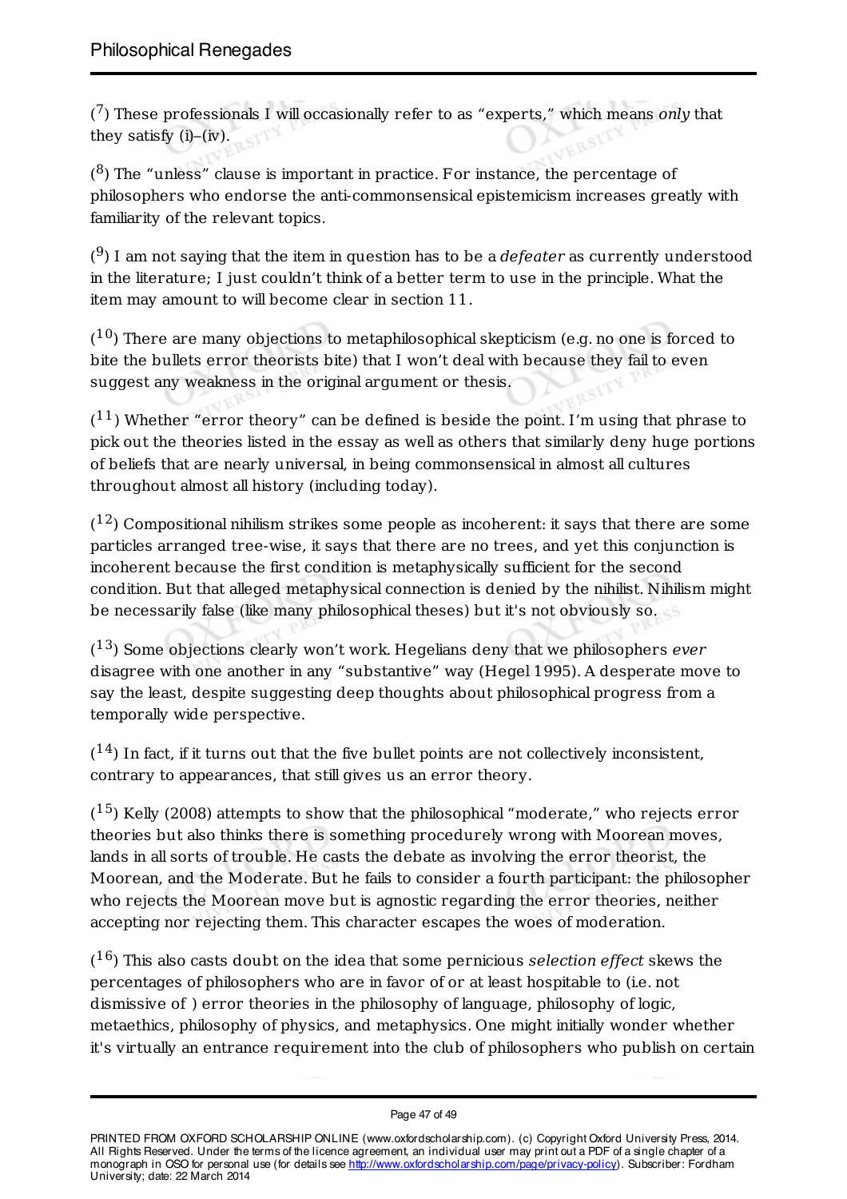([7]) These professionals I will occasionally refer to as "experts," which means *only* that they satisfy (i)–(iv).

([8]) The "unless" clause is important in practice. For instance, the percentage of philosophers who endorse the anti-commonsensical epistemicism increases greatly with familiarity of the relevant topics.

([9]) I am not saying that the item in question has to be a *defeater* as currently understood in the literature; I just couldn't think of a better term to use in the principle. What the item may amount to will become clear in section 11.

([10]) There are many objections to metaphilosophical skepticism (e.g. no one is forced to bite the bullets error theorists bite) that I won't deal with because they fail to even suggest any weakness in the original argument or thesis.

([11]) Whether "error theory" can be defined is beside the point. I'm using that phrase to pick out the theories listed in the essay as well as others that similarly deny huge portions of beliefs that are nearly universal, in being commonsensical in almost all cultures throughout almost all history (including today).

([12]) Compositional nihilism strikes some people as incoherent: it says that there are some particles arranged tree-wise, it says that there are no trees, and yet this conjunction is incoherent because the first condition is metaphysically sufficient for the second condition. But that alleged metaphysical connection is denied by the nihilist. Nihilism might be necessarily false (like many philosophical theses) but it's not obviously so.

([13]) Some objections clearly won't work. Hegelians deny that we philosophers *ever* disagree with one another in any "substantive" way (Hegel 1995). A desperate move to say the least, despite suggesting deep thoughts about philosophical progress from a temporally wide perspective.

([14]) In fact, if it turns out that the five bullet points are not collectively inconsistent, contrary to appearances, that still gives us an error theory.

([15]) Kelly (2008) attempts to show that the philosophical "moderate," who rejects error theories but also thinks there is something procedurely wrong with Moorean moves, lands in all sorts of trouble. He casts the debate as involving the error theorist, the Moorean, and the Moderate. But he fails to consider a fourth participant: the philosopher who rejects the Moorean move but is agnostic regarding the error theories, neither accepting nor rejecting them. This character escapes the woes of moderation.

([16]) This also casts doubt on the idea that some pernicious *selection effect* skews the percentages of philosophers who are in favor of or at least hospitable to (i.e. not dismissive of ) error theories in the philosophy of language, philosophy of logic, metaethics, philosophy of physics, and metaphysics. One might initially wonder whether it's virtually an entrance requirement into the club of philosophers who publish on certain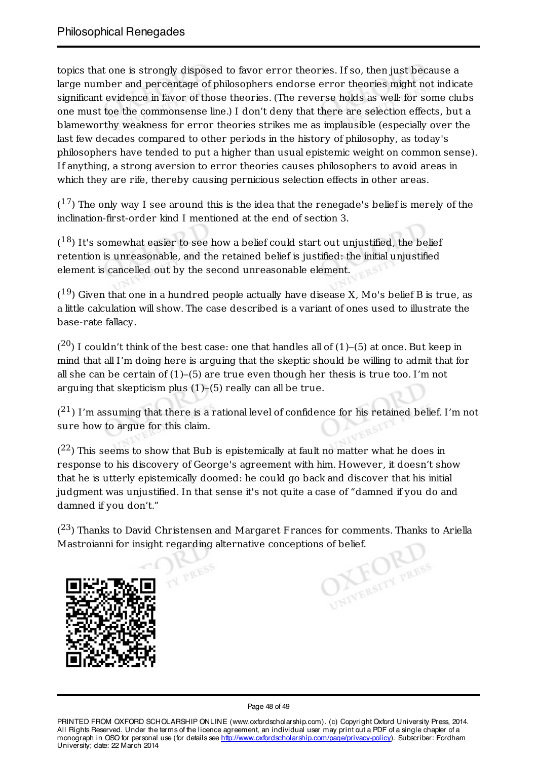topics that one is strongly disposed to favor error theories. If so, then just because a large number and percentage of philosophers endorse error theories might not indicate significant evidence in favor of those theories. (The reverse holds as well: for some clubs one must toe the commonsense line.) I don't deny that there are selection effects, but a blameworthy weakness for error theories strikes me as implausible (especially over the last few decades compared to other periods in the history of philosophy, as today's philosophers have tended to put a higher than usual epistemic weight on common sense). If anything, a strong aversion to error theories causes philosophers to avoid areas in which they are rife, thereby causing pernicious selection effects in other areas.

([17]) The only way I see around this is the idea that the renegade's belief is merely of the inclination-first-order kind I mentioned at the end of section 3.

([18]) It's somewhat easier to see how a belief could start out unjustified, the belief retention is unreasonable, and the retained belief is justified: the initial unjustified element is cancelled out by the second unreasonable element.

([19]) Given that one in a hundred people actually have disease X, Mo's belief B is true, as a little calculation will show. The case described is a variant of ones used to illustrate the base-rate fallacy.

([20]) I couldn't think of the best case: one that handles all of (1)–(5) at once. But keep in mind that all I'm doing here is arguing that the skeptic should be willing to admit that for all she can be certain of (1)–(5) are true even though her thesis is true too. I'm not arguing that skepticism plus (1)–(5) really can all be true.

([21]) I'm assuming that there is a rational level of confidence for his retained belief. I'm not sure how to argue for this claim.

([22]) This seems to show that Bub is epistemically at fault no matter what he does in response to his discovery of George's agreement with him. However, it doesn't show that he is utterly epistemically doomed: he could go back and discover that his initial judgment was unjustified. In that sense it's not quite a case of "damned if you do and damned if you don't."

([23]) Thanks to David Christensen and Margaret Frances for comments. Thanks to Ariella Mastroianni for insight regarding alternative conceptions of belief.